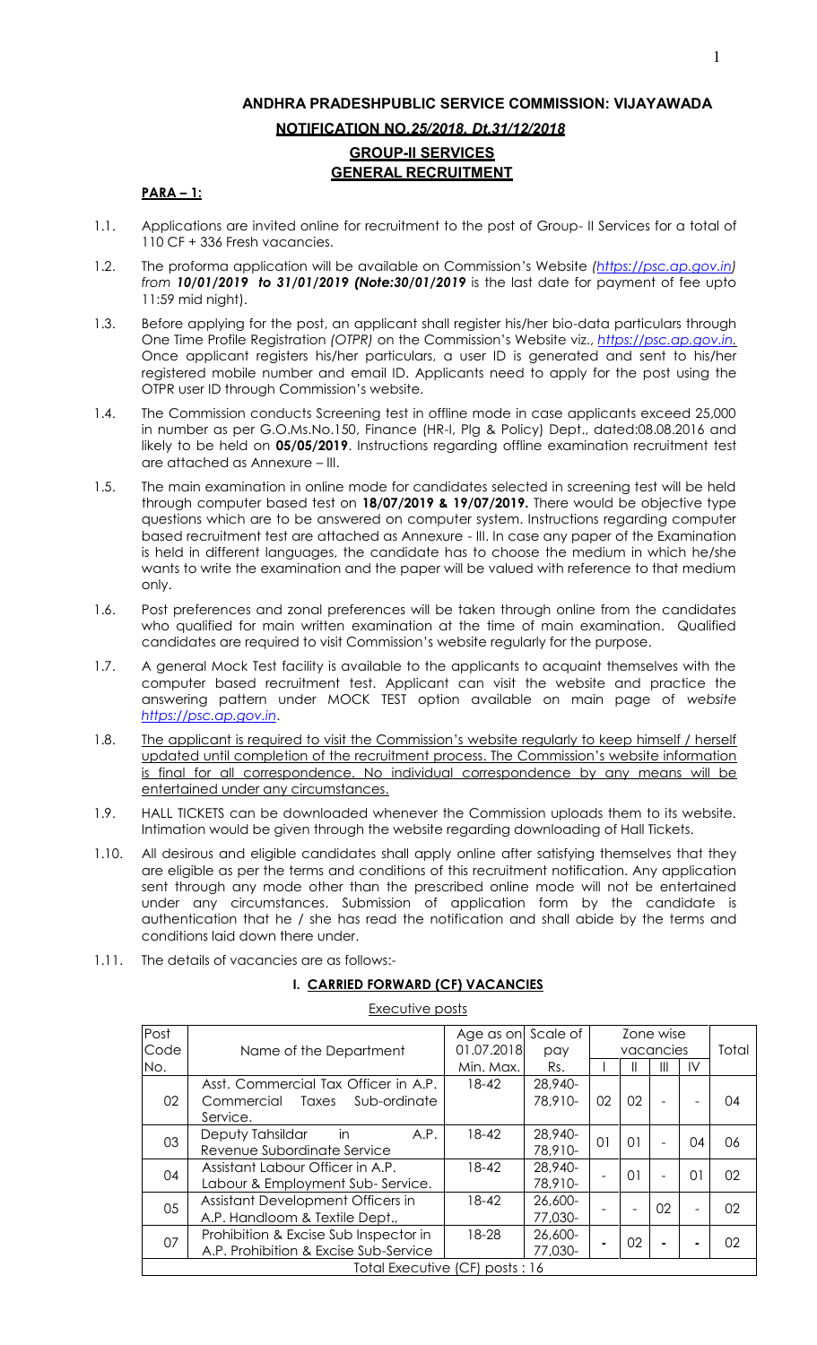# ANDHRA PRADESHPUBLIC SERVICE COMMISSION: VIJAYAWADA

## NOTIFICATION NO.*25/2018, Dt.31/12/2018*

## GROUP-II SERVICES
## GENERAL RECRUITMENT

**PARA – 1:**

1.1. Applications are invited online for recruitment to the post of Group- II Services for a total of 110 CF + 336 Fresh vacancies.

1.2. The proforma application will be available on Commission's Website *(https://psc.ap.gov.in)* *from* ***10/01/2019 to 31/01/2019 (Note:30/01/2019*** is the last date for payment of fee upto 11:59 mid night).

1.3. Before applying for the post, an applicant shall register his/her bio-data particulars through One Time Profile Registration *(OTPR)* on the Commission's Website viz., *https://psc.ap.gov.in.* Once applicant registers his/her particulars, a user ID is generated and sent to his/her registered mobile number and email ID. Applicants need to apply for the post using the OTPR user ID through Commission's website.

1.4. The Commission conducts Screening test in offline mode in case applicants exceed 25,000 in number as per G.O.Ms.No.150, Finance (HR-I, Plg & Policy) Dept., dated:08.08.2016 and likely to be held on **05/05/2019**. Instructions regarding offline examination recruitment test are attached as Annexure – III.

1.5. The main examination in online mode for candidates selected in screening test will be held through computer based test on **18/07/2019 & 19/07/2019.** There would be objective type questions which are to be answered on computer system. Instructions regarding computer based recruitment test are attached as Annexure - III. In case any paper of the Examination is held in different languages, the candidate has to choose the medium in which he/she wants to write the examination and the paper will be valued with reference to that medium only.

1.6. Post preferences and zonal preferences will be taken through online from the candidates who qualified for main written examination at the time of main examination. Qualified candidates are required to visit Commission's website regularly for the purpose.

1.7. A general Mock Test facility is available to the applicants to acquaint themselves with the computer based recruitment test. Applicant can visit the website and practice the answering pattern under MOCK TEST option available on main page of *website https://psc.ap.gov.in*.

1.8. The applicant is required to visit the Commission's website regularly to keep himself / herself updated until completion of the recruitment process. The Commission's website information is final for all correspondence. No individual correspondence by any means will be entertained under any circumstances.

1.9. HALL TICKETS can be downloaded whenever the Commission uploads them to its website. Intimation would be given through the website regarding downloading of Hall Tickets.

1.10. All desirous and eligible candidates shall apply online after satisfying themselves that they are eligible as per the terms and conditions of this recruitment notification. Any application sent through any mode other than the prescribed online mode will not be entertained under any circumstances. Submission of application form by the candidate is authentication that he / she has read the notification and shall abide by the terms and conditions laid down there under.

1.11. The details of vacancies are as follows:-

### I. CARRIED FORWARD (CF) VACANCIES

Executive posts

| Post Code No. | Name of the Department | Age as on 01.07.2018 Min. Max. | Scale of pay Rs. | Zone wise vacancies | | | | Total |
|---|---|---|---|---|---|---|---|---|
| | | | | I | II | III | IV | |
| 02 | Asst. Commercial Tax Officer in A.P. Commercial Taxes Sub-ordinate Service. | 18-42 | 28,940-78,910- | 02 | 02 | - | - | 04 |
| 03 | Deputy Tahsildar in A.P. Revenue Subordinate Service | 18-42 | 28,940-78,910- | 01 | 01 | - | 04 | 06 |
| 04 | Assistant Labour Officer in A.P. Labour & Employment Sub- Service. | 18-42 | 28,940-78,910- | - | 01 | - | 01 | 02 |
| 05 | Assistant Development Officers in A.P. Handloom & Textile Dept., | 18-42 | 26,600-77,030- | - | - | 02 | - | 02 |
| 07 | Prohibition & Excise Sub Inspector in A.P. Prohibition & Excise Sub-Service | 18-28 | 26,600-77,030- | - | 02 | - | - | 02 |
| Total Executive (CF) posts : 16 | | | | | | | | |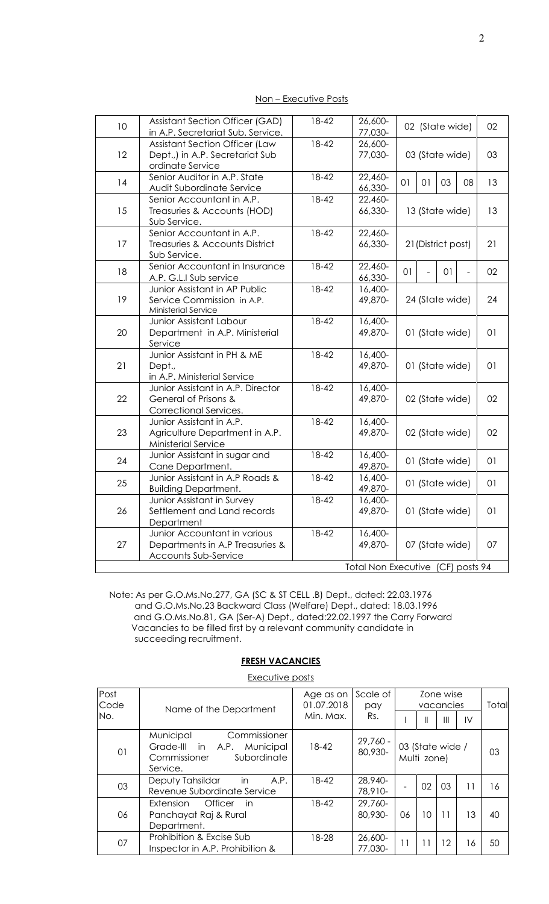Non – Executive Posts

| | | | | | | | | |
|---|---|---|---|---|---|---|---|---|
| 10 | Assistant Section Officer (GAD) in A.P. Secretariat Sub. Service. | 18-42 | 26,600-77,030- | 02 (State wide) | | | | 02 |
| 12 | Assistant Section Officer (Law Dept.,) in A.P. Secretariat Sub ordinate Service | 18-42 | 26,600-77,030- | 03 (State wide) | | | | 03 |
| 14 | Senior Auditor in A.P. State Audit Subordinate Service | 18-42 | 22,460-66,330- | 01 | 01 | 03 | 08 | 13 |
| 15 | Senior Accountant in A.P. Treasuries & Accounts (HOD) Sub Service. | 18-42 | 22,460-66,330- | 13 (State wide) | | | | 13 |
| 17 | Senior Accountant in A.P. Treasuries & Accounts District Sub Service. | 18-42 | 22,460-66,330- | 21(District post) | | | | 21 |
| 18 | Senior Accountant in Insurance A.P. G.L.I Sub service | 18-42 | 22,460-66,330- | 01 | - | 01 | - | 02 |
| 19 | Junior Assistant in AP Public Service Commission in A.P. Ministerial Service | 18-42 | 16,400-49,870- | 24 (State wide) | | | | 24 |
| 20 | Junior Assistant Labour Department in A.P. Ministerial Service | 18-42 | 16,400-49,870- | 01 (State wide) | | | | 01 |
| 21 | Junior Assistant in PH & ME Dept., in A.P. Ministerial Service | 18-42 | 16,400-49,870- | 01 (State wide) | | | | 01 |
| 22 | Junior Assistant in A.P. Director General of Prisons & Correctional Services. | 18-42 | 16,400-49,870- | 02 (State wide) | | | | 02 |
| 23 | Junior Assistant in A.P. Agriculture Department in A.P. Ministerial Service | 18-42 | 16,400-49,870- | 02 (State wide) | | | | 02 |
| 24 | Junior Assistant in sugar and Cane Department. | 18-42 | 16,400-49,870- | 01 (State wide) | | | | 01 |
| 25 | Junior Assistant in A.P Roads & Building Department. | 18-42 | 16,400-49,870- | 01 (State wide) | | | | 01 |
| 26 | Junior Assistant in Survey Settlement and Land records Department | 18-42 | 16,400-49,870- | 01 (State wide) | | | | 01 |
| 27 | Junior Accountant in various Departments in A.P Treasuries & Accounts Sub-Service | 18-42 | 16,400-49,870- | 07 (State wide) | | | | 07 |
| | | | Total Non Executive (CF) posts 94 | | | | | |

Note: As per G.O.Ms.No.277, GA (SC & ST CELL .B) Dept., dated: 22.03.1976 and G.O.Ms.No.23 Backward Class (Welfare) Dept., dated: 18.03.1996 and G.O.Ms.No.81, GA (Ser-A) Dept., dated:22.02.1997 the Carry Forward Vacancies to be filled first by a relevant community candidate in succeeding recruitment.

## FRESH VACANCIES

Executive posts

| Post Code No. | Name of the Department | Age as on 01.07.2018 Min. Max. | Scale of pay Rs. | Zone wise vacancies | | | | Total |
|---|---|---|---|---|---|---|---|---|
| | | | | I | II | III | IV | |
| 01 | Municipal Commissioner Grade-III in A.P. Municipal Commissioner Subordinate Service. | 18-42 | 29,760 - 80,930- | 03 (State wide / Multi zone) | | | | 03 |
| 03 | Deputy Tahsildar in A.P. Revenue Subordinate Service | 18-42 | 28,940-78,910- | - | 02 | 03 | 11 | 16 |
| 06 | Extension Officer in Panchayat Raj & Rural Department. | 18-42 | 29,760-80,930- | 06 | 10 | 11 | 13 | 40 |
| 07 | Prohibition & Excise Sub Inspector in A.P. Prohibition & | 18-28 | 26,600-77,030- | 11 | 11 | 12 | 16 | 50 |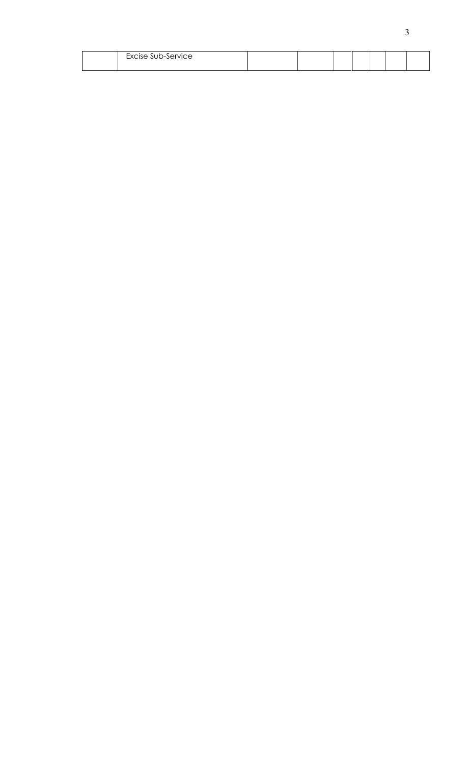|  | Excise Sub-Service |  |  |  |  |  |  |  |
|---|---|---|---|---|---|---|---|---|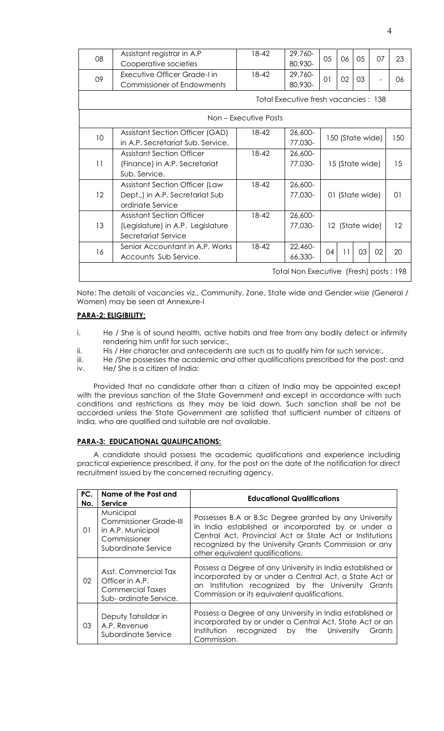| 08 | Assistant registrar in A.P Cooperative societies | 18-42 | 29,760-80,930- | 05 | 06 | 05 | 07 | 23 |
|---|---|---|---|---|---|---|---|---|
| 09 | Executive Officer Grade-I in Commissioner of Endowments | 18-42 | 29,760-80,930- | 01 | 02 | 03 | - | 06 |
| Total Executive fresh vacancies : 138 | | | | | | | | |
| Non – Executive Posts | | | | | | | | |
| 10 | Assistant Section Officer (GAD) in A.P. Secretariat Sub. Service. | 18-42 | 26,600-77,030- | 150 (State wide) | | | | 150 |
| 11 | Assistant Section Officer (Finance) in A.P. Secretariat Sub. Service. | 18-42 | 26,600-77,030- | 15 (State wide) | | | | 15 |
| 12 | Assistant Section Officer (Law Dept.,) in A.P. Secretariat Sub ordinate Service | 18-42 | 26,600-77,030- | 01 (State wide) | | | | 01 |
| 13 | Assistant Section Officer (Legislature) in A.P. Legislature Secretariat Service | 18-42 | 26,600-77,030- | 12 (State wide) | | | | 12 |
| 16 | Senior Accountant in A.P. Works Accounts Sub Service. | 18-42 | 22,460-66,330- | 04 | 11 | 03 | 02 | 20 |
| Total Non Executive (Fresh) posts : 198 | | | | | | | | |

Note: The details of vacancies viz., Community, Zone, State wide and Gender wise (General / Women) may be seen at Annexure-I

**PARA-2: ELIGIBILITY:**

i. He / She is of sound health, active habits and free from any bodily defect or infirmity rendering him unfit for such service:,

ii. His / Her character and antecedents are such as to qualify him for such service:,

iii. He /She possesses the academic and other qualifications prescribed for the post: and

iv. He/ She is a citizen of India:

Provided that no candidate other than a citizen of India may be appointed except with the previous sanction of the State Government and except in accordance with such conditions and restrictions as they may be laid down. Such sanction shall be not be accorded unless the State Government are satisfied that sufficient number of citizens of India, who are qualified and suitable are not available.

**PARA-3: EDUCATIONAL QUALIFICATIONS:**

A candidate should possess the academic qualifications and experience including practical experience prescribed, if any, for the post on the date of the notification for direct recruitment issued by the concerned recruiting agency.

| PC. No. | Name of the Post and Service | Educational Qualifications |
|---|---|---|
| 01 | Municipal Commissioner Grade-III in A.P. Municipal Commissioner Subordinate Service | Possesses B.A or B.Sc Degree granted by any University in India established or incorporated by or under a Central Act, Provincial Act or State Act or Institutions recognized by the University Grants Commission or any other equivalent qualifications. |
| 02 | Asst. Commercial Tax Officer in A.P. Commercial Taxes Sub- ordinate Service. | Possess a Degree of any University in India established or incorporated by or under a Central Act, a State Act or an Institution recognized by the University Grants Commission or its equivalent qualifications. |
| 03 | Deputy Tahsildar in A.P. Revenue Subordinate Service | Possess a Degree of any University in India established or incorporated by or under a Central Act, State Act or an Institution recognized by the University Grants Commission. |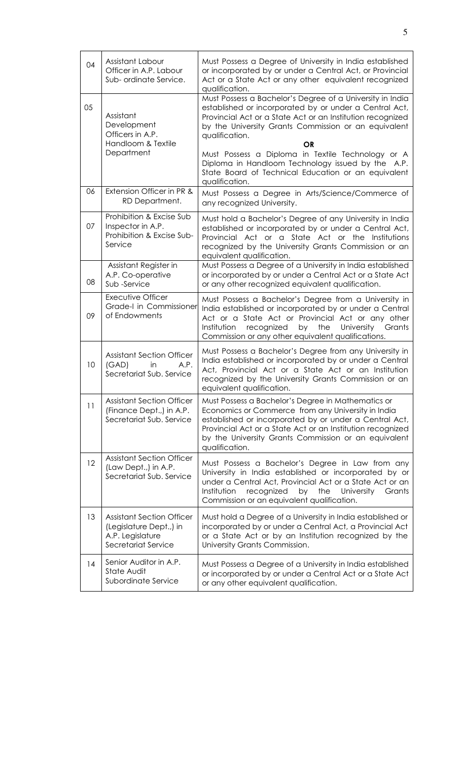| | | |
|---|---|---|
| 04 | Assistant Labour Officer in A.P. Labour Sub- ordinate Service. | Must Possess a Degree of University in India established or incorporated by or under a Central Act, or Provincial Act or a State Act or any other equivalent recognized qualification. |
| 05 | Assistant Development Officers in A.P. Handloom & Textile Department | Must Possess a Bachelor's Degree of a University in India established or incorporated by or under a Central Act, Provincial Act or a State Act or an Institution recognized by the University Grants Commission or an equivalent qualification.<br>**OR**<br>Must Possess a Diploma in Textile Technology or A Diploma in Handloom Technology issued by the A.P. State Board of Technical Education or an equivalent qualification. |
| 06 | Extension Officer in PR & RD Department. | Must Possess a Degree in Arts/Science/Commerce of any recognized University. |
| 07 | Prohibition & Excise Sub Inspector in A.P. Prohibition & Excise Sub-Service | Must hold a Bachelor's Degree of any University in India established or incorporated by or under a Central Act, Provincial Act or a State Act or the Institutions recognized by the University Grants Commission or an equivalent qualification. |
| 08 | Assistant Register in A.P. Co-operative Sub -Service | Must Possess a Degree of a University in India established or incorporated by or under a Central Act or a State Act or any other recognized equivalent qualification. |
| 09 | Executive Officer Grade-I in Commissioner of Endowments | Must Possess a Bachelor's Degree from a University in India established or incorporated by or under a Central Act or a State Act or Provincial Act or any other Institution recognized by the University Grants Commission or any other equivalent qualifications. |
| 10 | Assistant Section Officer (GAD) in A.P. Secretariat Sub. Service | Must Possess a Bachelor's Degree from any University in India established or incorporated by or under a Central Act, Provincial Act or a State Act or an Institution recognized by the University Grants Commission or an equivalent qualification. |
| 11 | Assistant Section Officer (Finance Dept.,) in A.P. Secretariat Sub. Service | Must Possess a Bachelor's Degree in Mathematics or Economics or Commerce from any University in India established or incorporated by or under a Central Act, Provincial Act or a State Act or an Institution recognized by the University Grants Commission or an equivalent qualification. |
| 12 | Assistant Section Officer (Law Dept.,) in A.P. Secretariat Sub. Service | Must Possess a Bachelor's Degree in Law from any University in India established or incorporated by or under a Central Act, Provincial Act or a State Act or an Institution recognized by the University Grants Commission or an equivalent qualification. |
| 13 | Assistant Section Officer (Legislature Dept.,) in A.P. Legislature Secretariat Service | Must hold a Degree of a University in India established or incorporated by or under a Central Act, a Provincial Act or a State Act or by an Institution recognized by the University Grants Commission. |
| 14 | Senior Auditor in A.P. State Audit Subordinate Service | Must Possess a Degree of a University in India established or incorporated by or under a Central Act or a State Act or any other equivalent qualification. |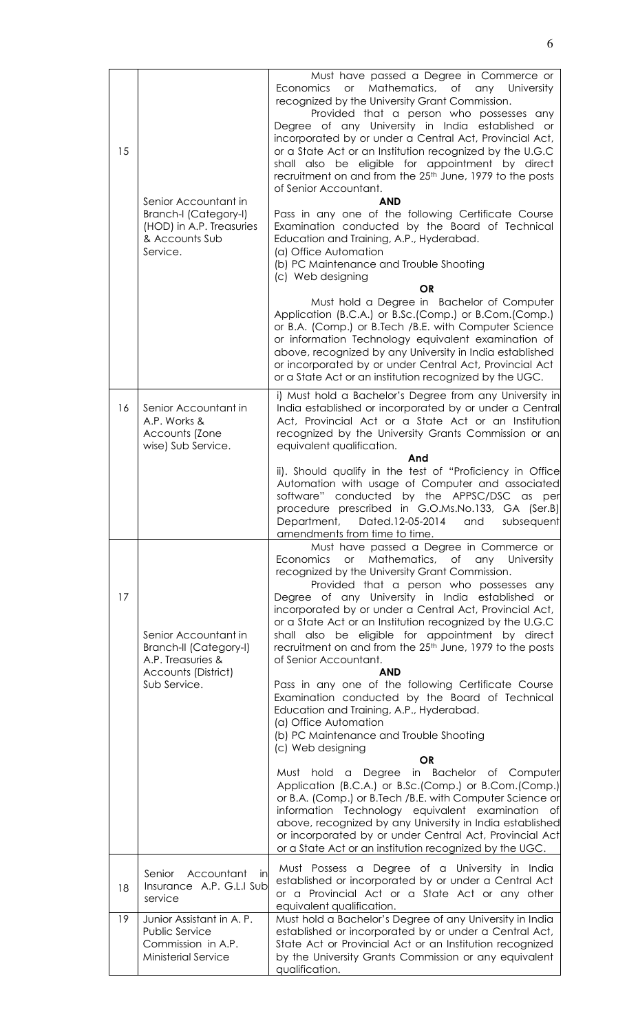| 15 | Senior Accountant in Branch-I (Category-I) (HOD) in A.P. Treasuries & Accounts Sub Service. | Must have passed a Degree in Commerce or Economics or Mathematics, of any University recognized by the University Grant Commission.<br>Provided that a person who possesses any Degree of any University in India established or incorporated by or under a Central Act, Provincial Act, or a State Act or an Institution recognized by the U.G.C shall also be eligible for appointment by direct recruitment on and from the 25th June, 1979 to the posts of Senior Accountant.<br>**AND**<br>Pass in any one of the following Certificate Course Examination conducted by the Board of Technical Education and Training, A.P., Hyderabad.<br>(a) Office Automation<br>(b) PC Maintenance and Trouble Shooting<br>(c) Web designing<br>**OR**<br>Must hold a Degree in Bachelor of Computer Application (B.C.A.) or B.Sc.(Comp.) or B.Com.(Comp.) or B.A. (Comp.) or B.Tech /B.E. with Computer Science or information Technology equivalent examination of above, recognized by any University in India established or incorporated by or under Central Act, Provincial Act or a State Act or an institution recognized by the UGC. |
|---|---|---|
| 16 | Senior Accountant in A.P. Works & Accounts (Zone wise) Sub Service. | i) Must hold a Bachelor's Degree from any University in India established or incorporated by or under a Central Act, Provincial Act or a State Act or an Institution recognized by the University Grants Commission or an equivalent qualification.<br>**And**<br>ii). Should qualify in the test of "Proficiency in Office Automation with usage of Computer and associated software" conducted by the APPSC/DSC as per procedure prescribed in G.O.Ms.No.133, GA (Ser.B) Department, Dated.12-05-2014 and subsequent amendments from time to time. |
| 17 | Senior Accountant in Branch-II (Category-I) A.P. Treasuries & Accounts (District) Sub Service. | Must have passed a Degree in Commerce or Economics or Mathematics, of any University recognized by the University Grant Commission.<br>Provided that a person who possesses any Degree of any University in India established or incorporated by or under a Central Act, Provincial Act, or a State Act or an Institution recognized by the U.G.C shall also be eligible for appointment by direct recruitment on and from the 25th June, 1979 to the posts of Senior Accountant.<br>**AND**<br>Pass in any one of the following Certificate Course Examination conducted by the Board of Technical Education and Training, A.P., Hyderabad.<br>(a) Office Automation<br>(b) PC Maintenance and Trouble Shooting<br>(c) Web designing<br>**OR**<br>Must hold a Degree in Bachelor of Computer Application (B.C.A.) or B.Sc.(Comp.) or B.Com.(Comp.) or B.A. (Comp.) or B.Tech /B.E. with Computer Science or information Technology equivalent examination of above, recognized by any University in India established or incorporated by or under Central Act, Provincial Act or a State Act or an institution recognized by the UGC. |
| 18 | Senior Accountant in Insurance A.P. G.L.I Sub service | Must Possess a Degree of a University in India established or incorporated by or under a Central Act or a Provincial Act or a State Act or any other equivalent qualification. |
| 19 | Junior Assistant in A. P. Public Service Commission in A.P. Ministerial Service | Must hold a Bachelor's Degree of any University in India established or incorporated by or under a Central Act, State Act or Provincial Act or an Institution recognized by the University Grants Commission or any equivalent qualification. |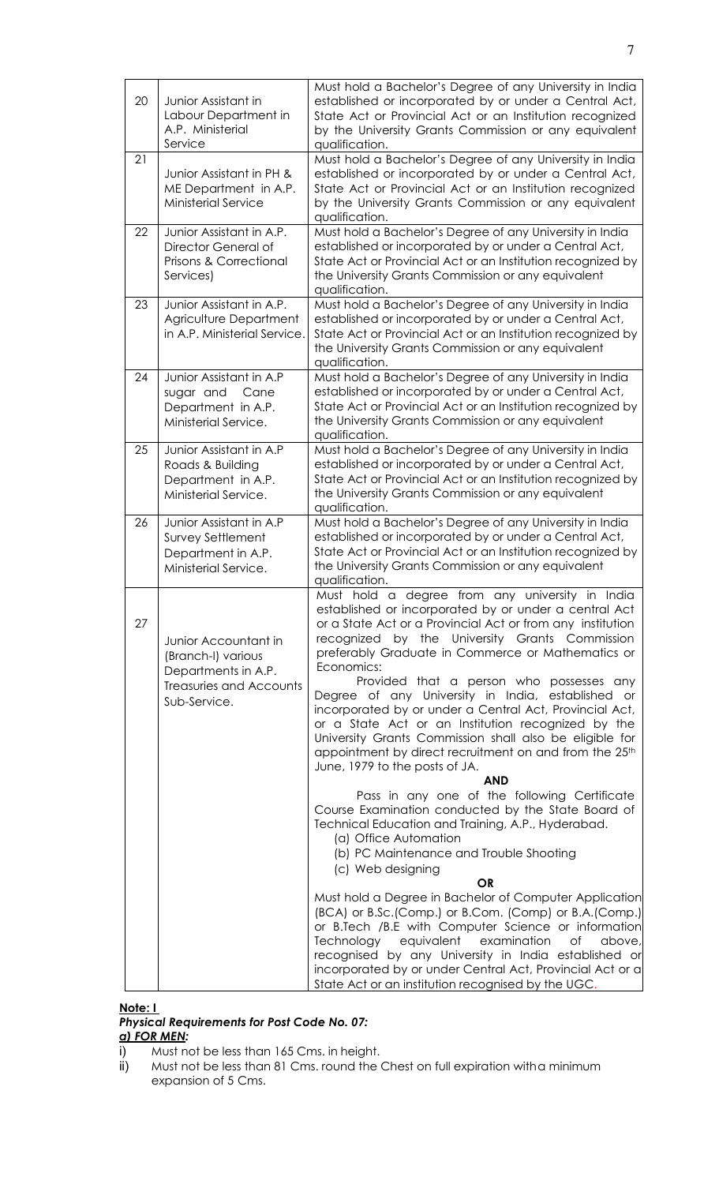| 20 | Junior Assistant in Labour Department in A.P. Ministerial Service | Must hold a Bachelor's Degree of any University in India established or incorporated by or under a Central Act, State Act or Provincial Act or an Institution recognized by the University Grants Commission or any equivalent qualification. |
|---|---|---|
| 21 | Junior Assistant in PH & ME Department in A.P. Ministerial Service | Must hold a Bachelor's Degree of any University in India established or incorporated by or under a Central Act, State Act or Provincial Act or an Institution recognized by the University Grants Commission or any equivalent qualification. |
| 22 | Junior Assistant in A.P. Director General of Prisons & Correctional Services) | Must hold a Bachelor's Degree of any University in India established or incorporated by or under a Central Act, State Act or Provincial Act or an Institution recognized by the University Grants Commission or any equivalent qualification. |
| 23 | Junior Assistant in A.P. Agriculture Department in A.P. Ministerial Service. | Must hold a Bachelor's Degree of any University in India established or incorporated by or under a Central Act, State Act or Provincial Act or an Institution recognized by the University Grants Commission or any equivalent qualification. |
| 24 | Junior Assistant in A.P sugar and Cane Department in A.P. Ministerial Service. | Must hold a Bachelor's Degree of any University in India established or incorporated by or under a Central Act, State Act or Provincial Act or an Institution recognized by the University Grants Commission or any equivalent qualification. |
| 25 | Junior Assistant in A.P Roads & Building Department in A.P. Ministerial Service. | Must hold a Bachelor's Degree of any University in India established or incorporated by or under a Central Act, State Act or Provincial Act or an Institution recognized by the University Grants Commission or any equivalent qualification. |
| 26 | Junior Assistant in A.P Survey Settlement Department in A.P. Ministerial Service. | Must hold a Bachelor's Degree of any University in India established or incorporated by or under a Central Act, State Act or Provincial Act or an Institution recognized by the University Grants Commission or any equivalent qualification. |
| 27 | Junior Accountant in (Branch-I) various Departments in A.P. Treasuries and Accounts Sub-Service. | Must hold a degree from any university in India established or incorporated by or under a central Act or a State Act or a Provincial Act or from any institution recognized by the University Grants Commission preferably Graduate in Commerce or Mathematics or Economics:<br>Provided that a person who possesses any Degree of any University in India, established or incorporated by or under a Central Act, Provincial Act, or a State Act or an Institution recognized by the University Grants Commission shall also be eligible for appointment by direct recruitment on and from the 25th June, 1979 to the posts of JA.<br>**AND**<br>Pass in any one of the following Certificate Course Examination conducted by the State Board of Technical Education and Training, A.P., Hyderabad.<br>(a) Office Automation<br>(b) PC Maintenance and Trouble Shooting<br>(c) Web designing<br>**OR**<br>Must hold a Degree in Bachelor of Computer Application (BCA) or B.Sc.(Comp.) or B.Com. (Comp) or B.A.(Comp.) or B.Tech /B.E with Computer Science or information Technology equivalent examination of above, recognised by any University in India established or incorporated by or under Central Act, Provincial Act or a State Act or an institution recognised by the UGC. |

**Note: I**

***Physical Requirements for Post Code No. 07:***

***a) FOR MEN:***

i) Must not be less than 165 Cms. in height.

ii) Must not be less than 81 Cms. round the Chest on full expiration with a minimum expansion of 5 Cms.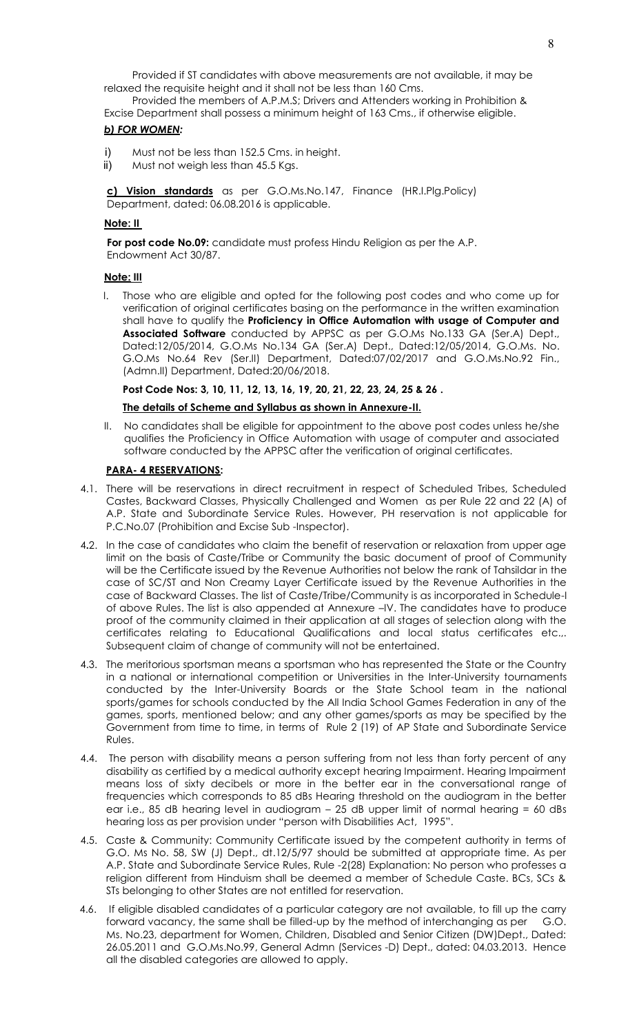Provided if ST candidates with above measurements are not available, it may be relaxed the requisite height and it shall not be less than 160 Cms.

Provided the members of A.P.M.S; Drivers and Attenders working in Prohibition & Excise Department shall possess a minimum height of 163 Cms., if otherwise eligible.

***b) FOR WOMEN:***

- i) Must not be less than 152.5 Cms. in height.
- ii) Must not weigh less than 45.5 Kgs.

**c) Vision standards** as per G.O.Ms.No.147, Finance (HR.I.Plg.Policy) Department, dated: 06.08.2016 is applicable.

**Note: II**

**For post code No.09:** candidate must profess Hindu Religion as per the A.P. Endowment Act 30/87.

**Note: III**

I. Those who are eligible and opted for the following post codes and who come up for verification of original certificates basing on the performance in the written examination shall have to qualify the **Proficiency in Office Automation with usage of Computer and Associated Software** conducted by APPSC as per G.O.Ms No.133 GA (Ser.A) Dept., Dated:12/05/2014, G.O.Ms No.134 GA (Ser.A) Dept., Dated:12/05/2014, G.O.Ms. No. G.O.Ms No.64 Rev (Ser.II) Department, Dated:07/02/2017 and G.O.Ms.No.92 Fin., (Admn.II) Department, Dated:20/06/2018.

**Post Code Nos: 3, 10, 11, 12, 13, 16, 19, 20, 21, 22, 23, 24, 25 & 26 .**

**The details of Scheme and Syllabus as shown in Annexure-II.**

II. No candidates shall be eligible for appointment to the above post codes unless he/she qualifies the Proficiency in Office Automation with usage of computer and associated software conducted by the APPSC after the verification of original certificates.

**PARA- 4 RESERVATIONS:**

4.1. There will be reservations in direct recruitment in respect of Scheduled Tribes, Scheduled Castes, Backward Classes, Physically Challenged and Women as per Rule 22 and 22 (A) of A.P. State and Subordinate Service Rules. However, PH reservation is not applicable for P.C.No.07 (Prohibition and Excise Sub -Inspector).

4.2. In the case of candidates who claim the benefit of reservation or relaxation from upper age limit on the basis of Caste/Tribe or Community the basic document of proof of Community will be the Certificate issued by the Revenue Authorities not below the rank of Tahsildar in the case of SC/ST and Non Creamy Layer Certificate issued by the Revenue Authorities in the case of Backward Classes. The list of Caste/Tribe/Community is as incorporated in Schedule-I of above Rules. The list is also appended at Annexure –IV. The candidates have to produce proof of the community claimed in their application at all stages of selection along with the certificates relating to Educational Qualifications and local status certificates etc.,. Subsequent claim of change of community will not be entertained.

4.3. The meritorious sportsman means a sportsman who has represented the State or the Country in a national or international competition or Universities in the Inter-University tournaments conducted by the Inter-University Boards or the State School team in the national sports/games for schools conducted by the All India School Games Federation in any of the games, sports, mentioned below; and any other games/sports as may be specified by the Government from time to time, in terms of Rule 2 (19) of AP State and Subordinate Service Rules.

4.4. The person with disability means a person suffering from not less than forty percent of any disability as certified by a medical authority except hearing Impairment. Hearing Impairment means loss of sixty decibels or more in the better ear in the conversational range of frequencies which corresponds to 85 dBs Hearing threshold on the audiogram in the better ear i.e., 85 dB hearing level in audiogram – 25 dB upper limit of normal hearing = 60 dBs hearing loss as per provision under "person with Disabilities Act, 1995".

4.5. Caste & Community: Community Certificate issued by the competent authority in terms of G.O. Ms No. 58, SW (J) Dept., dt.12/5/97 should be submitted at appropriate time. As per A.P. State and Subordinate Service Rules, Rule -2(28) Explanation: No person who professes a religion different from Hinduism shall be deemed a member of Schedule Caste. BCs, SCs & STs belonging to other States are not entitled for reservation.

4.6. If eligible disabled candidates of a particular category are not available, to fill up the carry forward vacancy, the same shall be filled-up by the method of interchanging as per G.O. Ms. No.23, department for Women, Children, Disabled and Senior Citizen (DW)Dept., Dated: 26.05.2011 and G.O.Ms.No.99, General Admn (Services -D) Dept., dated: 04.03.2013. Hence all the disabled categories are allowed to apply.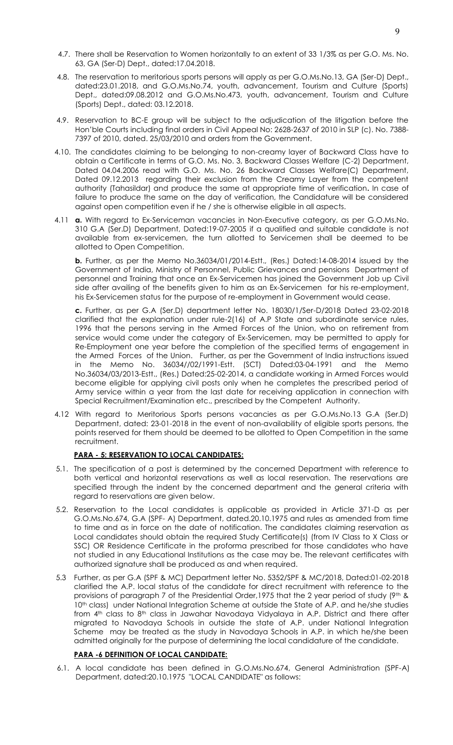4.7. There shall be Reservation to Women horizontally to an extent of 33 1/3% as per G.O. Ms. No. 63, GA (Ser-D) Dept., dated:17.04.2018.

4.8. The reservation to meritorious sports persons will apply as per G.O.Ms.No.13, GA (Ser-D) Dept., dated:23.01.2018, and G.O.Ms.No.74, youth, advancement, Tourism and Culture (Sports) Dept., dated:09.08.2012 and G.O.Ms.No.473, youth, advancement, Tourism and Culture (Sports) Dept., dated: 03.12.2018.

4.9. Reservation to BC-E group will be subject to the adjudication of the litigation before the Hon'ble Courts including final orders in Civil Appeal No: 2628-2637 of 2010 in SLP (c). No. 7388-7397 of 2010, dated. 25/03/2010 and orders from the Government.

4.10. The candidates claiming to be belonging to non-creamy layer of Backward Class have to obtain a Certificate in terms of G.O. Ms. No. 3, Backward Classes Welfare (C-2) Department, Dated 04.04.2006 read with G.O. Ms. No. 26 Backward Classes Welfare(C) Department, Dated 09.12.2013 regarding their exclusion from the Creamy Layer from the competent authority (Tahasildar) and produce the same at appropriate time of verification**.** In case of failure to produce the same on the day of verification, the Candidature will be considered against open competition even if he / she is otherwise eligible in all aspects.

4.11 **a.** With regard to Ex-Serviceman vacancies in Non-Executive category, as per G.O.Ms.No. 310 G.A (Ser.D) Department, Dated:19-07-2005 if a qualified and suitable candidate is not available from ex-servicemen, the turn allotted to Servicemen shall be deemed to be allotted to Open Competition.

**b.** Further, as per the Memo No.36034/01/2014-Estt., (Res.) Dated:14-08-2014 issued by the Government of India, Ministry of Personnel, Public Grievances and pensions Department of personnel and Training that once an Ex-Servicemen has joined the Government Job up Civil side after availing of the benefits given to him as an Ex-Servicemen for his re-employment, his Ex-Servicemen status for the purpose of re-employment in Government would cease.

**c.** Further, as per G.A (Ser.D) department letter No. 18030/1/Ser-D/2018 Dated 23-02-2018 clarified that the explanation under rule-2(16) of A.P State and subordinate service rules, 1996 that the persons serving in the Armed Forces of the Union, who on retirement from service would come under the category of Ex-Servicemen, may be permitted to apply for Re-Employment one year before the completion of the specified terms of engagement in the Armed Forces of the Union. Further, as per the Government of India instructions issued in the Memo No. 36034//02/1991-Estt. (SCT) Dated:03-04-1991 and the Memo No.36034/03/2013-Estt., (Res.) Dated:25-02-2014, a candidate working in Armed Forces would become eligible for applying civil posts only when he completes the prescribed period of Army service within a year from the last date for receiving application in connection with Special Recruitment/Examination etc., prescribed by the Competent Authority.

4.12 With regard to Meritorious Sports persons vacancies as per G.O.Ms.No.13 G.A (Ser.D) Department, dated: 23-01-2018 in the event of non-availability of eligible sports persons, the points reserved for them should be deemed to be allotted to Open Competition in the same recruitment.

## PARA - 5: RESERVATION TO LOCAL CANDIDATES:

5.1. The specification of a post is determined by the concerned Department with reference to both vertical and horizontal reservations as well as local reservation. The reservations are specified through the indent by the concerned department and the general criteria with regard to reservations are given below.

5.2. Reservation to the Local candidates is applicable as provided in Article 371-D as per G.O.Ms.No.674, G.A (SPF- A) Department, dated.20.10.1975 and rules as amended from time to time and as in force on the date of notification. The candidates claiming reservation as Local candidates should obtain the required Study Certificate(s) (from IV Class to X Class or SSC) OR Residence Certificate in the proforma prescribed for those candidates who have not studied in any Educational Institutions as the case may be. The relevant certificates with authorized signature shall be produced as and when required.

5.3 Further, as per G.A (SPF & MC) Department letter No. 5352/SPF & MC/2018, Dated:01-02-2018 clarified the A.P. local status of the candidate for direct recruitment with reference to the provisions of paragraph 7 of the Presidential Order,1975 that the 2 year period of study (9th & 10th class) under National Integration Scheme at outside the State of A.P. and he/she studies from 4th class to 8th class in Jawahar Navodaya Vidyalaya in A.P. District and there after migrated to Navodaya Schools in outside the state of A.P. under National Integration Scheme may be treated as the study in Navodaya Schools in A.P. in which he/she been admitted originally for the purpose of determining the local candidature of the candidate.

## PARA -6 DEFINITION OF LOCAL CANDIDATE:

6.1. A local candidate has been defined in G.O.Ms.No.674, General Administration (SPF-A) Department, dated:20.10.1975 "LOCAL CANDIDATE" as follows: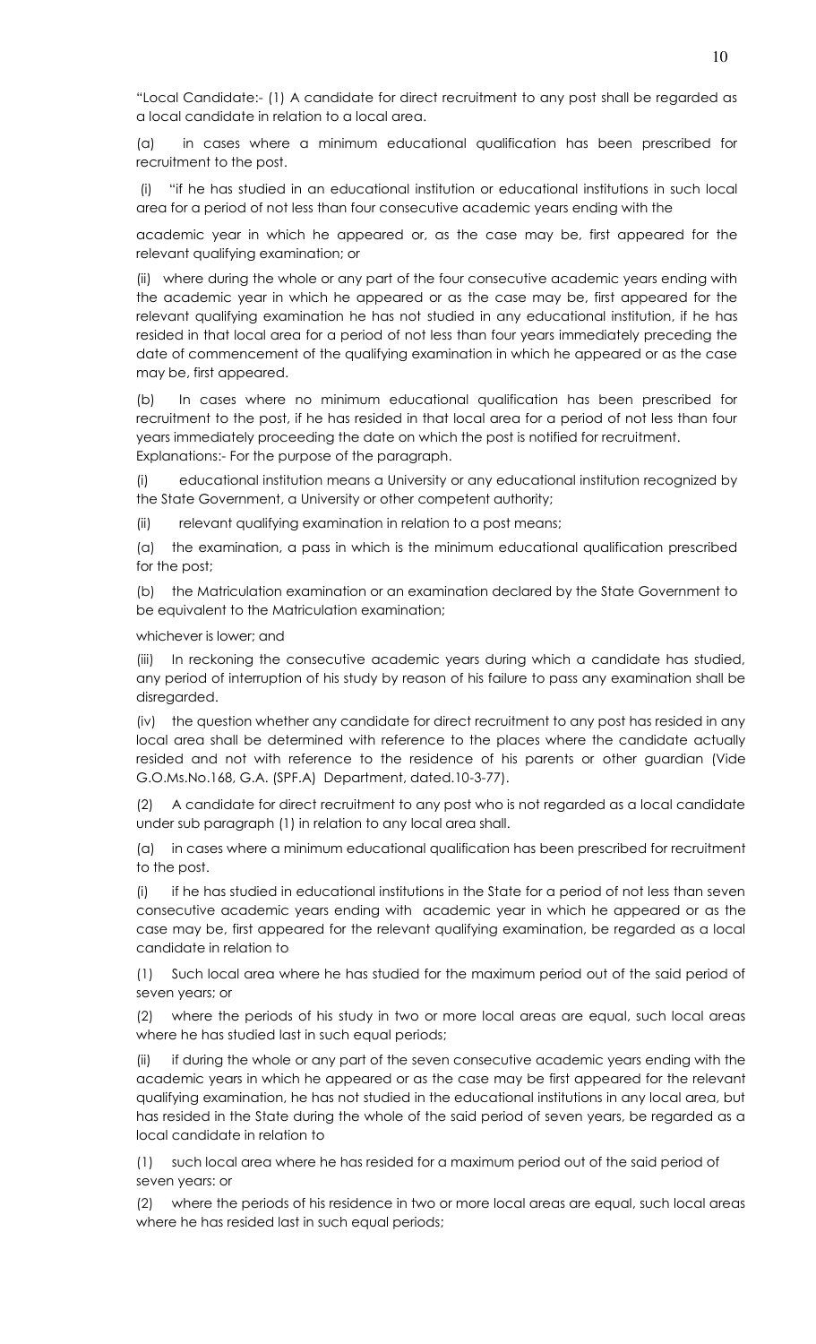"Local Candidate:- (1) A candidate for direct recruitment to any post shall be regarded as a local candidate in relation to a local area.

(a) in cases where a minimum educational qualification has been prescribed for recruitment to the post.

(i) "if he has studied in an educational institution or educational institutions in such local area for a period of not less than four consecutive academic years ending with the academic year in which he appeared or, as the case may be, first appeared for the relevant qualifying examination; or

(ii) where during the whole or any part of the four consecutive academic years ending with the academic year in which he appeared or as the case may be, first appeared for the relevant qualifying examination he has not studied in any educational institution, if he has resided in that local area for a period of not less than four years immediately preceding the date of commencement of the qualifying examination in which he appeared or as the case may be, first appeared.

(b) In cases where no minimum educational qualification has been prescribed for recruitment to the post, if he has resided in that local area for a period of not less than four years immediately proceeding the date on which the post is notified for recruitment.

Explanations:- For the purpose of the paragraph.

(i) educational institution means a University or any educational institution recognized by the State Government, a University or other competent authority;

(ii) relevant qualifying examination in relation to a post means;

(a) the examination, a pass in which is the minimum educational qualification prescribed for the post;

(b) the Matriculation examination or an examination declared by the State Government to be equivalent to the Matriculation examination;

whichever is lower; and

(iii) In reckoning the consecutive academic years during which a candidate has studied, any period of interruption of his study by reason of his failure to pass any examination shall be disregarded.

(iv) the question whether any candidate for direct recruitment to any post has resided in any local area shall be determined with reference to the places where the candidate actually resided and not with reference to the residence of his parents or other guardian (Vide G.O.Ms.No.168, G.A. (SPF.A) Department, dated.10-3-77).

(2) A candidate for direct recruitment to any post who is not regarded as a local candidate under sub paragraph (1) in relation to any local area shall.

(a) in cases where a minimum educational qualification has been prescribed for recruitment to the post.

(i) if he has studied in educational institutions in the State for a period of not less than seven consecutive academic years ending with academic year in which he appeared or as the case may be, first appeared for the relevant qualifying examination, be regarded as a local candidate in relation to

(1) Such local area where he has studied for the maximum period out of the said period of seven years; or

(2) where the periods of his study in two or more local areas are equal, such local areas where he has studied last in such equal periods;

(ii) if during the whole or any part of the seven consecutive academic years ending with the academic years in which he appeared or as the case may be first appeared for the relevant qualifying examination, he has not studied in the educational institutions in any local area, but has resided in the State during the whole of the said period of seven years, be regarded as a local candidate in relation to

(1) such local area where he has resided for a maximum period out of the said period of seven years: or

(2) where the periods of his residence in two or more local areas are equal, such local areas where he has resided last in such equal periods;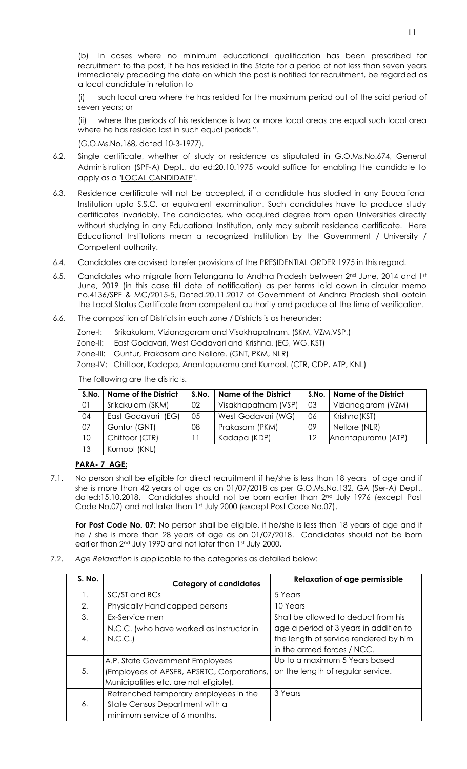(b) In cases where no minimum educational qualification has been prescribed for recruitment to the post, if he has resided in the State for a period of not less than seven years immediately preceding the date on which the post is notified for recruitment, be regarded as a local candidate in relation to

(i) such local area where he has resided for the maximum period out of the said period of seven years; or

(ii) where the periods of his residence is two or more local areas are equal such local area where he has resided last in such equal periods ".

(G.O.Ms.No.168, dated 10-3-1977).

6.2. Single certificate, whether of study or residence as stipulated in G.O.Ms.No.674, General Administration (SPF-A) Dept., dated:20.10.1975 would suffice for enabling the candidate to apply as a "LOCAL CANDIDATE".

6.3. Residence certificate will not be accepted, if a candidate has studied in any Educational Institution upto S.S.C. or equivalent examination. Such candidates have to produce study certificates invariably. The candidates, who acquired degree from open Universities directly without studying in any Educational Institution, only may submit residence certificate. Here Educational Institutions mean a recognized Institution by the Government / University / Competent authority.

6.4. Candidates are advised to refer provisions of the PRESIDENTIAL ORDER 1975 in this regard.

6.5. Candidates who migrate from Telangana to Andhra Pradesh between 2nd June, 2014 and 1st June, 2019 (in this case till date of notification) as per terms laid down in circular memo no.4136/SPF & MC/2015-5, Dated.20.11.2017 of Government of Andhra Pradesh shall obtain the Local Status Certificate from competent authority and produce at the time of verification.

6.6. The composition of Districts in each zone / Districts is as hereunder:

Zone-I: Srikakulam, Vizianagaram and Visakhapatnam. (SKM, VZM,VSP,)
Zone-II: East Godavari, West Godavari and Krishna. (EG, WG, KST)
Zone-III: Guntur, Prakasam and Nellore. (GNT, PKM, NLR)
Zone-IV: Chittoor, Kadapa, Anantapuramu and Kurnool. (CTR, CDP, ATP, KNL)

The following are the districts.

| S.No. | Name of the District | S.No. | Name of the District | S.No. | Name of the District |
|---|---|---|---|---|---|
| 01 | Srikakulam (SKM) | 02 | Visakhapatnam (VSP) | 03 | Vizianagaram (VZM) |
| 04 | East Godavari (EG) | 05 | West Godavari (WG) | 06 | Krishna(KST) |
| 07 | Guntur (GNT) | 08 | Prakasam (PKM) | 09 | Nellore (NLR) |
| 10 | Chittoor (CTR) | 11 | Kadapa (KDP) | 12 | Anantapuramu (ATP) |
| 13 | Kurnool (KNL) | | | | |

**PARA- 7 AGE:**

7.1. No person shall be eligible for direct recruitment if he/she is less than 18 years of age and if she is more than 42 years of age as on 01/07/2018 as per G.O.Ms.No.132, GA (Ser-A) Dept., dated:15.10.2018. Candidates should not be born earlier than 2nd July 1976 (except Post Code No.07) and not later than 1st July 2000 (except Post Code No.07).

**For Post Code No. 07:** No person shall be eligible, if he/she is less than 18 years of age and if he / she is more than 28 years of age as on 01/07/2018. Candidates should not be born earlier than 2nd July 1990 and not later than 1st July 2000.

7.2. *Age Relaxation* is applicable to the categories as detailed below:

| S. No. | Category of candidates | Relaxation of age permissible |
|---|---|---|
| 1. | SC/ST and BCs | 5 Years |
| 2. | Physically Handicapped persons | 10 Years |
| 3. | Ex-Service men | Shall be allowed to deduct from his age a period of 3 years in addition to the length of service rendered by him in the armed forces / NCC. |
| 4. | N.C.C. (who have worked as Instructor in N.C.C.) | |
| 5. | A.P. State Government Employees (Employees of APSEB, APSRTC, Corporations, Municipalities etc. are not eligible). | Up to a maximum 5 Years based on the length of regular service. |
| 6. | Retrenched temporary employees in the State Census Department with a minimum service of 6 months. | 3 Years |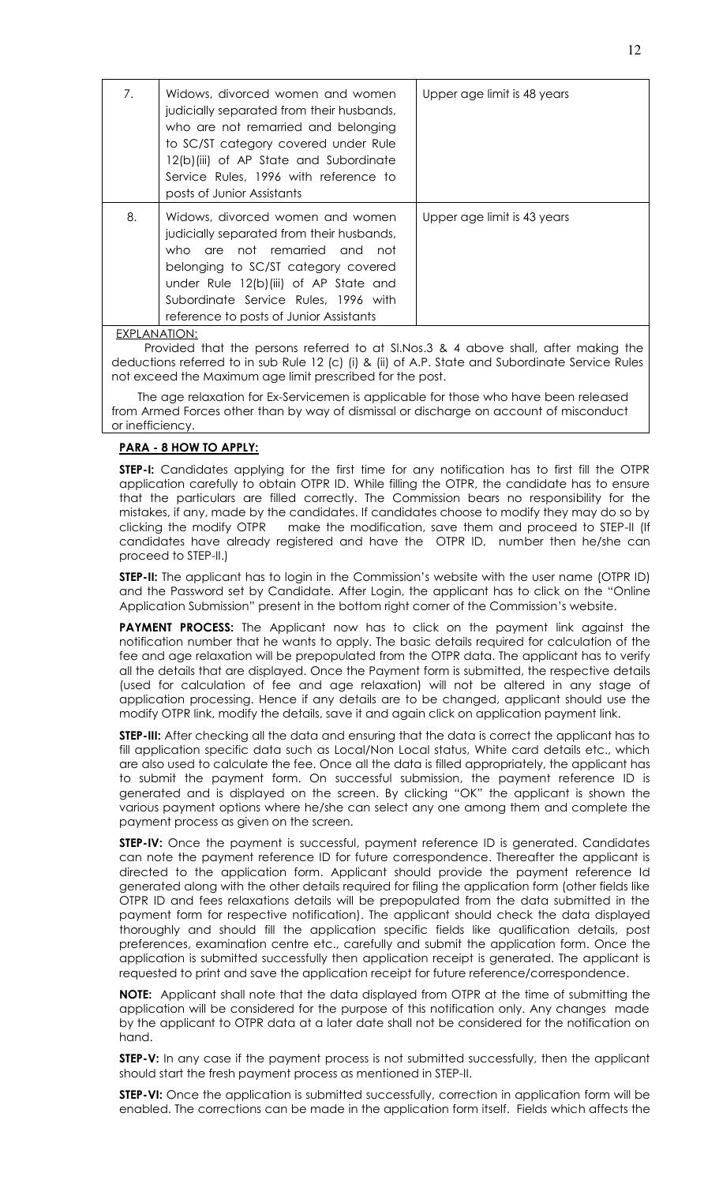| | | |
|---|---|---|
| 7. | Widows, divorced women and women judicially separated from their husbands, who are not remarried and belonging to SC/ST category covered under Rule 12(b)(iii) of AP State and Subordinate Service Rules, 1996 with reference to posts of Junior Assistants | Upper age limit is 48 years |
| 8. | Widows, divorced women and women judicially separated from their husbands, who are not remarried and not belonging to SC/ST category covered under Rule 12(b)(iii) of AP State and Subordinate Service Rules, 1996 with reference to posts of Junior Assistants | Upper age limit is 43 years |

EXPLANATION:

Provided that the persons referred to at Sl.Nos.3 & 4 above shall, after making the deductions referred to in sub Rule 12 (c) (i) & (ii) of A.P. State and Subordinate Service Rules not exceed the Maximum age limit prescribed for the post.

The age relaxation for Ex-Servicemen is applicable for those who have been released from Armed Forces other than by way of dismissal or discharge on account of misconduct or inefficiency.

## PARA - 8 HOW TO APPLY:

**STEP-I:** Candidates applying for the first time for any notification has to first fill the OTPR application carefully to obtain OTPR ID. While filling the OTPR, the candidate has to ensure that the particulars are filled correctly. The Commission bears no responsibility for the mistakes, if any, made by the candidates. If candidates choose to modify they may do so by clicking the modify OTPR make the modification, save them and proceed to STEP-II (If candidates have already registered and have the OTPR ID, number then he/she can proceed to STEP-II.)

**STEP-II:** The applicant has to login in the Commission's website with the user name (OTPR ID) and the Password set by Candidate. After Login, the applicant has to click on the "Online Application Submission" present in the bottom right corner of the Commission's website.

**PAYMENT PROCESS:** The Applicant now has to click on the payment link against the notification number that he wants to apply. The basic details required for calculation of the fee and age relaxation will be prepopulated from the OTPR data. The applicant has to verify all the details that are displayed. Once the Payment form is submitted, the respective details (used for calculation of fee and age relaxation) will not be altered in any stage of application processing. Hence if any details are to be changed, applicant should use the modify OTPR link, modify the details, save it and again click on application payment link.

**STEP-III:** After checking all the data and ensuring that the data is correct the applicant has to fill application specific data such as Local/Non Local status, White card details etc., which are also used to calculate the fee. Once all the data is filled appropriately, the applicant has to submit the payment form. On successful submission, the payment reference ID is generated and is displayed on the screen. By clicking "OK" the applicant is shown the various payment options where he/she can select any one among them and complete the payment process as given on the screen.

**STEP-IV:** Once the payment is successful, payment reference ID is generated. Candidates can note the payment reference ID for future correspondence. Thereafter the applicant is directed to the application form. Applicant should provide the payment reference Id generated along with the other details required for filing the application form (other fields like OTPR ID and fees relaxations details will be prepopulated from the data submitted in the payment form for respective notification). The applicant should check the data displayed thoroughly and should fill the application specific fields like qualification details, post preferences, examination centre etc., carefully and submit the application form. Once the application is submitted successfully then application receipt is generated. The applicant is requested to print and save the application receipt for future reference/correspondence.

**NOTE:** Applicant shall note that the data displayed from OTPR at the time of submitting the application will be considered for the purpose of this notification only. Any changes made by the applicant to OTPR data at a later date shall not be considered for the notification on hand.

**STEP-V:** In any case if the payment process is not submitted successfully, then the applicant should start the fresh payment process as mentioned in STEP-II.

**STEP-VI:** Once the application is submitted successfully, correction in application form will be enabled. The corrections can be made in the application form itself. Fields which affects the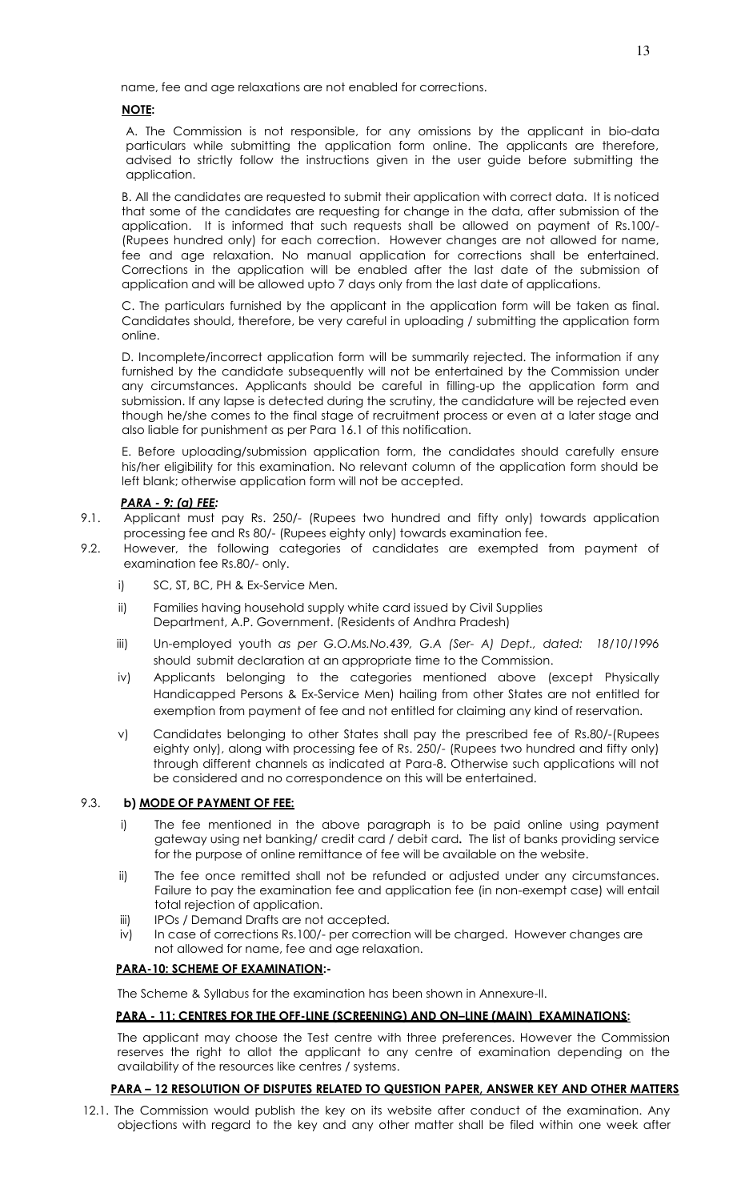name, fee and age relaxations are not enabled for corrections.

**NOTE:**

A. The Commission is not responsible, for any omissions by the applicant in bio-data particulars while submitting the application form online. The applicants are therefore, advised to strictly follow the instructions given in the user guide before submitting the application.

B. All the candidates are requested to submit their application with correct data. It is noticed that some of the candidates are requesting for change in the data, after submission of the application. It is informed that such requests shall be allowed on payment of Rs.100/- (Rupees hundred only) for each correction. However changes are not allowed for name, fee and age relaxation. No manual application for corrections shall be entertained. Corrections in the application will be enabled after the last date of the submission of application and will be allowed upto 7 days only from the last date of applications.

C. The particulars furnished by the applicant in the application form will be taken as final. Candidates should, therefore, be very careful in uploading / submitting the application form online.

D. Incomplete/incorrect application form will be summarily rejected. The information if any furnished by the candidate subsequently will not be entertained by the Commission under any circumstances. Applicants should be careful in filling-up the application form and submission. If any lapse is detected during the scrutiny, the candidature will be rejected even though he/she comes to the final stage of recruitment process or even at a later stage and also liable for punishment as per Para 16.1 of this notification.

E. Before uploading/submission application form, the candidates should carefully ensure his/her eligibility for this examination. No relevant column of the application form should be left blank; otherwise application form will not be accepted.

***PARA - 9: (a) FEE:***

9.1. Applicant must pay Rs. 250/- (Rupees two hundred and fifty only) towards application processing fee and Rs 80/- (Rupees eighty only) towards examination fee.

9.2. However, the following categories of candidates are exempted from payment of examination fee Rs.80/- only.

i) SC, ST, BC, PH & Ex-Service Men.

ii) Families having household supply white card issued by Civil Supplies Department, A.P. Government. (Residents of Andhra Pradesh)

iii) Un-employed youth *as per G.O.Ms.No.439, G.A (Ser- A) Dept., dated: 18/10/1996* should submit declaration at an appropriate time to the Commission.

iv) Applicants belonging to the categories mentioned above (except Physically Handicapped Persons & Ex-Service Men) hailing from other States are not entitled for exemption from payment of fee and not entitled for claiming any kind of reservation.

v) Candidates belonging to other States shall pay the prescribed fee of Rs.80/-(Rupees eighty only), along with processing fee of Rs. 250/- (Rupees two hundred and fifty only) through different channels as indicated at Para-8. Otherwise such applications will not be considered and no correspondence on this will be entertained.

9.3. **b) MODE OF PAYMENT OF FEE:**

i) The fee mentioned in the above paragraph is to be paid online using payment gateway using net banking/ credit card / debit card**.** The list of banks providing service for the purpose of online remittance of fee will be available on the website.

ii) The fee once remitted shall not be refunded or adjusted under any circumstances. Failure to pay the examination fee and application fee (in non-exempt case) will entail total rejection of application.

iii) IPOs / Demand Drafts are not accepted.

iv) In case of corrections Rs.100/- per correction will be charged. However changes are not allowed for name, fee and age relaxation.

**PARA-10: SCHEME OF EXAMINATION:-**

The Scheme & Syllabus for the examination has been shown in Annexure-II.

**PARA - 11: CENTRES FOR THE OFF-LINE (SCREENING) AND ON–LINE (MAIN) EXAMINATIONS:**

The applicant may choose the Test centre with three preferences. However the Commission reserves the right to allot the applicant to any centre of examination depending on the availability of the resources like centres / systems.

**PARA – 12 RESOLUTION OF DISPUTES RELATED TO QUESTION PAPER, ANSWER KEY AND OTHER MATTERS**

12.1. The Commission would publish the key on its website after conduct of the examination. Any objections with regard to the key and any other matter shall be filed within one week after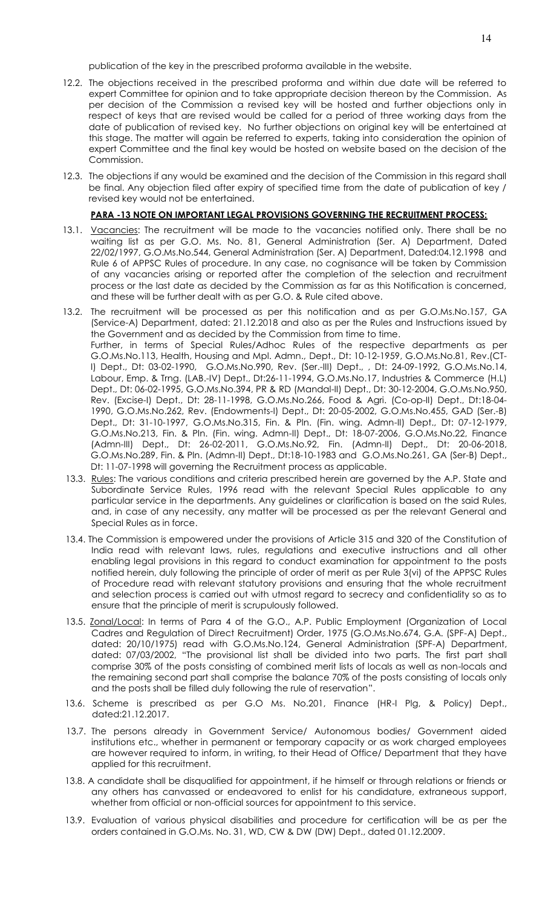publication of the key in the prescribed proforma available in the website.

12.2. The objections received in the prescribed proforma and within due date will be referred to expert Committee for opinion and to take appropriate decision thereon by the Commission. As per decision of the Commission a revised key will be hosted and further objections only in respect of keys that are revised would be called for a period of three working days from the date of publication of revised key. No further objections on original key will be entertained at this stage. The matter will again be referred to experts, taking into consideration the opinion of expert Committee and the final key would be hosted on website based on the decision of the Commission.

12.3. The objections if any would be examined and the decision of the Commission in this regard shall be final. Any objection filed after expiry of specified time from the date of publication of key / revised key would not be entertained.

**PARA -13 NOTE ON IMPORTANT LEGAL PROVISIONS GOVERNING THE RECRUITMENT PROCESS:**

13.1. Vacancies: The recruitment will be made to the vacancies notified only. There shall be no waiting list as per G.O. Ms. No. 81, General Administration (Ser. A) Department, Dated 22/02/1997, G.O.Ms.No.544, General Administration (Ser. A) Department, Dated:04.12.1998 and Rule 6 of APPSC Rules of procedure. In any case, no cognisance will be taken by Commission of any vacancies arising or reported after the completion of the selection and recruitment process or the last date as decided by the Commission as far as this Notification is concerned, and these will be further dealt with as per G.O. & Rule cited above.

13.2. The recruitment will be processed as per this notification and as per G.O.Ms.No.157, GA (Service-A) Department, dated: 21.12.2018 and also as per the Rules and Instructions issued by the Government and as decided by the Commission from time to time.
Further, in terms of Special Rules/Adhoc Rules of the respective departments as per G.O.Ms.No.113, Health, Housing and Mpl. Admn., Dept., Dt: 10-12-1959, G.O.Ms.No.81, Rev.(CT-I) Dept., Dt: 03-02-1990, G.O.Ms.No.990, Rev. (Ser.-III) Dept., , Dt: 24-09-1992, G.O.Ms.No.14, Labour, Emp. & Trng. (LAB.-IV) Dept., Dt:26-11-1994, G.O.Ms.No.17, Industries & Commerce (H.L) Dept., Dt: 06-02-1995, G.O.Ms.No.394, PR & RD (Mandal-II) Dept., Dt: 30-12-2004, G.O.Ms.No.950, Rev. (Excise-I) Dept., Dt: 28-11-1998, G.O.Ms.No.266, Food & Agri. (Co-op-II) Dept., Dt:18-04-1990, G.O.Ms.No.262, Rev. (Endowments-I) Dept., Dt: 20-05-2002, G.O.Ms.No.455, GAD (Ser.-B) Dept., Dt: 31-10-1997, G.O.Ms.No.315, Fin. & Pln. (Fin. wing. Admn-II) Dept., Dt: 07-12-1979, G.O.Ms.No.213, Fin. & Pln. (Fin. wing. Admn-II) Dept., Dt: 18-07-2006, G.O.Ms.No.22, Finance (Admn-III) Dept., Dt: 26-02-2011, G.O.Ms.No.92, Fin. (Admn-II) Dept., Dt: 20-06-2018, G.O.Ms.No.289, Fin. & Pln. (Admn-II) Dept., Dt:18-10-1983 and G.O.Ms.No.261, GA (Ser-B) Dept., Dt: 11-07-1998 will governing the Recruitment process as applicable.

13.3. Rules: The various conditions and criteria prescribed herein are governed by the A.P. State and Subordinate Service Rules, 1996 read with the relevant Special Rules applicable to any particular service in the departments. Any guidelines or clarification is based on the said Rules, and, in case of any necessity, any matter will be processed as per the relevant General and Special Rules as in force.

13.4. The Commission is empowered under the provisions of Article 315 and 320 of the Constitution of India read with relevant laws, rules, regulations and executive instructions and all other enabling legal provisions in this regard to conduct examination for appointment to the posts notified herein, duly following the principle of order of merit as per Rule 3(vi) of the APPSC Rules of Procedure read with relevant statutory provisions and ensuring that the whole recruitment and selection process is carried out with utmost regard to secrecy and confidentiality so as to ensure that the principle of merit is scrupulously followed.

13.5. Zonal/Local: In terms of Para 4 of the G.O., A.P. Public Employment (Organization of Local Cadres and Regulation of Direct Recruitment) Order, 1975 (G.O.Ms.No.674, G.A. (SPF-A) Dept., dated: 20/10/1975) read with G.O.Ms.No.124, General Administration (SPF-A) Department, dated: 07/03/2002, "The provisional list shall be divided into two parts. The first part shall comprise 30% of the posts consisting of combined merit lists of locals as well as non-locals and the remaining second part shall comprise the balance 70% of the posts consisting of locals only and the posts shall be filled duly following the rule of reservation".

13.6. Scheme is prescribed as per G.O Ms. No.201, Finance (HR-I Plg, & Policy) Dept., dated:21.12.2017.

13.7. The persons already in Government Service/ Autonomous bodies/ Government aided institutions etc., whether in permanent or temporary capacity or as work charged employees are however required to inform, in writing, to their Head of Office/ Department that they have applied for this recruitment.

13.8. A candidate shall be disqualified for appointment, if he himself or through relations or friends or any others has canvassed or endeavored to enlist for his candidature, extraneous support, whether from official or non-official sources for appointment to this service.

13.9. Evaluation of various physical disabilities and procedure for certification will be as per the orders contained in G.O.Ms. No. 31, WD, CW & DW (DW) Dept., dated 01.12.2009.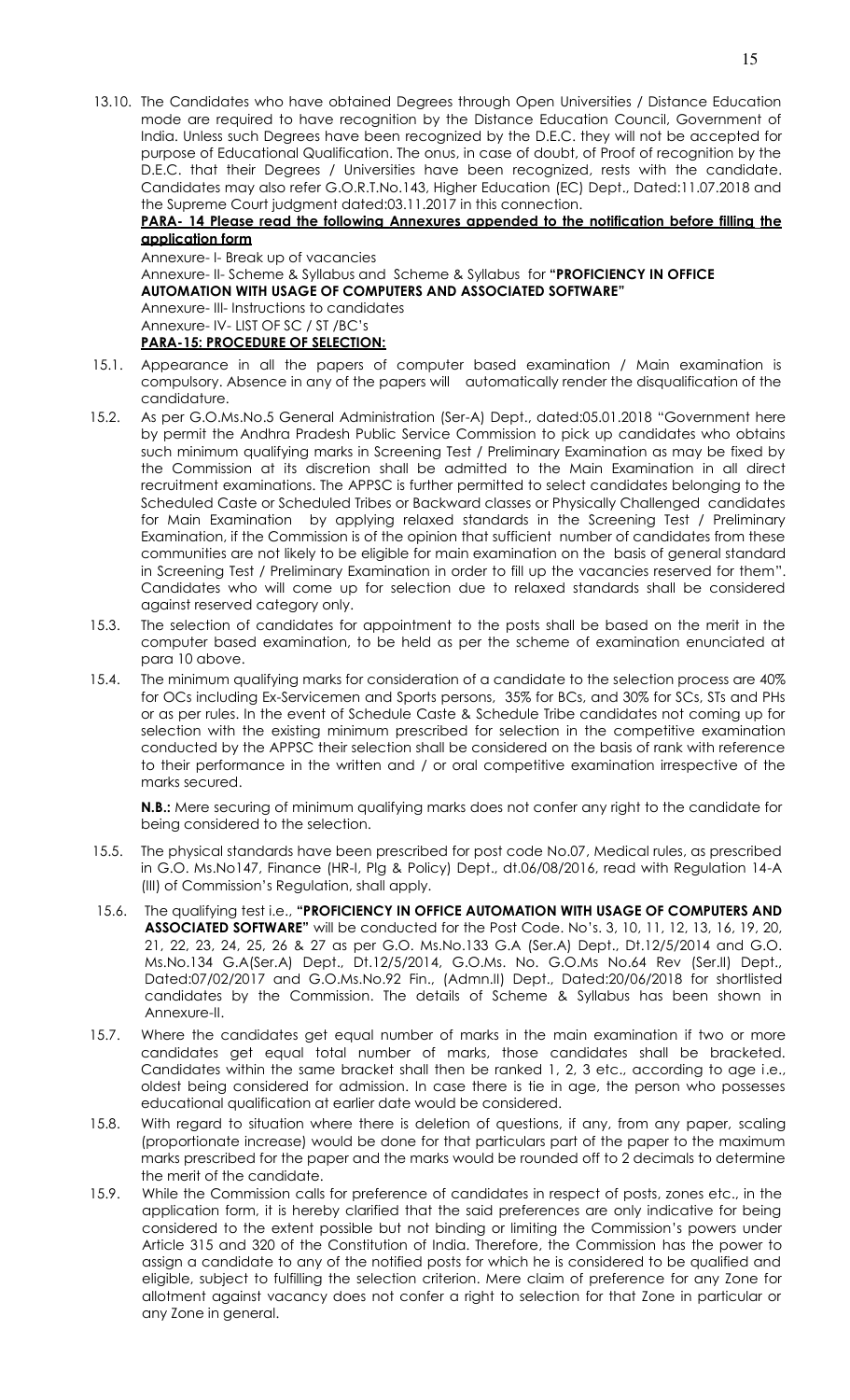13.10. The Candidates who have obtained Degrees through Open Universities / Distance Education mode are required to have recognition by the Distance Education Council, Government of India. Unless such Degrees have been recognized by the D.E.C. they will not be accepted for purpose of Educational Qualification. The onus, in case of doubt, of Proof of recognition by the D.E.C. that their Degrees / Universities have been recognized, rests with the candidate. Candidates may also refer G.O.R.T.No.143, Higher Education (EC) Dept., Dated:11.07.2018 and the Supreme Court judgment dated:03.11.2017 in this connection.

**PARA- 14 Please read the following Annexures appended to the notification before filling the application form**

Annexure- I- Break up of vacancies

Annexure- II- Scheme & Syllabus and Scheme & Syllabus for **"PROFICIENCY IN OFFICE AUTOMATION WITH USAGE OF COMPUTERS AND ASSOCIATED SOFTWARE"**

Annexure- III- Instructions to candidates

Annexure- IV- LIST OF SC / ST /BC's

**PARA-15: PROCEDURE OF SELECTION:**

15.1. Appearance in all the papers of computer based examination / Main examination is compulsory. Absence in any of the papers will automatically render the disqualification of the candidature.

15.2. As per G.O.Ms.No.5 General Administration (Ser-A) Dept., dated:05.01.2018 "Government here by permit the Andhra Pradesh Public Service Commission to pick up candidates who obtains such minimum qualifying marks in Screening Test / Preliminary Examination as may be fixed by the Commission at its discretion shall be admitted to the Main Examination in all direct recruitment examinations. The APPSC is further permitted to select candidates belonging to the Scheduled Caste or Scheduled Tribes or Backward classes or Physically Challenged candidates for Main Examination by applying relaxed standards in the Screening Test / Preliminary Examination, if the Commission is of the opinion that sufficient number of candidates from these communities are not likely to be eligible for main examination on the basis of general standard in Screening Test / Preliminary Examination in order to fill up the vacancies reserved for them". Candidates who will come up for selection due to relaxed standards shall be considered against reserved category only.

15.3. The selection of candidates for appointment to the posts shall be based on the merit in the computer based examination, to be held as per the scheme of examination enunciated at para 10 above.

15.4. The minimum qualifying marks for consideration of a candidate to the selection process are 40% for OCs including Ex-Servicemen and Sports persons, 35% for BCs, and 30% for SCs, STs and PHs or as per rules. In the event of Schedule Caste & Schedule Tribe candidates not coming up for selection with the existing minimum prescribed for selection in the competitive examination conducted by the APPSC their selection shall be considered on the basis of rank with reference to their performance in the written and / or oral competitive examination irrespective of the marks secured.

**N.B.:** Mere securing of minimum qualifying marks does not confer any right to the candidate for being considered to the selection.

15.5. The physical standards have been prescribed for post code No.07, Medical rules, as prescribed in G.O. Ms.No147, Finance (HR-I, Plg & Policy) Dept., dt.06/08/2016, read with Regulation 14-A (III) of Commission's Regulation, shall apply.

15.6. The qualifying test i.e., **"PROFICIENCY IN OFFICE AUTOMATION WITH USAGE OF COMPUTERS AND ASSOCIATED SOFTWARE"** will be conducted for the Post Code. No's. 3, 10, 11, 12, 13, 16, 19, 20, 21, 22, 23, 24, 25, 26 & 27 as per G.O. Ms.No.133 G.A (Ser.A) Dept., Dt.12/5/2014 and G.O. Ms.No.134 G.A(Ser.A) Dept., Dt.12/5/2014, G.O.Ms. No. G.O.Ms No.64 Rev (Ser.II) Dept., Dated:07/02/2017 and G.O.Ms.No.92 Fin., (Admn.II) Dept., Dated:20/06/2018 for shortlisted candidates by the Commission. The details of Scheme & Syllabus has been shown in Annexure-II.

15.7. Where the candidates get equal number of marks in the main examination if two or more candidates get equal total number of marks, those candidates shall be bracketed. Candidates within the same bracket shall then be ranked 1, 2, 3 etc., according to age i.e., oldest being considered for admission. In case there is tie in age, the person who possesses educational qualification at earlier date would be considered.

15.8. With regard to situation where there is deletion of questions, if any, from any paper, scaling (proportionate increase) would be done for that particulars part of the paper to the maximum marks prescribed for the paper and the marks would be rounded off to 2 decimals to determine the merit of the candidate.

15.9. While the Commission calls for preference of candidates in respect of posts, zones etc., in the application form, it is hereby clarified that the said preferences are only indicative for being considered to the extent possible but not binding or limiting the Commission's powers under Article 315 and 320 of the Constitution of India. Therefore, the Commission has the power to assign a candidate to any of the notified posts for which he is considered to be qualified and eligible, subject to fulfilling the selection criterion. Mere claim of preference for any Zone for allotment against vacancy does not confer a right to selection for that Zone in particular or any Zone in general.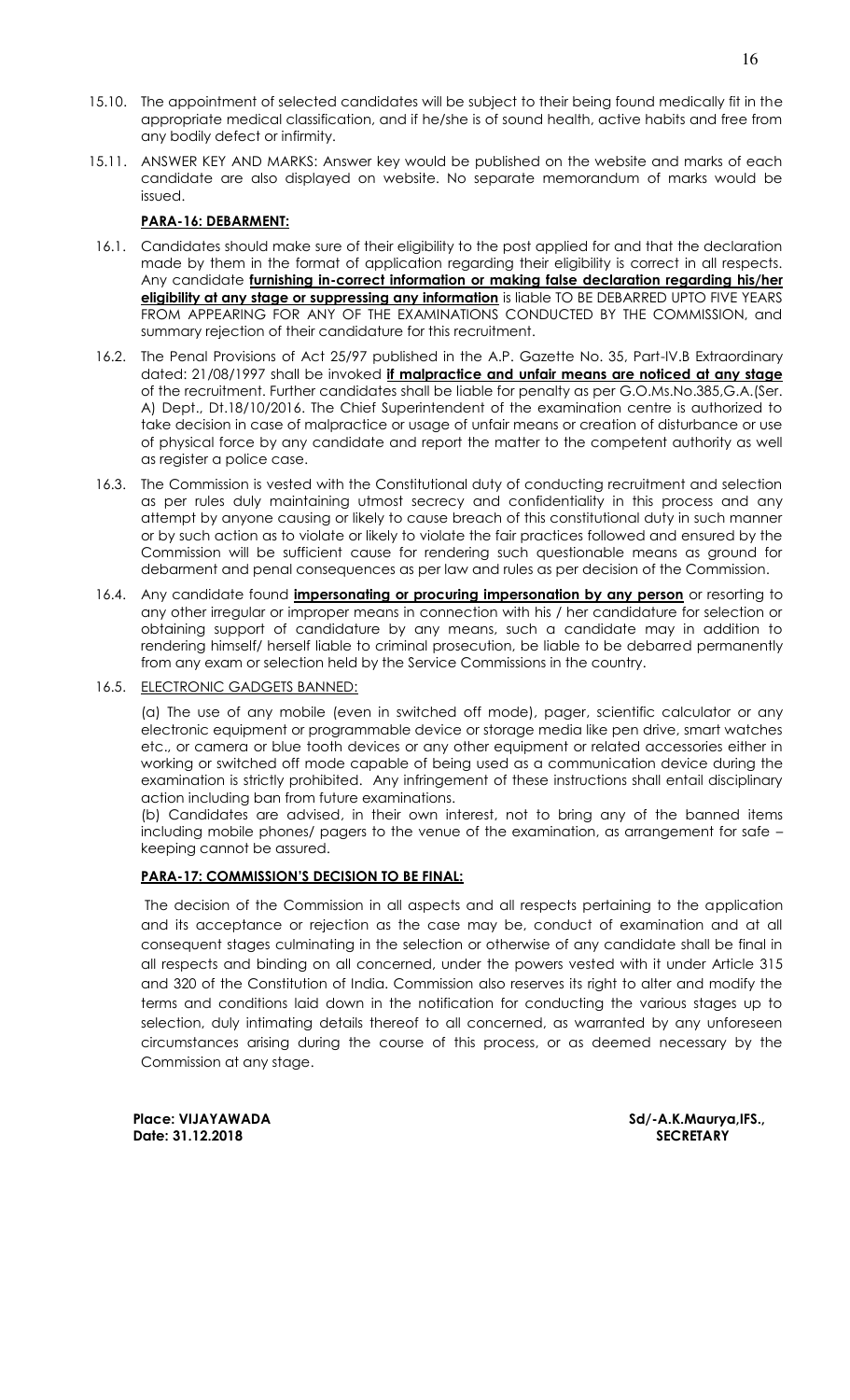15.10. The appointment of selected candidates will be subject to their being found medically fit in the appropriate medical classification, and if he/she is of sound health, active habits and free from any bodily defect or infirmity.

15.11. ANSWER KEY AND MARKS: Answer key would be published on the website and marks of each candidate are also displayed on website. No separate memorandum of marks would be issued.

**PARA-16: DEBARMENT:**

16.1. Candidates should make sure of their eligibility to the post applied for and that the declaration made by them in the format of application regarding their eligibility is correct in all respects. Any candidate **furnishing in-correct information or making false declaration regarding his/her eligibility at any stage or suppressing any information** is liable TO BE DEBARRED UPTO FIVE YEARS FROM APPEARING FOR ANY OF THE EXAMINATIONS CONDUCTED BY THE COMMISSION, and summary rejection of their candidature for this recruitment.

16.2. The Penal Provisions of Act 25/97 published in the A.P. Gazette No. 35, Part-IV.B Extraordinary dated: 21/08/1997 shall be invoked **if malpractice and unfair means are noticed at any stage** of the recruitment. Further candidates shall be liable for penalty as per G.O.Ms.No.385,G.A.(Ser. A) Dept., Dt.18/10/2016. The Chief Superintendent of the examination centre is authorized to take decision in case of malpractice or usage of unfair means or creation of disturbance or use of physical force by any candidate and report the matter to the competent authority as well as register a police case.

16.3. The Commission is vested with the Constitutional duty of conducting recruitment and selection as per rules duly maintaining utmost secrecy and confidentiality in this process and any attempt by anyone causing or likely to cause breach of this constitutional duty in such manner or by such action as to violate or likely to violate the fair practices followed and ensured by the Commission will be sufficient cause for rendering such questionable means as ground for debarment and penal consequences as per law and rules as per decision of the Commission.

16.4. Any candidate found **impersonating or procuring impersonation by any person** or resorting to any other irregular or improper means in connection with his / her candidature for selection or obtaining support of candidature by any means, such a candidate may in addition to rendering himself/ herself liable to criminal prosecution, be liable to be debarred permanently from any exam or selection held by the Service Commissions in the country.

16.5. ELECTRONIC GADGETS BANNED:

(a) The use of any mobile (even in switched off mode), pager, scientific calculator or any electronic equipment or programmable device or storage media like pen drive, smart watches etc., or camera or blue tooth devices or any other equipment or related accessories either in working or switched off mode capable of being used as a communication device during the examination is strictly prohibited. Any infringement of these instructions shall entail disciplinary action including ban from future examinations.

(b) Candidates are advised, in their own interest, not to bring any of the banned items including mobile phones/ pagers to the venue of the examination, as arrangement for safe – keeping cannot be assured.

**PARA-17: COMMISSION'S DECISION TO BE FINAL:**

The decision of the Commission in all aspects and all respects pertaining to the application and its acceptance or rejection as the case may be, conduct of examination and at all consequent stages culminating in the selection or otherwise of any candidate shall be final in all respects and binding on all concerned, under the powers vested with it under Article 315 and 320 of the Constitution of India. Commission also reserves its right to alter and modify the terms and conditions laid down in the notification for conducting the various stages up to selection, duly intimating details thereof to all concerned, as warranted by any unforeseen circumstances arising during the course of this process, or as deemed necessary by the Commission at any stage.

**Place: VIJAYAWADA**
**Date: 31.12.2018**

**Sd/-A.K.Maurya,IFS.,**
**SECRETARY**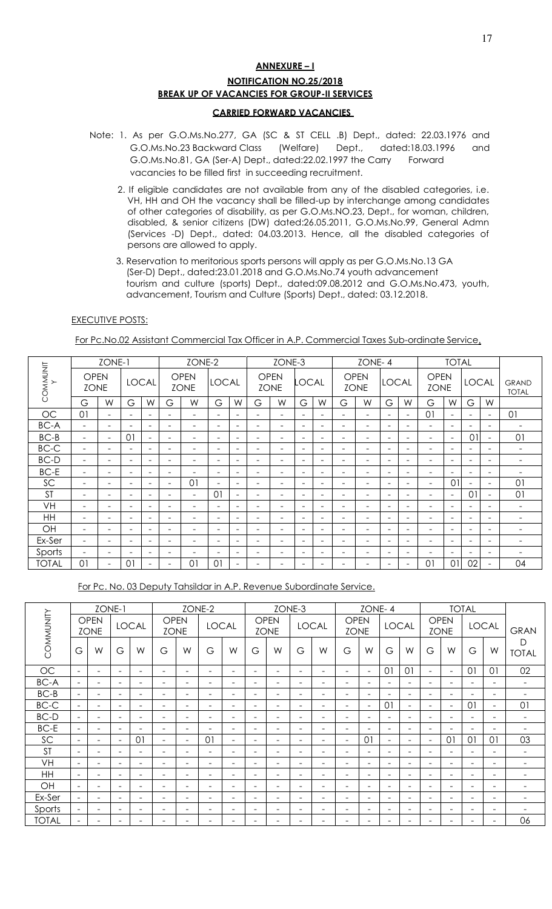## ANNEXURE – I

### NOTIFICATION NO.25/2018

### BREAK UP OF VACANCIES FOR GROUP-II SERVICES

#### CARRIED FORWARD VACANCIES

Note: 1. As per G.O.Ms.No.277, GA (SC & ST CELL .B) Dept., dated: 22.03.1976 and G.O.Ms.No.23 Backward Class (Welfare) Dept., dated:18.03.1996 and G.O.Ms.No.81, GA (Ser-A) Dept., dated:22.02.1997 the Carry Forward vacancies to be filled first in succeeding recruitment.

2. If eligible candidates are not available from any of the disabled categories, i.e. VH, HH and OH the vacancy shall be filled-up by interchange among candidates of other categories of disability, as per G.O.Ms.NO.23, Dept., for woman, children, disabled, & senior citizens (DW) dated:26.05.2011, G.O.Ms.No.99, General Admn (Services -D) Dept., dated: 04.03.2013. Hence, all the disabled categories of persons are allowed to apply.

3. Reservation to meritorious sports persons will apply as per G.O.Ms.No.13 GA (Ser-D) Dept., dated:23.01.2018 and G.O.Ms.No.74 youth advancement tourism and culture (sports) Dept., dated:09.08.2012 and G.O.Ms.No.473, youth, advancement, Tourism and Culture (Sports) Dept., dated: 03.12.2018.

EXECUTIVE POSTS:

For Pc.No.02 Assistant Commercial Tax Officer in A.P. Commercial Taxes Sub-ordinate Service.

| COMMUNITY | ZONE-1 | | | | ZONE-2 | | | | ZONE-3 | | | | ZONE- 4 | | | | TOTAL | | | | GRAND TOTAL |
|---|---|---|---|---|---|---|---|---|---|---|---|---|---|---|---|---|---|---|---|---|---|
| | OPEN ZONE | | LOCAL | | OPEN ZONE | | LOCAL | | OPEN ZONE | | LOCAL | | OPEN ZONE | | LOCAL | | OPEN ZONE | | LOCAL | | |
| | G | W | G | W | G | W | G | W | G | W | G | W | G | W | G | W | G | W | G | W | |
| OC | 01 | - | - | - | - | - | - | - | - | - | - | - | - | - | - | - | 01 | - | - | - | 01 |
| BC-A | - | - | - | - | - | - | - | - | - | - | - | - | - | - | - | - | - | - | - | - | - |
| BC-B | - | - | 01 | - | - | - | - | - | - | - | - | - | - | - | - | - | - | - | 01 | - | 01 |
| BC-C | - | - | - | - | - | - | - | - | - | - | - | - | - | - | - | - | - | - | - | - | - |
| BC-D | - | - | - | - | - | - | - | - | - | - | - | - | - | - | - | - | - | - | - | - | - |
| BC-E | - | - | - | - | - | - | - | - | - | - | - | - | - | - | - | - | - | - | - | - | - |
| SC | - | - | - | - | - | 01 | - | - | - | - | - | - | - | - | - | - | - | 01 | - | - | 01 |
| ST | - | - | - | - | - | - | 01 | - | - | - | - | - | - | - | - | - | - | - | 01 | - | 01 |
| VH | - | - | - | - | - | - | - | - | - | - | - | - | - | - | - | - | - | - | - | - | - |
| HH | - | - | - | - | - | - | - | - | - | - | - | - | - | - | - | - | - | - | - | - | - |
| OH | - | - | - | - | - | - | - | - | - | - | - | - | - | - | - | - | - | - | - | - | - |
| Ex-Ser | - | - | - | - | - | - | - | - | - | - | - | - | - | - | - | - | - | - | - | - | - |
| Sports | - | - | - | - | - | - | - | - | - | - | - | - | - | - | - | - | - | - | - | - | - |
| TOTAL | 01 | - | 01 | - | - | 01 | 01 | - | - | - | - | - | - | - | - | - | 01 | 01 | 02 | - | 04 |

For Pc. No. 03 Deputy Tahsildar in A.P. Revenue Subordinate Service.

| COMMUNITY | ZONE-1 | | | | ZONE-2 | | | | ZONE-3 | | | | ZONE- 4 | | | | TOTAL | | | | GRAND TOTAL |
|---|---|---|---|---|---|---|---|---|---|---|---|---|---|---|---|---|---|---|---|---|---|
| | OPEN ZONE | | LOCAL | | OPEN ZONE | | LOCAL | | OPEN ZONE | | LOCAL | | OPEN ZONE | | LOCAL | | OPEN ZONE | | LOCAL | | |
| | G | W | G | W | G | W | G | W | G | W | G | W | G | W | G | W | G | W | G | W | |
| OC | - | - | - | - | - | - | - | - | - | - | - | - | - | - | 01 | 01 | - | - | 01 | 01 | 02 |
| BC-A | - | - | - | - | - | - | - | - | - | - | - | - | - | - | - | - | - | - | - | - | - |
| BC-B | - | - | - | - | - | - | - | - | - | - | - | - | - | - | - | - | - | - | - | - | - |
| BC-C | - | - | - | - | - | - | - | - | - | - | - | - | - | - | 01 | - | - | - | 01 | - | 01 |
| BC-D | - | - | - | - | - | - | - | - | - | - | - | - | - | - | - | - | - | - | - | - | - |
| BC-E | - | - | - | - | - | - | - | - | - | - | - | - | - | - | - | - | - | - | - | - | - |
| SC | - | - | - | 01 | - | - | 01 | - | - | - | - | - | - | 01 | - | - | - | 01 | 01 | 01 | 03 |
| ST | - | - | - | - | - | - | - | - | - | - | - | - | - | - | - | - | - | - | - | - | - |
| VH | - | - | - | - | - | - | - | - | - | - | - | - | - | - | - | - | - | - | - | - | - |
| HH | - | - | - | - | - | - | - | - | - | - | - | - | - | - | - | - | - | - | - | - | - |
| OH | - | - | - | - | - | - | - | - | - | - | - | - | - | - | - | - | - | - | - | - | - |
| Ex-Ser | - | - | - | - | - | - | - | - | - | - | - | - | - | - | - | - | - | - | - | - | - |
| Sports | - | - | - | - | - | - | - | - | - | - | - | - | - | - | - | - | - | - | - | - | - |
| TOTAL | - | - | - | - | - | - | - | - | - | - | - | - | - | - | - | - | - | - | - | - | 06 |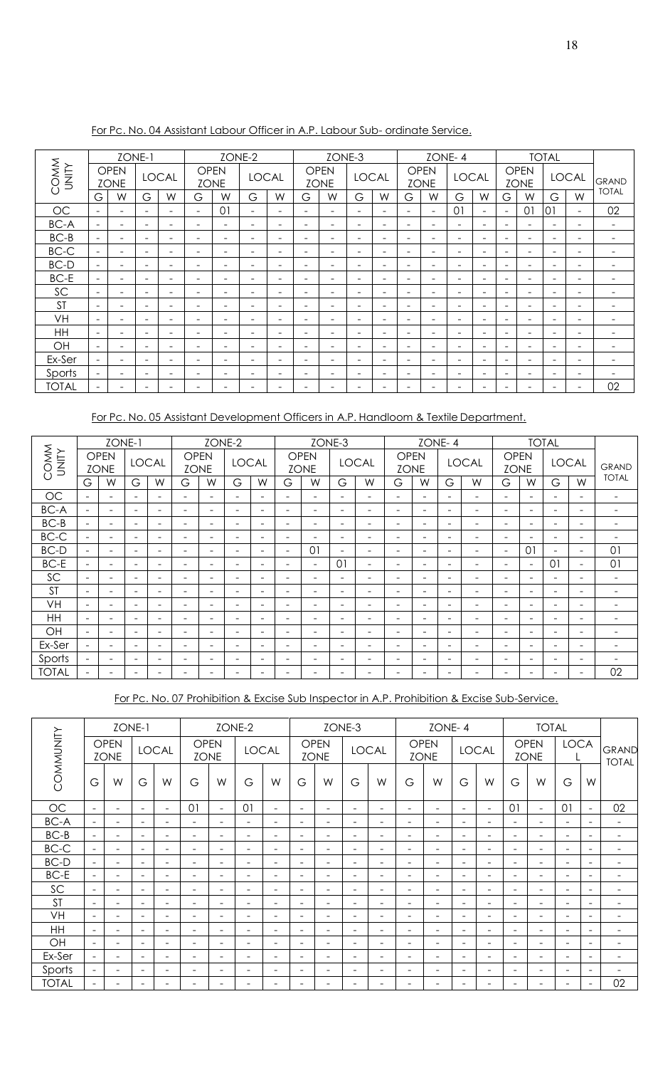For Pc. No. 04 Assistant Labour Officer in A.P. Labour Sub- ordinate Service.

| COMMUNITY | ZONE-1 | | | | ZONE-2 | | | | ZONE-3 | | | | ZONE- 4 | | | | TOTAL | | | | GRAND TOTAL |
|---|---|---|---|---|---|---|---|---|---|---|---|---|---|---|---|---|---|---|---|---|---|
| | OPEN ZONE | | LOCAL | | OPEN ZONE | | LOCAL | | OPEN ZONE | | LOCAL | | OPEN ZONE | | LOCAL | | OPEN ZONE | | LOCAL | | |
| | G | W | G | W | G | W | G | W | G | W | G | W | G | W | G | W | G | W | G | W | |
| OC | - | - | - | - | - | 01 | - | - | - | - | - | - | - | - | 01 | - | - | 01 | 01 | - | 02 |
| BC-A | - | - | - | - | - | - | - | - | - | - | - | - | - | - | - | - | - | - | - | - | - |
| BC-B | - | - | - | - | - | - | - | - | - | - | - | - | - | - | - | - | - | - | - | - | - |
| BC-C | - | - | - | - | - | - | - | - | - | - | - | - | - | - | - | - | - | - | - | - | - |
| BC-D | - | - | - | - | - | - | - | - | - | - | - | - | - | - | - | - | - | - | - | - | - |
| BC-E | - | - | - | - | - | - | - | - | - | - | - | - | - | - | - | - | - | - | - | - | - |
| SC | - | - | - | - | - | - | - | - | - | - | - | - | - | - | - | - | - | - | - | - | - |
| ST | - | - | - | - | - | - | - | - | - | - | - | - | - | - | - | - | - | - | - | - | - |
| VH | - | - | - | - | - | - | - | - | - | - | - | - | - | - | - | - | - | - | - | - | - |
| HH | - | - | - | - | - | - | - | - | - | - | - | - | - | - | - | - | - | - | - | - | - |
| OH | - | - | - | - | - | - | - | - | - | - | - | - | - | - | - | - | - | - | - | - | - |
| Ex-Ser | - | - | - | - | - | - | - | - | - | - | - | - | - | - | - | - | - | - | - | - | - |
| Sports | - | - | - | - | - | - | - | - | - | - | - | - | - | - | - | - | - | - | - | - | - |
| TOTAL | - | - | - | - | - | - | - | - | - | - | - | - | - | - | - | - | - | - | - | - | 02 |

For Pc. No. 05 Assistant Development Officers in A.P. Handloom & Textile Department.

| COMMUNITY | ZONE-1 | | | | ZONE-2 | | | | ZONE-3 | | | | ZONE- 4 | | | | TOTAL | | | | GRAND TOTAL |
|---|---|---|---|---|---|---|---|---|---|---|---|---|---|---|---|---|---|---|---|---|---|
| | OPEN ZONE | | LOCAL | | OPEN ZONE | | LOCAL | | OPEN ZONE | | LOCAL | | OPEN ZONE | | LOCAL | | OPEN ZONE | | LOCAL | | |
| | G | W | G | W | G | W | G | W | G | W | G | W | G | W | G | W | G | W | G | W | |
| OC | - | - | - | - | - | - | - | - | - | - | - | - | - | - | - | - | - | - | - | - | - |
| BC-A | - | - | - | - | - | - | - | - | - | - | - | - | - | - | - | - | - | - | - | - | - |
| BC-B | - | - | - | - | - | - | - | - | - | - | - | - | - | - | - | - | - | - | - | - | - |
| BC-C | - | - | - | - | - | - | - | - | - | - | - | - | - | - | - | - | - | - | - | - | - |
| BC-D | - | - | - | - | - | - | - | - | - | 01 | - | - | - | - | - | - | - | 01 | - | - | 01 |
| BC-E | - | - | - | - | - | - | - | - | - | - | 01 | - | - | - | - | - | - | - | 01 | - | 01 |
| SC | - | - | - | - | - | - | - | - | - | - | - | - | - | - | - | - | - | - | - | - | - |
| ST | - | - | - | - | - | - | - | - | - | - | - | - | - | - | - | - | - | - | - | - | - |
| VH | - | - | - | - | - | - | - | - | - | - | - | - | - | - | - | - | - | - | - | - | - |
| HH | - | - | - | - | - | - | - | - | - | - | - | - | - | - | - | - | - | - | - | - | - |
| OH | - | - | - | - | - | - | - | - | - | - | - | - | - | - | - | - | - | - | - | - | - |
| Ex-Ser | - | - | - | - | - | - | - | - | - | - | - | - | - | - | - | - | - | - | - | - | - |
| Sports | - | - | - | - | - | - | - | - | - | - | - | - | - | - | - | - | - | - | - | - | - |
| TOTAL | - | - | - | - | - | - | - | - | - | - | - | - | - | - | - | - | - | - | - | - | 02 |

For Pc. No. 07 Prohibition & Excise Sub Inspector in A.P. Prohibition & Excise Sub-Service.

| COMMUNITY | ZONE-1 | | | | ZONE-2 | | | | ZONE-3 | | | | ZONE- 4 | | | | TOTAL | | | | GRAND TOTAL |
|---|---|---|---|---|---|---|---|---|---|---|---|---|---|---|---|---|---|---|---|---|---|
| | OPEN ZONE | | LOCAL | | OPEN ZONE | | LOCAL | | OPEN ZONE | | LOCAL | | OPEN ZONE | | LOCAL | | OPEN ZONE | | LOCAL | | |
| | G | W | G | W | G | W | G | W | G | W | G | W | G | W | G | W | G | W | G | W | |
| OC | - | - | - | - | 01 | - | 01 | - | - | - | - | - | - | - | - | - | 01 | - | 01 | - | 02 |
| BC-A | - | - | - | - | - | - | - | - | - | - | - | - | - | - | - | - | - | - | - | - | - |
| BC-B | - | - | - | - | - | - | - | - | - | - | - | - | - | - | - | - | - | - | - | - | - |
| BC-C | - | - | - | - | - | - | - | - | - | - | - | - | - | - | - | - | - | - | - | - | - |
| BC-D | - | - | - | - | - | - | - | - | - | - | - | - | - | - | - | - | - | - | - | - | - |
| BC-E | - | - | - | - | - | - | - | - | - | - | - | - | - | - | - | - | - | - | - | - | - |
| SC | - | - | - | - | - | - | - | - | - | - | - | - | - | - | - | - | - | - | - | - | - |
| ST | - | - | - | - | - | - | - | - | - | - | - | - | - | - | - | - | - | - | - | - | - |
| VH | - | - | - | - | - | - | - | - | - | - | - | - | - | - | - | - | - | - | - | - | - |
| HH | - | - | - | - | - | - | - | - | - | - | - | - | - | - | - | - | - | - | - | - | - |
| OH | - | - | - | - | - | - | - | - | - | - | - | - | - | - | - | - | - | - | - | - | - |
| Ex-Ser | - | - | - | - | - | - | - | - | - | - | - | - | - | - | - | - | - | - | - | - | - |
| Sports | - | - | - | - | - | - | - | - | - | - | - | - | - | - | - | - | - | - | - | - | - |
| TOTAL | - | - | - | - | - | - | - | - | - | - | - | - | - | - | - | - | - | - | - | - | 02 |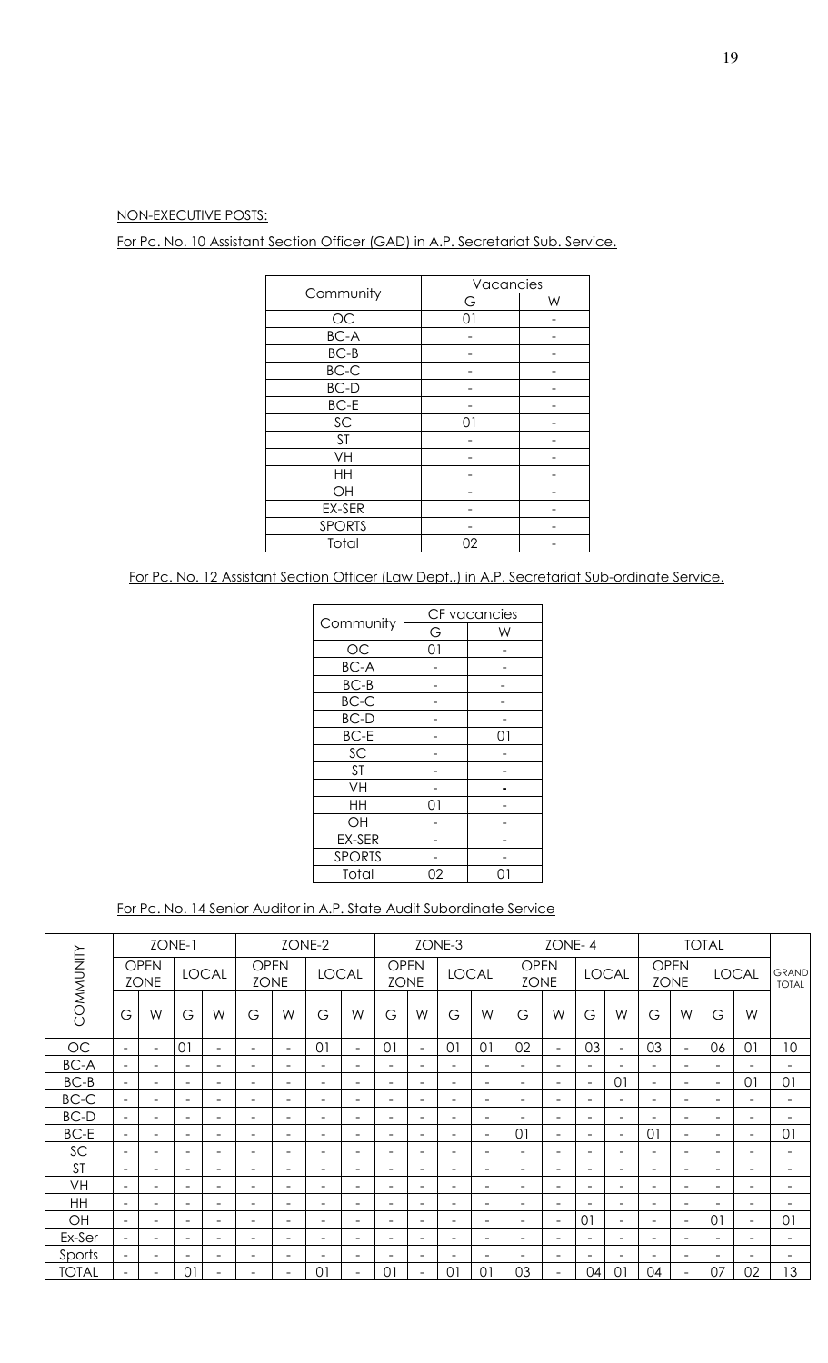NON-EXECUTIVE POSTS:

For Pc. No. 10 Assistant Section Officer (GAD) in A.P. Secretariat Sub. Service.

| Community | Vacancies | |
|---|---|---|
| | G | W |
| OC | 01 | - |
| BC-A | - | - |
| BC-B | - | - |
| BC-C | - | - |
| BC-D | - | - |
| BC-E | - | - |
| SC | 01 | - |
| ST | - | - |
| VH | - | - |
| HH | - | - |
| OH | - | - |
| EX-SER | - | - |
| SPORTS | - | - |
| Total | 02 | - |

For Pc. No. 12 Assistant Section Officer (Law Dept.,) in A.P. Secretariat Sub-ordinate Service.

| Community | CF vacancies | |
|---|---|---|
| | G | W |
| OC | 01 | - |
| BC-A | - | - |
| BC-B | - | - |
| BC-C | - | - |
| BC-D | - | - |
| BC-E | - | 01 |
| SC | - | - |
| ST | - | - |
| VH | - | - |
| HH | 01 | - |
| OH | - | - |
| EX-SER | - | - |
| SPORTS | - | - |
| Total | 02 | 01 |

For Pc. No. 14 Senior Auditor in A.P. State Audit Subordinate Service

| COMMUNITY | ZONE-1 | | | | ZONE-2 | | | | ZONE-3 | | | | ZONE- 4 | | | | TOTAL | | | | GRAND TOTAL |
|---|---|---|---|---|---|---|---|---|---|---|---|---|---|---|---|---|---|---|---|---|---|
| | OPEN ZONE | | LOCAL | | OPEN ZONE | | LOCAL | | OPEN ZONE | | LOCAL | | OPEN ZONE | | LOCAL | | OPEN ZONE | | LOCAL | | |
| | G | W | G | W | G | W | G | W | G | W | G | W | G | W | G | W | G | W | G | W | |
| OC | - | - | 01 | - | - | - | 01 | - | 01 | - | 01 | 01 | 02 | - | 03 | - | 03 | - | 06 | 01 | 10 |
| BC-A | - | - | - | - | - | - | - | - | - | - | - | - | - | - | - | - | - | - | - | - | - |
| BC-B | - | - | - | - | - | - | - | - | - | - | - | - | - | - | - | 01 | - | - | - | 01 | 01 |
| BC-C | - | - | - | - | - | - | - | - | - | - | - | - | - | - | - | - | - | - | - | - | - |
| BC-D | - | - | - | - | - | - | - | - | - | - | - | - | - | - | - | - | - | - | - | - | - |
| BC-E | - | - | - | - | - | - | - | - | - | - | - | - | 01 | - | - | - | 01 | - | - | - | 01 |
| SC | - | - | - | - | - | - | - | - | - | - | - | - | - | - | - | - | - | - | - | - | - |
| ST | - | - | - | - | - | - | - | - | - | - | - | - | - | - | - | - | - | - | - | - | - |
| VH | - | - | - | - | - | - | - | - | - | - | - | - | - | - | - | - | - | - | - | - | - |
| HH | - | - | - | - | - | - | - | - | - | - | - | - | - | - | - | - | - | - | - | - | - |
| OH | - | - | - | - | - | - | - | - | - | - | - | - | - | - | 01 | - | - | - | 01 | - | 01 |
| Ex-Ser | - | - | - | - | - | - | - | - | - | - | - | - | - | - | - | - | - | - | - | - | - |
| Sports | - | - | - | - | - | - | - | - | - | - | - | - | - | - | - | - | - | - | - | - | - |
| TOTAL | - | - | 01 | - | - | - | 01 | - | 01 | - | 01 | 01 | 03 | - | 04 | 01 | 04 | - | 07 | 02 | 13 |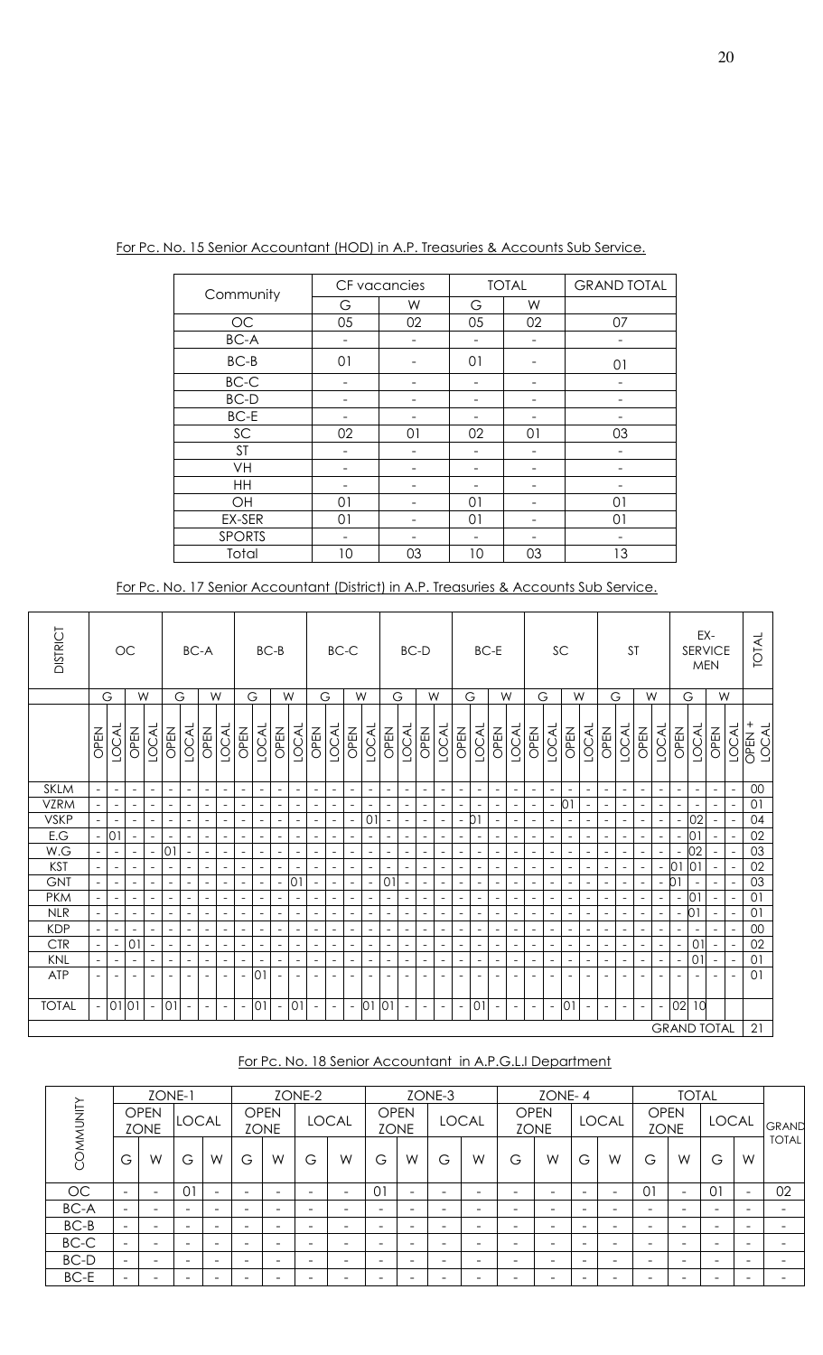For Pc. No. 15 Senior Accountant (HOD) in A.P. Treasuries & Accounts Sub Service.

| Community | CF vacancies | | TOTAL | | GRAND TOTAL |
|---|---|---|---|---|---|
| | G | W | G | W | |
| OC | 05 | 02 | 05 | 02 | 07 |
| BC-A | - | - | - | - | - |
| BC-B | 01 | - | 01 | - | 01 |
| BC-C | - | - | - | - | - |
| BC-D | - | - | - | - | - |
| BC-E | - | - | - | - | - |
| SC | 02 | 01 | 02 | 01 | 03 |
| ST | - | - | - | - | - |
| VH | - | - | - | - | - |
| HH | - | - | - | - | - |
| OH | 01 | - | 01 | - | 01 |
| EX-SER | 01 | - | 01 | - | 01 |
| SPORTS | - | - | - | - | - |
| Total | 10 | 03 | 10 | 03 | 13 |

For Pc. No. 17 Senior Accountant (District) in A.P. Treasuries & Accounts Sub Service.

| DISTRICT | OC | | | | BC-A | | | | BC-B | | | | BC-C | | | | BC-D | | | | BC-E | | | | SC | | | | ST | | | | EX-SERVICE MEN | | | | TOTAL |
|---|---|---|---|---|---|---|---|---|---|---|---|---|---|---|---|---|---|---|---|---|---|---|---|---|---|---|---|---|---|---|---|---|---|---|---|---|---|
| | G | | W | | G | | W | | G | | W | | G | | W | | G | | W | | G | | W | | G | | W | | G | | W | | G | | W | | |
| | OPEN | LOCAL | OPEN | LOCAL | OPEN | LOCAL | OPEN | LOCAL | OPEN | LOCAL | OPEN | LOCAL | OPEN | LOCAL | OPEN | LOCAL | OPEN | LOCAL | OPEN | LOCAL | OPEN | LOCAL | OPEN | LOCAL | OPEN | LOCAL | OPEN | LOCAL | OPEN | LOCAL | OPEN | LOCAL | OPEN | LOCAL | OPEN | LOCAL | OPEN + LOCAL |
| SKLM | - | - | - | - | - | - | - | - | - | - | - | - | - | - | - | - | - | - | - | - | - | - | - | - | - | - | - | - | - | - | - | - | - | - | - | - | 00 |
| VZRM | - | - | - | - | - | - | - | - | - | - | - | - | - | - | - | - | - | - | - | - | - | - | - | - | - | - | 01 | - | - | - | - | - | - | - | - | - | 01 |
| VSKP | - | - | - | - | - | - | - | - | - | - | - | - | - | - | - | 01 | - | - | - | - | - | 01 | - | - | - | - | - | - | - | - | - | - | - | 02 | - | - | 04 |
| E.G | - | 01 | - | - | - | - | - | - | - | - | - | - | - | - | - | - | - | - | - | - | - | - | - | - | - | - | - | - | - | - | - | - | - | 01 | - | - | 02 |
| W.G | - | - | - | - | 01 | - | - | - | - | - | - | - | - | - | - | - | - | - | - | - | - | - | - | - | - | - | - | - | - | - | - | - | - | 02 | - | - | 03 |
| KST | - | - | - | - | - | - | - | - | - | - | - | - | - | - | - | - | - | - | - | - | - | - | - | - | - | - | - | - | - | - | - | - | 01 | 01 | - | - | 02 |
| GNT | - | - | - | - | - | - | - | - | - | - | - | 01 | - | - | - | - | 01 | - | - | - | - | - | - | - | - | - | - | - | - | - | - | - | 01 | - | - | - | 03 |
| PKM | - | - | - | - | - | - | - | - | - | - | - | - | - | - | - | - | - | - | - | - | - | - | - | - | - | - | - | - | - | - | - | - | - | 01 | - | - | 01 |
| NLR | - | - | - | - | - | - | - | - | - | - | - | - | - | - | - | - | - | - | - | - | - | - | - | - | - | - | - | - | - | - | - | - | - | 01 | - | - | 01 |
| KDP | - | - | - | - | - | - | - | - | - | - | - | - | - | - | - | - | - | - | - | - | - | - | - | - | - | - | - | - | - | - | - | - | - | - | - | - | 00 |
| CTR | - | - | 01 | - | - | - | - | - | - | - | - | - | - | - | - | - | - | - | - | - | - | - | - | - | - | - | - | - | - | - | - | - | - | 01 | - | - | 02 |
| KNL | - | - | - | - | - | - | - | - | - | - | - | - | - | - | - | - | - | - | - | - | - | - | - | - | - | - | - | - | - | - | - | - | - | 01 | - | - | 01 |
| ATP | - | - | - | - | - | - | - | - | - | 01 | - | - | - | - | - | - | - | - | - | - | - | - | - | - | - | - | - | - | - | - | - | - | - | - | - | - | 01 |
| TOTAL | - | 01 | 01 | - | 01 | - | - | - | - | 01 | - | 01 | - | - | - | 01 | 01 | - | - | - | - | 01 | - | - | - | - | 01 | - | - | - | - | - | 02 | 10 | | | |
| | | | | | | | | | | | | | | | | | | | | | | | | | | | | | | | | | GRAND TOTAL | | | | 21 |

For Pc. No. 18 Senior Accountant in A.P.G.L.I Department

| COMMUNITY | ZONE-1 | | | | ZONE-2 | | | | ZONE-3 | | | | ZONE- 4 | | | | TOTAL | | | | GRAND TOTAL |
|---|---|---|---|---|---|---|---|---|---|---|---|---|---|---|---|---|---|---|---|---|---|
| | OPEN ZONE | | LOCAL | | OPEN ZONE | | LOCAL | | OPEN ZONE | | LOCAL | | OPEN ZONE | | LOCAL | | OPEN ZONE | | LOCAL | | |
| | G | W | G | W | G | W | G | W | G | W | G | W | G | W | G | W | G | W | G | W | |
| OC | - | - | 01 | - | - | - | - | - | 01 | - | - | - | - | - | - | - | 01 | - | 01 | - | 02 |
| BC-A | - | - | - | - | - | - | - | - | - | - | - | - | - | - | - | - | - | - | - | - | - |
| BC-B | - | - | - | - | - | - | - | - | - | - | - | - | - | - | - | - | - | - | - | - | - |
| BC-C | - | - | - | - | - | - | - | - | - | - | - | - | - | - | - | - | - | - | - | - | - |
| BC-D | - | - | - | - | - | - | - | - | - | - | - | - | - | - | - | - | - | - | - | - | - |
| BC-E | - | - | - | - | - | - | - | - | - | - | - | - | - | - | - | - | - | - | - | - | - |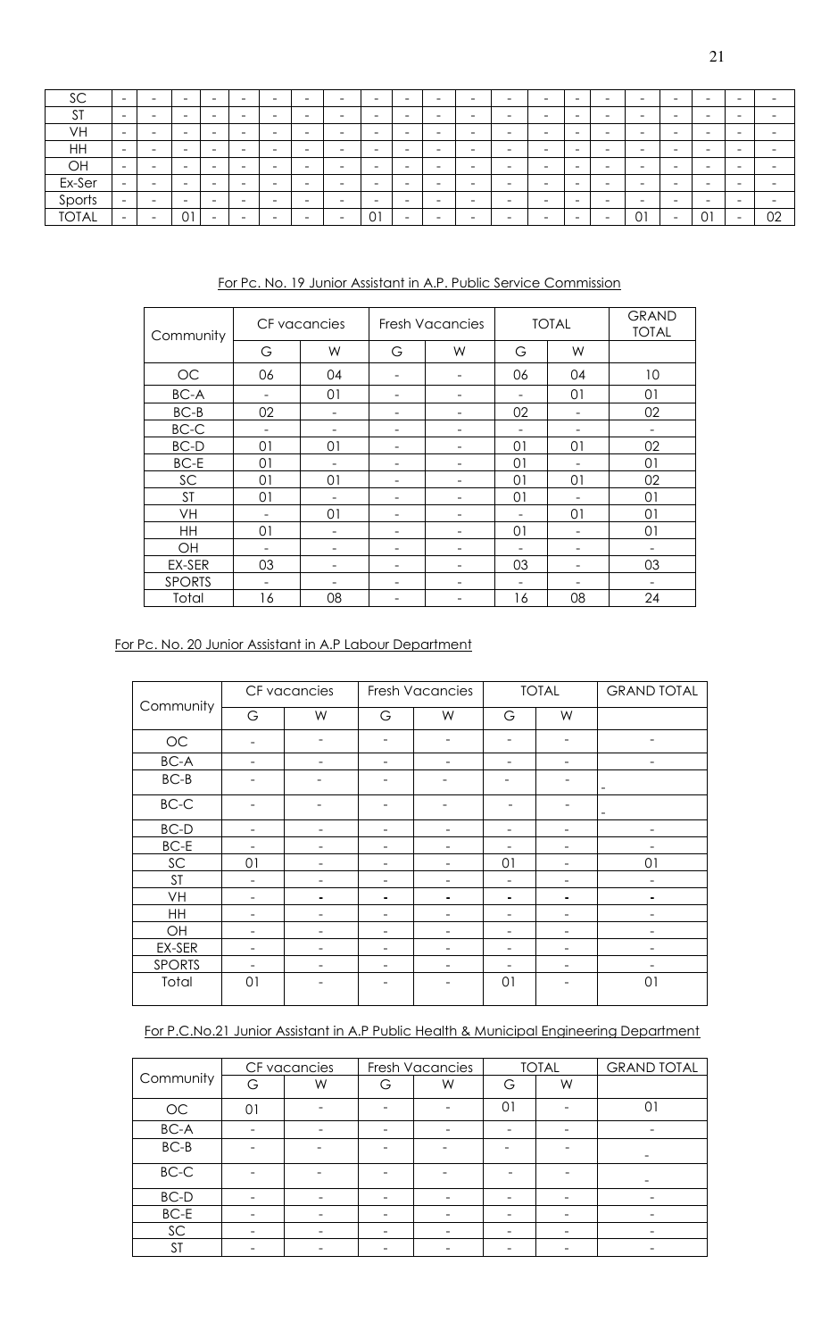| | | | | | | | | | | | | | | | | | | | | | | | |
|---|---|---|---|---|---|---|---|---|---|---|---|---|---|---|---|---|---|---|---|---|---|---|---|
| SC | - | - | - | - | - | - | - | - | - | - | - | - | - | - | - | - | - | - | - | - | - | - | - |
| ST | - | - | - | - | - | - | - | - | - | - | - | - | - | - | - | - | - | - | - | - | - | - | - |
| VH | - | - | - | - | - | - | - | - | - | - | - | - | - | - | - | - | - | - | - | - | - | - | - |
| HH | - | - | - | - | - | - | - | - | - | - | - | - | - | - | - | - | - | - | - | - | - | - | - |
| OH | - | - | - | - | - | - | - | - | - | - | - | - | - | - | - | - | - | - | - | - | - | - | - |
| Ex-Ser | - | - | - | - | - | - | - | - | - | - | - | - | - | - | - | - | - | - | - | - | - | - | - |
| Sports | - | - | - | - | - | - | - | - | - | - | - | - | - | - | - | - | - | - | - | - | - | - | - |
| TOTAL | - | - | 01 | - | - | - | - | - | - | 01 | - | - | - | - | - | - | - | - | 01 | - | 01 | - | 02 |

For Pc. No. 19 Junior Assistant in A.P. Public Service Commission

| Community | CF vacancies | | Fresh Vacancies | | TOTAL | | GRAND TOTAL |
|---|---|---|---|---|---|---|---|
| | G | W | G | W | G | W | |
| OC | 06 | 04 | - | - | 06 | 04 | 10 |
| BC-A | - | 01 | - | - | - | 01 | 01 |
| BC-B | 02 | - | - | - | 02 | - | 02 |
| BC-C | - | - | - | - | - | - | - |
| BC-D | 01 | 01 | - | - | 01 | 01 | 02 |
| BC-E | 01 | - | - | - | 01 | - | 01 |
| SC | 01 | 01 | - | - | 01 | 01 | 02 |
| ST | 01 | - | - | - | 01 | - | 01 |
| VH | - | 01 | - | - | - | 01 | 01 |
| HH | 01 | - | - | - | 01 | - | 01 |
| OH | - | - | - | - | - | - | - |
| EX-SER | 03 | - | - | - | 03 | - | 03 |
| SPORTS | - | - | - | - | - | - | - |
| Total | 16 | 08 | - | - | 16 | 08 | 24 |

For Pc. No. 20 Junior Assistant in A.P Labour Department

| Community | CF vacancies | | Fresh Vacancies | | TOTAL | | GRAND TOTAL |
|---|---|---|---|---|---|---|---|
| | G | W | G | W | G | W | |
| OC | - | - | - | - | - | - | - |
| BC-A | - | - | - | - | - | - | - |
| BC-B | - | - | - | - | - | - | - |
| BC-C | - | - | - | - | - | - | - |
| BC-D | - | - | - | - | - | - | - |
| BC-E | - | - | - | - | - | - | - |
| SC | 01 | - | - | - | 01 | - | 01 |
| ST | - | - | - | - | - | - | - |
| VH | - | - | - | - | - | - | - |
| HH | - | - | - | - | - | - | - |
| OH | - | - | - | - | - | - | - |
| EX-SER | - | - | - | - | - | - | - |
| SPORTS | - | - | - | - | - | - | - |
| Total | 01 | - | - | - | 01 | - | 01 |

For P.C.No.21 Junior Assistant in A.P Public Health & Municipal Engineering Department

| Community | CF vacancies | | Fresh Vacancies | | TOTAL | | GRAND TOTAL |
|---|---|---|---|---|---|---|---|
| | G | W | G | W | G | W | |
| OC | 01 | - | - | - | 01 | - | 01 |
| BC-A | - | - | - | - | - | - | - |
| BC-B | - | - | - | - | - | - | - |
| BC-C | - | - | - | - | - | - | - |
| BC-D | - | - | - | - | - | - | - |
| BC-E | - | - | - | - | - | - | - |
| SC | - | - | - | - | - | - | - |
| ST | - | - | - | - | - | - | - |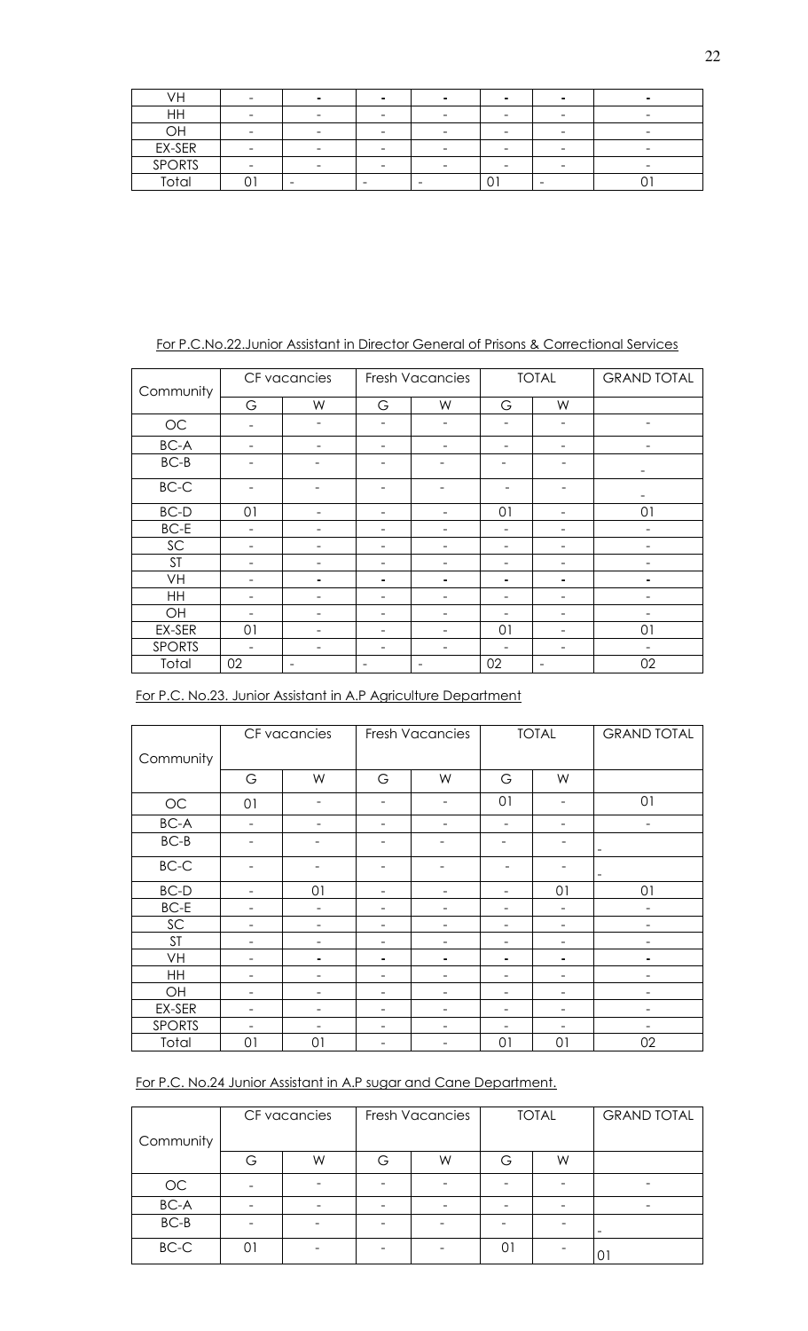| VH | - | - | - | - | - | - | - |
|---|---|---|---|---|---|---|---|
| HH | - | - | - | - | - | - | - |
| OH | - | - | - | - | - | - | - |
| EX-SER | - | - | - | - | - | - | - |
| SPORTS | - | - | - | - | - | - | - |
| Total | 01 | - | - | - | 01 | - | 01 |

For P.C.No.22.Junior Assistant in Director General of Prisons & Correctional Services

| Community | CF vacancies | | Fresh Vacancies | | TOTAL | | GRAND TOTAL |
|---|---|---|---|---|---|---|---|
| | G | W | G | W | G | W | |
| OC | - | - | - | - | - | - | - |
| BC-A | - | - | - | - | - | - | - |
| BC-B | - | - | - | - | - | - | - |
| BC-C | - | - | - | - | - | - | - |
| BC-D | 01 | - | - | - | 01 | - | 01 |
| BC-E | - | - | - | - | - | - | - |
| SC | - | - | - | - | - | - | - |
| ST | - | - | - | - | - | - | - |
| VH | - | - | - | - | - | - | - |
| HH | - | - | - | - | - | - | - |
| OH | - | - | - | - | - | - | - |
| EX-SER | 01 | - | - | - | 01 | - | 01 |
| SPORTS | - | - | - | - | - | - | - |
| Total | 02 | - | - | - | 02 | - | 02 |

For P.C. No.23. Junior Assistant in A.P Agriculture Department

| Community | CF vacancies | | Fresh Vacancies | | TOTAL | | GRAND TOTAL |
|---|---|---|---|---|---|---|---|
| | G | W | G | W | G | W | |
| OC | 01 | - | - | - | 01 | - | 01 |
| BC-A | - | - | - | - | - | - | - |
| BC-B | - | - | - | - | - | - | - |
| BC-C | - | - | - | - | - | - | - |
| BC-D | - | 01 | - | - | - | 01 | 01 |
| BC-E | - | - | - | - | - | - | - |
| SC | - | - | - | - | - | - | - |
| ST | - | - | - | - | - | - | - |
| VH | - | - | - | - | - | - | - |
| HH | - | - | - | - | - | - | - |
| OH | - | - | - | - | - | - | - |
| EX-SER | - | - | - | - | - | - | - |
| SPORTS | - | - | - | - | - | - | - |
| Total | 01 | 01 | - | - | 01 | 01 | 02 |

For P.C. No.24 Junior Assistant in A.P sugar and Cane Department.

| Community | CF vacancies | | Fresh Vacancies | | TOTAL | | GRAND TOTAL |
|---|---|---|---|---|---|---|---|
| | G | W | G | W | G | W | |
| OC | - | - | - | - | - | - | - |
| BC-A | - | - | - | - | - | - | - |
| BC-B | - | - | - | - | - | - | - |
| BC-C | 01 | - | - | - | 01 | - | 01 |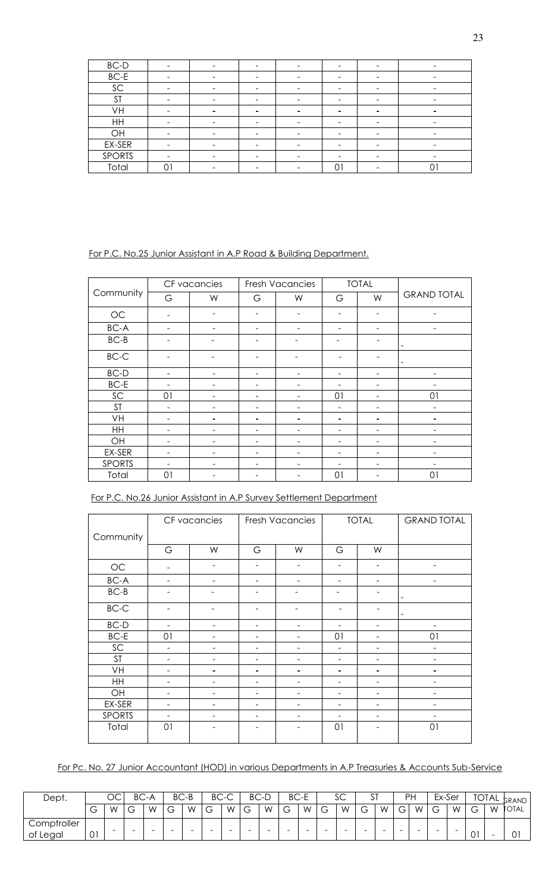| | | | | | | | |
|---|---|---|---|---|---|---|---|
| BC-D | - | - | - | - | - | - | - |
| BC-E | - | - | - | - | - | - | - |
| SC | - | - | - | - | - | - | - |
| ST | - | - | - | - | - | - | - |
| VH | - | - | - | - | - | - | - |
| HH | - | - | - | - | - | - | - |
| OH | - | - | - | - | - | - | - |
| EX-SER | - | - | - | - | - | - | - |
| SPORTS | - | - | - | - | - | - | - |
| Total | 01 | - | - | - | 01 | - | 01 |

For P.C. No.25 Junior Assistant in A.P Road & Building Department.

| Community | CF vacancies | | Fresh Vacancies | | TOTAL | | GRAND TOTAL |
|---|---|---|---|---|---|---|---|
| | G | W | G | W | G | W | |
| OC | - | - | - | - | - | - | - |
| BC-A | - | - | - | - | - | - | - |
| BC-B | - | - | - | - | - | - | - |
| BC-C | - | - | - | - | - | - | - |
| BC-D | - | - | - | - | - | - | - |
| BC-E | - | - | - | - | - | - | - |
| SC | 01 | - | - | - | 01 | - | 01 |
| ST | - | - | - | - | - | - | - |
| VH | - | - | - | - | - | - | - |
| HH | - | - | - | - | - | - | - |
| OH | - | - | - | - | - | - | - |
| EX-SER | - | - | - | - | - | - | - |
| SPORTS | - | - | - | - | - | - | - |
| Total | 01 | - | - | - | 01 | - | 01 |

For P.C. No.26 Junior Assistant in A.P Survey Settlement Department

| Community | CF vacancies | | Fresh Vacancies | | TOTAL | | GRAND TOTAL |
|---|---|---|---|---|---|---|---|
| | G | W | G | W | G | W | |
| OC | - | - | - | - | - | - | - |
| BC-A | - | - | - | - | - | - | - |
| BC-B | - | - | - | - | - | - | - |
| BC-C | - | - | - | - | - | - | - |
| BC-D | - | - | - | - | - | - | - |
| BC-E | 01 | - | - | - | 01 | - | 01 |
| SC | - | - | - | - | - | - | - |
| ST | - | - | - | - | - | - | - |
| VH | - | - | - | - | - | - | - |
| HH | - | - | - | - | - | - | - |
| OH | - | - | - | - | - | - | - |
| EX-SER | - | - | - | - | - | - | - |
| SPORTS | - | - | - | - | - | - | - |
| Total | 01 | - | - | - | 01 | - | 01 |

For Pc. No. 27 Junior Accountant (HOD) in various Departments in A.P Treasuries & Accounts Sub-Service

| Dept. | OC | | BC-A | | BC-B | | BC-C | | BC-D | | BC-E | | SC | | ST | | PH | | Ex-Ser | | TOTAL | | GRAND TOTAL |
|---|---|---|---|---|---|---|---|---|---|---|---|---|---|---|---|---|---|---|---|---|---|---|---|
| | G | W | G | W | G | W | G | W | G | W | G | W | G | W | G | W | G | W | G | W | G | W | |
| Comptroller of Legal | 01 | - | - | - | - | - | - | - | - | - | - | - | - | - | - | - | - | - | - | - | 01 | - | 01 |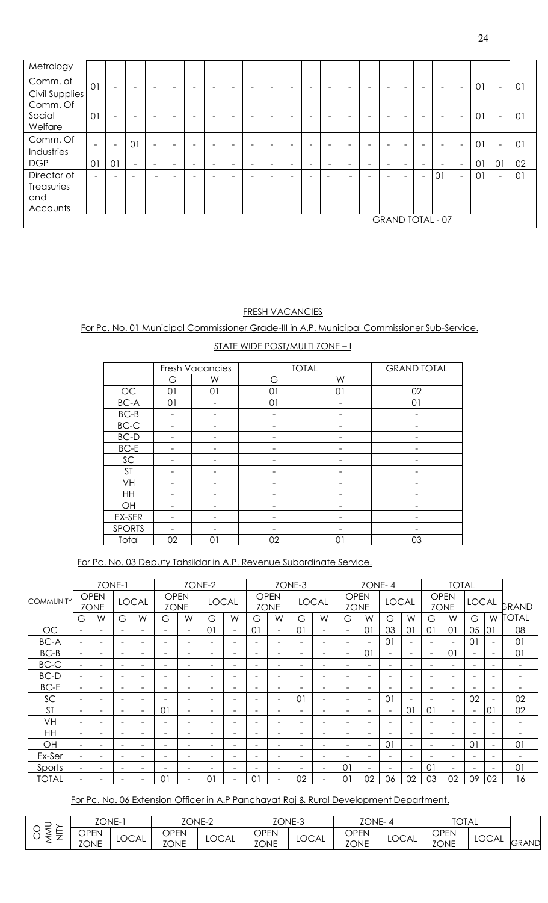| | | | | | | | | | | | | | | | | | | | | | | |
|---|---|---|---|---|---|---|---|---|---|---|---|---|---|---|---|---|---|---|---|---|---|---|
| Metrology | | | | | | | | | | | | | | | | | | | | | | |
| Comm. of Civil Supplies | 01 | - | - | - | - | - | - | - | - | - | - | - | - | - | - | - | - | - | - | 01 | - | 01 |
| Comm. Of Social Welfare | 01 | - | - | - | - | - | - | - | - | - | - | - | - | - | - | - | - | - | - | 01 | - | 01 |
| Comm. Of Industries | - | - | 01 | - | - | - | - | - | - | - | - | - | - | - | - | - | - | - | - | 01 | - | 01 |
| DGP | 01 | 01 | - | - | - | - | - | - | - | - | - | - | - | - | - | - | - | - | - | 01 | 01 | 02 |
| Director of Treasuries and Accounts | - | - | - | - | - | - | - | - | - | - | - | - | - | - | - | - | - | 01 | - | 01 | - | 01 |
| GRAND TOTAL - 07 | | | | | | | | | | | | | | | | | | | | | | |

## FRESH VACANCIES

For Pc. No. 01 Municipal Commissioner Grade-III in A.P. Municipal Commissioner Sub-Service.

STATE WIDE POST/MULTI ZONE – I

| | Fresh Vacancies | | TOTAL | | GRAND TOTAL |
|---|---|---|---|---|---|
| | G | W | G | W | |
| OC | 01 | 01 | 01 | 01 | 02 |
| BC-A | 01 | - | 01 | - | 01 |
| BC-B | - | - | - | - | - |
| BC-C | - | - | - | - | - |
| BC-D | - | - | - | - | - |
| BC-E | - | - | - | - | - |
| SC | - | - | - | - | - |
| ST | - | - | - | - | - |
| VH | - | - | - | - | - |
| HH | - | - | - | - | - |
| OH | - | - | - | - | - |
| EX-SER | - | - | - | - | - |
| SPORTS | - | - | - | - | - |
| Total | 02 | 01 | 02 | 01 | 03 |

For Pc. No. 03 Deputy Tahsildar in A.P. Revenue Subordinate Service.

| COMMUNITY | ZONE-1 | | | | ZONE-2 | | | | ZONE-3 | | | | ZONE- 4 | | | | TOTAL | | | | GRAND TOTAL |
|---|---|---|---|---|---|---|---|---|---|---|---|---|---|---|---|---|---|---|---|---|---|
| | OPEN ZONE | | LOCAL | | OPEN ZONE | | LOCAL | | OPEN ZONE | | LOCAL | | OPEN ZONE | | LOCAL | | OPEN ZONE | | LOCAL | | |
| | G | W | G | W | G | W | G | W | G | W | G | W | G | W | G | W | G | W | G | W | |
| OC | - | - | - | - | - | - | 01 | - | 01 | - | 01 | - | - | 01 | 03 | 01 | 01 | 01 | 05 | 01 | 08 |
| BC-A | - | - | - | - | - | - | - | - | - | - | - | - | - | - | 01 | - | - | - | 01 | - | 01 |
| BC-B | - | - | - | - | - | - | - | - | - | - | - | - | - | 01 | - | - | - | 01 | - | - | 01 |
| BC-C | - | - | - | - | - | - | - | - | - | - | - | - | - | - | - | - | - | - | - | - | - |
| BC-D | - | - | - | - | - | - | - | - | - | - | - | - | - | - | - | - | - | - | - | - | - |
| BC-E | - | - | - | - | - | - | - | - | - | - | - | - | - | - | - | - | - | - | - | - | - |
| SC | - | - | - | - | - | - | - | - | - | - | 01 | - | - | - | 01 | - | - | - | 02 | - | 02 |
| ST | - | - | - | - | 01 | - | - | - | - | - | - | - | - | - | - | 01 | 01 | - | - | 01 | 02 |
| VH | - | - | - | - | - | - | - | - | - | - | - | - | - | - | - | - | - | - | - | - | - |
| HH | - | - | - | - | - | - | - | - | - | - | - | - | - | - | - | - | - | - | - | - | - |
| OH | - | - | - | - | - | - | - | - | - | - | - | - | - | - | 01 | - | - | - | 01 | - | 01 |
| Ex-Ser | - | - | - | - | - | - | - | - | - | - | - | - | - | - | - | - | - | - | - | - | - |
| Sports | - | - | - | - | - | - | - | - | - | - | - | - | 01 | - | - | - | 01 | - | - | - | 01 |
| TOTAL | - | - | - | - | 01 | - | 01 | - | 01 | - | 02 | - | 01 | 02 | 06 | 02 | 03 | 02 | 09 | 02 | 16 |

For Pc. No. 06 Extension Officer in A.P Panchayat Raj & Rural Development Department.

| COMMUNITY | ZONE-1 | | ZONE-2 | | ZONE-3 | | ZONE- 4 | | TOTAL | | GRAND |
|---|---|---|---|---|---|---|---|---|---|---|---|
| | OPEN ZONE | LOCAL | OPEN ZONE | LOCAL | OPEN ZONE | LOCAL | OPEN ZONE | LOCAL | OPEN ZONE | LOCAL | |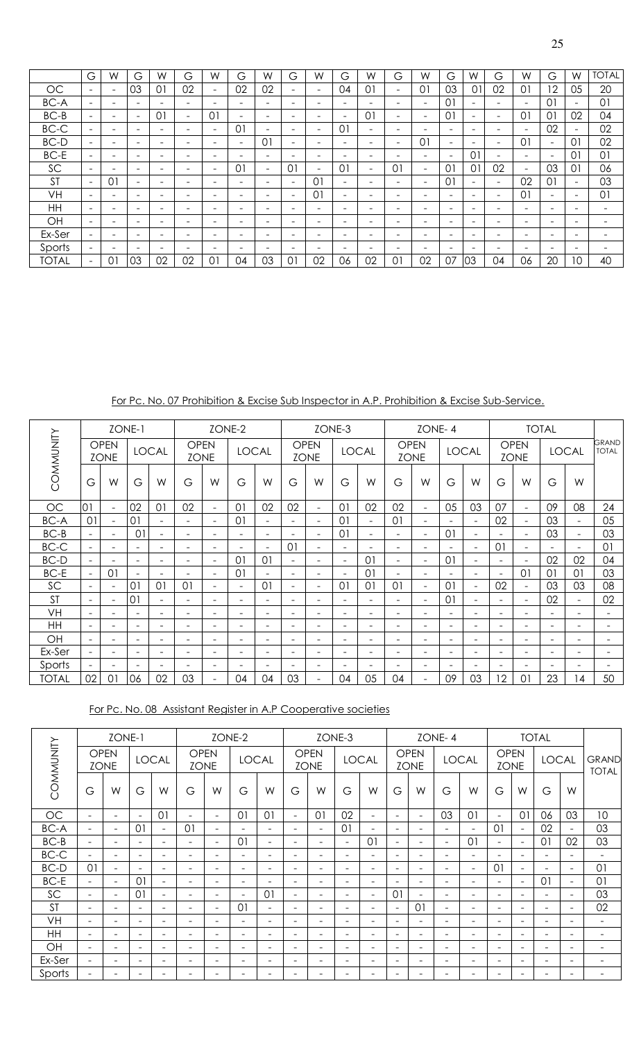| | G | W | G | W | G | W | G | W | G | W | G | W | G | W | G | W | G | W | G | W | TOTAL |
|---|---|---|---|---|---|---|---|---|---|---|---|---|---|---|---|---|---|---|---|---|---|
| OC | - | - | 03 | 01 | 02 | - | 02 | 02 | - | - | 04 | 01 | - | 01 | 03 | 01 | 02 | 01 | 12 | 05 | 20 |
| BC-A | - | - | - | - | - | - | - | - | - | - | - | - | - | - | 01 | - | - | - | 01 | - | 01 |
| BC-B | - | - | - | 01 | - | 01 | - | - | - | - | - | 01 | - | - | 01 | - | - | 01 | 01 | 02 | 04 |
| BC-C | - | - | - | - | - | - | 01 | - | - | - | 01 | - | - | - | - | - | - | - | 02 | - | 02 |
| BC-D | - | - | - | - | - | - | - | 01 | - | - | - | - | - | 01 | - | - | - | 01 | - | 01 | 02 |
| BC-E | - | - | - | - | - | - | - | - | - | - | - | - | - | - | - | 01 | - | - | - | 01 | 01 |
| SC | - | - | - | - | - | - | 01 | - | 01 | - | 01 | - | 01 | - | 01 | 01 | 02 | - | 03 | 01 | 06 |
| ST | - | 01 | - | - | - | - | - | - | - | 01 | - | - | - | - | 01 | - | - | 02 | 01 | - | 03 |
| VH | - | - | - | - | - | - | - | - | - | 01 | - | - | - | - | - | - | - | 01 | - | - | 01 |
| HH | - | - | - | - | - | - | - | - | - | - | - | - | - | - | - | - | - | - | - | - | - |
| OH | - | - | - | - | - | - | - | - | - | - | - | - | - | - | - | - | - | - | - | - | - |
| Ex-Ser | - | - | - | - | - | - | - | - | - | - | - | - | - | - | - | - | - | - | - | - | - |
| Sports | - | - | - | - | - | - | - | - | - | - | - | - | - | - | - | - | - | - | - | - | - |
| TOTAL | - | 01 | 03 | 02 | 02 | 01 | 04 | 03 | 01 | 02 | 06 | 02 | 01 | 02 | 07 | 03 | 04 | 06 | 20 | 10 | 40 |

For Pc. No. 07 Prohibition & Excise Sub Inspector in A.P. Prohibition & Excise Sub-Service.

| COMMUNITY | ZONE-1 | | | | ZONE-2 | | | | ZONE-3 | | | | ZONE- 4 | | | | TOTAL | | | | GRAND TOTAL |
|---|---|---|---|---|---|---|---|---|---|---|---|---|---|---|---|---|---|---|---|---|---|
| | OPEN ZONE | | LOCAL | | OPEN ZONE | | LOCAL | | OPEN ZONE | | LOCAL | | OPEN ZONE | | LOCAL | | OPEN ZONE | | LOCAL | | |
| | G | W | G | W | G | W | G | W | G | W | G | W | G | W | G | W | G | W | G | W | |
| OC | 01 | - | 02 | 01 | 02 | - | 01 | 02 | 02 | - | 01 | 02 | 02 | - | 05 | 03 | 07 | - | 09 | 08 | 24 |
| BC-A | 01 | - | 01 | - | - | - | 01 | - | - | - | 01 | - | 01 | - | - | - | 02 | - | 03 | - | 05 |
| BC-B | - | - | 01 | - | - | - | - | - | - | - | 01 | - | - | - | 01 | - | - | - | 03 | - | 03 |
| BC-C | - | - | - | - | - | - | - | - | 01 | - | - | - | - | - | - | - | 01 | - | - | - | 01 |
| BC-D | - | - | - | - | - | - | 01 | 01 | - | - | - | 01 | - | - | 01 | - | - | - | 02 | 02 | 04 |
| BC-E | - | 01 | - | - | - | - | 01 | - | - | - | - | 01 | - | - | - | - | - | 01 | 01 | 01 | 03 |
| SC | - | - | 01 | 01 | 01 | - | - | 01 | - | - | 01 | 01 | 01 | - | 01 | - | 02 | - | 03 | 03 | 08 |
| ST | - | - | 01 | - | - | - | - | - | - | - | - | - | - | - | 01 | - | - | - | 02 | - | 02 |
| VH | - | - | - | - | - | - | - | - | - | - | - | - | - | - | - | - | - | - | - | - | - |
| HH | - | - | - | - | - | - | - | - | - | - | - | - | - | - | - | - | - | - | - | - | - |
| OH | - | - | - | - | - | - | - | - | - | - | - | - | - | - | - | - | - | - | - | - | - |
| Ex-Ser | - | - | - | - | - | - | - | - | - | - | - | - | - | - | - | - | - | - | - | - | - |
| Sports | - | - | - | - | - | - | - | - | - | - | - | - | - | - | - | - | - | - | - | - | - |
| TOTAL | 02 | 01 | 06 | 02 | 03 | - | 04 | 04 | 03 | - | 04 | 05 | 04 | - | 09 | 03 | 12 | 01 | 23 | 14 | 50 |

For Pc. No. 08 Assistant Register in A.P Cooperative societies

| COMMUNITY | ZONE-1 | | | | ZONE-2 | | | | ZONE-3 | | | | ZONE- 4 | | | | TOTAL | | | | GRAND TOTAL |
|---|---|---|---|---|---|---|---|---|---|---|---|---|---|---|---|---|---|---|---|---|---|
| | OPEN ZONE | | LOCAL | | OPEN ZONE | | LOCAL | | OPEN ZONE | | LOCAL | | OPEN ZONE | | LOCAL | | OPEN ZONE | | LOCAL | | |
| | G | W | G | W | G | W | G | W | G | W | G | W | G | W | G | W | G | W | G | W | |
| OC | - | - | - | 01 | - | - | 01 | 01 | - | 01 | 02 | - | - | - | 03 | 01 | - | 01 | 06 | 03 | 10 |
| BC-A | - | - | 01 | - | 01 | - | - | - | - | - | 01 | - | - | - | - | - | 01 | - | 02 | - | 03 |
| BC-B | - | - | - | - | - | - | 01 | - | - | - | - | 01 | - | - | - | 01 | - | - | 01 | 02 | 03 |
| BC-C | - | - | - | - | - | - | - | - | - | - | - | - | - | - | - | - | - | - | - | - | - |
| BC-D | 01 | - | - | - | - | - | - | - | - | - | - | - | - | - | - | - | 01 | - | - | - | 01 |
| BC-E | - | - | 01 | - | - | - | - | - | - | - | - | - | - | - | - | - | - | - | 01 | - | 01 |
| SC | - | - | 01 | - | - | - | - | 01 | - | - | - | - | 01 | - | - | - | - | - | - | - | 03 |
| ST | - | - | - | - | - | - | 01 | - | - | - | - | - | - | 01 | - | - | - | - | - | - | 02 |
| VH | - | - | - | - | - | - | - | - | - | - | - | - | - | - | - | - | - | - | - | - | - |
| HH | - | - | - | - | - | - | - | - | - | - | - | - | - | - | - | - | - | - | - | - | - |
| OH | - | - | - | - | - | - | - | - | - | - | - | - | - | - | - | - | - | - | - | - | - |
| Ex-Ser | - | - | - | - | - | - | - | - | - | - | - | - | - | - | - | - | - | - | - | - | - |
| Sports | - | - | - | - | - | - | - | - | - | - | - | - | - | - | - | - | - | - | - | - | - |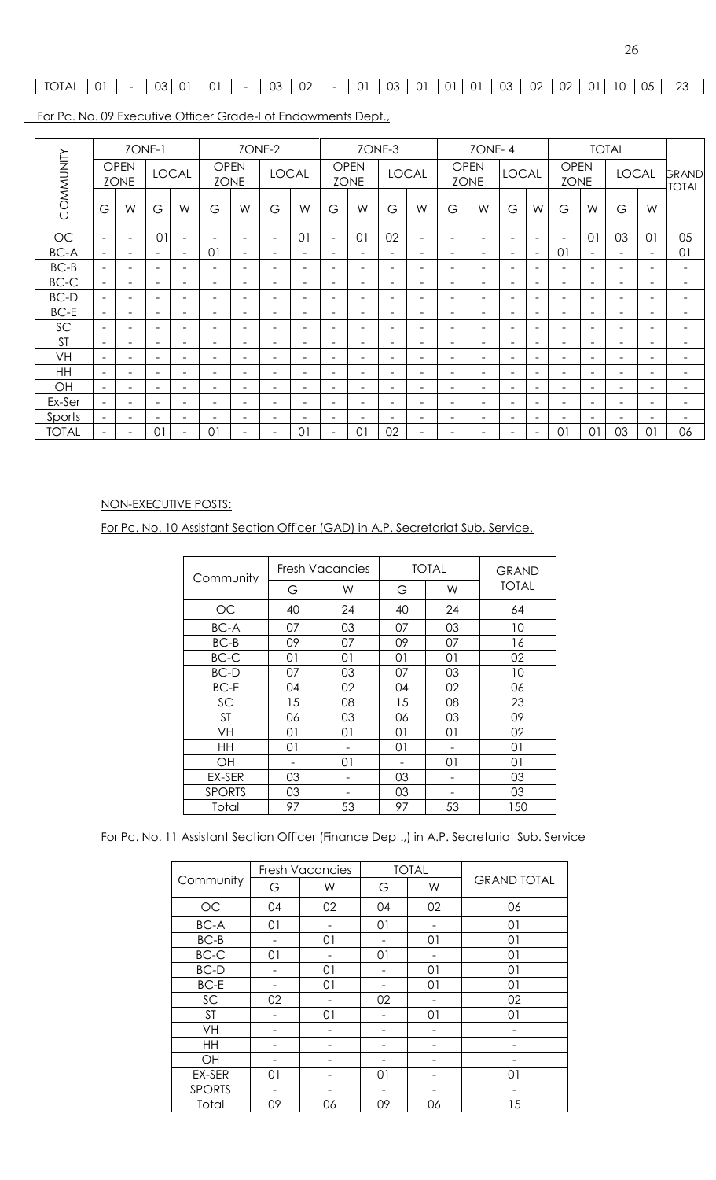| TOTAL | 01 | - | 03 | 01 | 01 | - | 03 | 02 | - | 01 | 03 | 01 | 01 | 01 | 03 | 02 | 02 | 01 | 10 | 05 | 23 |
|---|---|---|---|---|---|---|---|---|---|---|---|---|---|---|---|---|---|---|---|---|---|

For Pc. No. 09 Executive Officer Grade-I of Endowments Dept.,

| COMMUNITY | ZONE-1 | | | | ZONE-2 | | | | ZONE-3 | | | | ZONE- 4 | | | | TOTAL | | | | GRAND TOTAL |
|---|---|---|---|---|---|---|---|---|---|---|---|---|---|---|---|---|---|---|---|---|---|
| | OPEN ZONE | | LOCAL | | OPEN ZONE | | LOCAL | | OPEN ZONE | | LOCAL | | OPEN ZONE | | LOCAL | | OPEN ZONE | | LOCAL | | |
| | G | W | G | W | G | W | G | W | G | W | G | W | G | W | G | W | G | W | G | W | |
| OC | - | - | 01 | - | - | - | - | 01 | - | 01 | 02 | - | - | - | - | - | - | 01 | 03 | 01 | 05 |
| BC-A | - | - | - | - | 01 | - | - | - | - | - | - | - | - | - | - | - | 01 | - | - | - | 01 |
| BC-B | - | - | - | - | - | - | - | - | - | - | - | - | - | - | - | - | - | - | - | - | - |
| BC-C | - | - | - | - | - | - | - | - | - | - | - | - | - | - | - | - | - | - | - | - | - |
| BC-D | - | - | - | - | - | - | - | - | - | - | - | - | - | - | - | - | - | - | - | - | - |
| BC-E | - | - | - | - | - | - | - | - | - | - | - | - | - | - | - | - | - | - | - | - | - |
| SC | - | - | - | - | - | - | - | - | - | - | - | - | - | - | - | - | - | - | - | - | - |
| ST | - | - | - | - | - | - | - | - | - | - | - | - | - | - | - | - | - | - | - | - | - |
| VH | - | - | - | - | - | - | - | - | - | - | - | - | - | - | - | - | - | - | - | - | - |
| HH | - | - | - | - | - | - | - | - | - | - | - | - | - | - | - | - | - | - | - | - | - |
| OH | - | - | - | - | - | - | - | - | - | - | - | - | - | - | - | - | - | - | - | - | - |
| Ex-Ser | - | - | - | - | - | - | - | - | - | - | - | - | - | - | - | - | - | - | - | - | - |
| Sports | - | - | - | - | - | - | - | - | - | - | - | - | - | - | - | - | - | - | - | - | - |
| TOTAL | - | - | 01 | - | 01 | - | - | 01 | - | 01 | 02 | - | - | - | - | - | 01 | 01 | 03 | 01 | 06 |

NON-EXECUTIVE POSTS:

For Pc. No. 10 Assistant Section Officer (GAD) in A.P. Secretariat Sub. Service.

| Community | Fresh Vacancies | | TOTAL | | GRAND TOTAL |
|---|---|---|---|---|---|
| | G | W | G | W | |
| OC | 40 | 24 | 40 | 24 | 64 |
| BC-A | 07 | 03 | 07 | 03 | 10 |
| BC-B | 09 | 07 | 09 | 07 | 16 |
| BC-C | 01 | 01 | 01 | 01 | 02 |
| BC-D | 07 | 03 | 07 | 03 | 10 |
| BC-E | 04 | 02 | 04 | 02 | 06 |
| SC | 15 | 08 | 15 | 08 | 23 |
| ST | 06 | 03 | 06 | 03 | 09 |
| VH | 01 | 01 | 01 | 01 | 02 |
| HH | 01 | - | 01 | - | 01 |
| OH | - | 01 | - | 01 | 01 |
| EX-SER | 03 | - | 03 | - | 03 |
| SPORTS | 03 | - | 03 | - | 03 |
| Total | 97 | 53 | 97 | 53 | 150 |

For Pc. No. 11 Assistant Section Officer (Finance Dept.,) in A.P. Secretariat Sub. Service

| Community | Fresh Vacancies | | TOTAL | | GRAND TOTAL |
|---|---|---|---|---|---|
| | G | W | G | W | |
| OC | 04 | 02 | 04 | 02 | 06 |
| BC-A | 01 | - | 01 | - | 01 |
| BC-B | - | 01 | - | 01 | 01 |
| BC-C | 01 | - | 01 | - | 01 |
| BC-D | - | 01 | - | 01 | 01 |
| BC-E | - | 01 | - | 01 | 01 |
| SC | 02 | - | 02 | - | 02 |
| ST | - | 01 | - | 01 | 01 |
| VH | - | - | - | - | - |
| HH | - | - | - | - | - |
| OH | - | - | - | - | - |
| EX-SER | 01 | - | 01 | - | 01 |
| SPORTS | - | - | - | - | - |
| Total | 09 | 06 | 09 | 06 | 15 |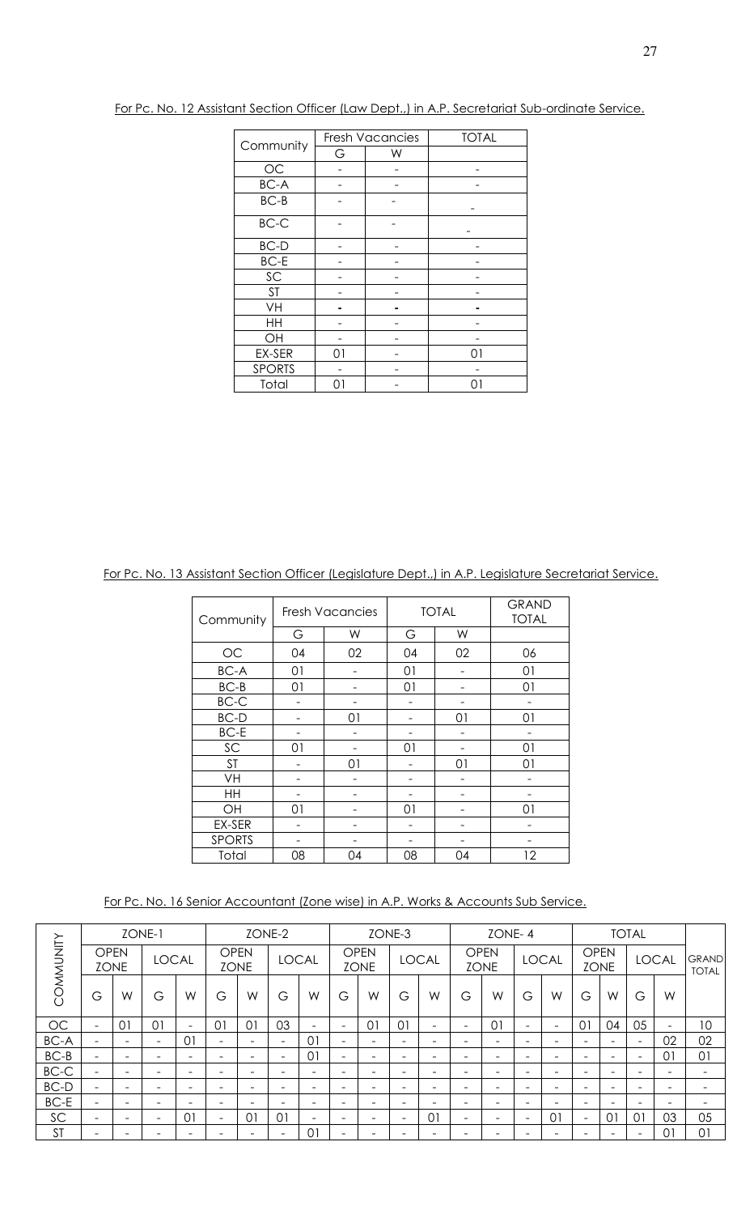For Pc. No. 12 Assistant Section Officer (Law Dept.,) in A.P. Secretariat Sub-ordinate Service.

| Community | Fresh Vacancies | | TOTAL |
|---|---|---|---|
| | G | W | |
| OC | - | - | - |
| BC-A | - | - | - |
| BC-B | - | - | - |
| BC-C | - | - | - |
| BC-D | - | - | - |
| BC-E | - | - | - |
| SC | - | - | - |
| ST | - | - | - |
| VH | - | - | - |
| HH | - | - | - |
| OH | - | - | - |
| EX-SER | 01 | - | 01 |
| SPORTS | - | - | - |
| Total | 01 | - | 01 |

For Pc. No. 13 Assistant Section Officer (Legislature Dept.,) in A.P. Legislature Secretariat Service.

| Community | Fresh Vacancies | | TOTAL | | GRAND TOTAL |
|---|---|---|---|---|---|
| | G | W | G | W | |
| OC | 04 | 02 | 04 | 02 | 06 |
| BC-A | 01 | - | 01 | - | 01 |
| BC-B | 01 | - | 01 | - | 01 |
| BC-C | - | - | - | - | - |
| BC-D | - | 01 | - | 01 | 01 |
| BC-E | - | - | - | - | - |
| SC | 01 | - | 01 | - | 01 |
| ST | - | 01 | - | 01 | 01 |
| VH | - | - | - | - | - |
| HH | - | - | - | - | - |
| OH | 01 | - | 01 | - | 01 |
| EX-SER | - | - | - | - | - |
| SPORTS | - | - | - | - | - |
| Total | 08 | 04 | 08 | 04 | 12 |

For Pc. No. 16 Senior Accountant (Zone wise) in A.P. Works & Accounts Sub Service.

| COMMUNITY | ZONE-1 | | | | ZONE-2 | | | | ZONE-3 | | | | ZONE- 4 | | | | TOTAL | | | | GRAND TOTAL |
|---|---|---|---|---|---|---|---|---|---|---|---|---|---|---|---|---|---|---|---|---|---|
| | OPEN ZONE | | LOCAL | | OPEN ZONE | | LOCAL | | OPEN ZONE | | LOCAL | | OPEN ZONE | | LOCAL | | OPEN ZONE | | LOCAL | | |
| | G | W | G | W | G | W | G | W | G | W | G | W | G | W | G | W | G | W | G | W | |
| OC | - | 01 | 01 | - | 01 | 01 | 03 | - | - | 01 | 01 | - | - | 01 | - | - | 01 | 04 | 05 | - | 10 |
| BC-A | - | - | - | 01 | - | - | - | 01 | - | - | - | - | - | - | - | - | - | - | - | 02 | 02 |
| BC-B | - | - | - | - | - | - | - | 01 | - | - | - | - | - | - | - | - | - | - | - | 01 | 01 |
| BC-C | - | - | - | - | - | - | - | - | - | - | - | - | - | - | - | - | - | - | - | - | - |
| BC-D | - | - | - | - | - | - | - | - | - | - | - | - | - | - | - | - | - | - | - | - | - |
| BC-E | - | - | - | - | - | - | - | - | - | - | - | - | - | - | - | - | - | - | - | - | - |
| SC | - | - | - | 01 | - | 01 | 01 | - | - | - | - | 01 | - | - | - | 01 | - | 01 | 01 | 03 | 05 |
| ST | - | - | - | - | - | - | - | 01 | - | - | - | - | - | - | - | - | - | - | - | 01 | 01 |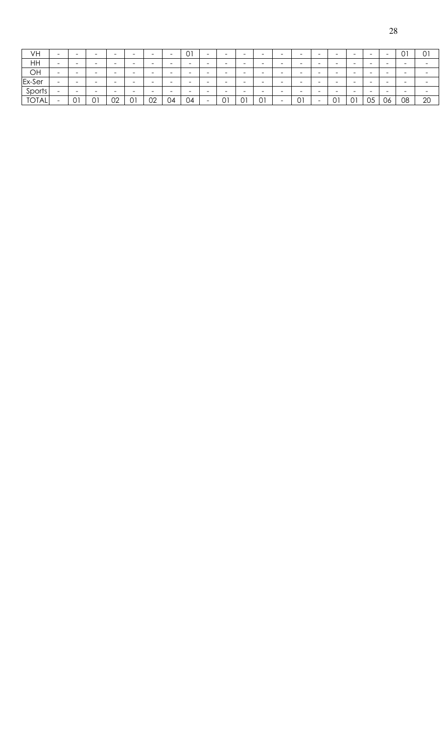| | | | | | | | | | | | | | | | | | | | | | |
|---|---|---|---|---|---|---|---|---|---|---|---|---|---|---|---|---|---|---|---|---|---|
| VH | - | - | - | - | - | - | - | 01 | - | - | - | - | - | - | - | - | - | - | - | 01 | 01 |
| HH | - | - | - | - | - | - | - | - | - | - | - | - | - | - | - | - | - | - | - | - | - |
| OH | - | - | - | - | - | - | - | - | - | - | - | - | - | - | - | - | - | - | - | - | - |
| Ex-Ser | - | - | - | - | - | - | - | - | - | - | - | - | - | - | - | - | - | - | - | - | - |
| Sports | - | - | - | - | - | - | - | - | - | - | - | - | - | - | - | - | - | - | - | - | - |
| TOTAL | - | 01 | 01 | 02 | 01 | 02 | 04 | 04 | - | 01 | 01 | 01 | - | 01 | - | 01 | 01 | 05 | 06 | 08 | 20 |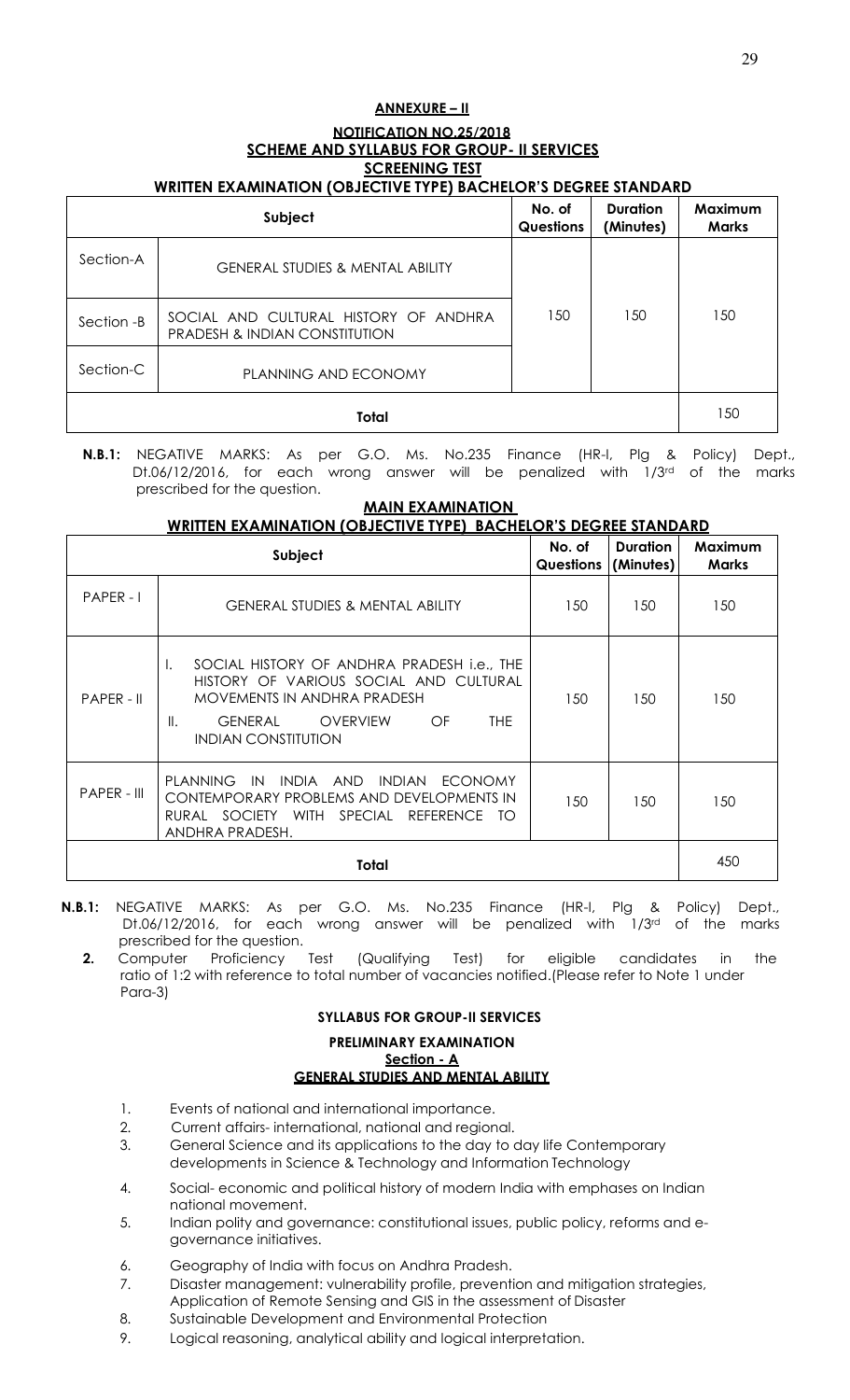## ANNEXURE – II

### NOTIFICATION NO.25/2018
### SCHEME AND SYLLABUS FOR GROUP- II SERVICES
### SCREENING TEST
### WRITTEN EXAMINATION (OBJECTIVE TYPE) BACHELOR'S DEGREE STANDARD

| Subject | | No. of Questions | Duration (Minutes) | Maximum Marks |
|---|---|---|---|---|
| Section-A | GENERAL STUDIES & MENTAL ABILITY | 150 | 150 | 150 |
| Section -B | SOCIAL AND CULTURAL HISTORY OF ANDHRA PRADESH & INDIAN CONSTITUTION | | | |
| Section-C | PLANNING AND ECONOMY | | | |
| Total | | | | 150 |

**N.B.1:** NEGATIVE MARKS: As per G.O. Ms. No.235 Finance (HR-I, Plg & Policy) Dept., Dt.06/12/2016, for each wrong answer will be penalized with 1/3rd of the marks prescribed for the question.

### MAIN EXAMINATION
### WRITTEN EXAMINATION (OBJECTIVE TYPE) BACHELOR'S DEGREE STANDARD

| Subject | | No. of Questions | Duration (Minutes) | Maximum Marks |
|---|---|---|---|---|
| PAPER - I | GENERAL STUDIES & MENTAL ABILITY | 150 | 150 | 150 |
| PAPER - II | I. SOCIAL HISTORY OF ANDHRA PRADESH i.e., THE HISTORY OF VARIOUS SOCIAL AND CULTURAL MOVEMENTS IN ANDHRA PRADESH<br>II. GENERAL OVERVIEW OF THE INDIAN CONSTITUTION | 150 | 150 | 150 |
| PAPER - III | PLANNING IN INDIA AND INDIAN ECONOMY CONTEMPORARY PROBLEMS AND DEVELOPMENTS IN RURAL SOCIETY WITH SPECIAL REFERENCE TO ANDHRA PRADESH. | 150 | 150 | 150 |
| Total | | | | 450 |

**N.B.1:** NEGATIVE MARKS: As per G.O. Ms. No.235 Finance (HR-I, Plg & Policy) Dept., Dt.06/12/2016, for each wrong answer will be penalized with 1/3rd of the marks prescribed for the question.

**2.** Computer Proficiency Test (Qualifying Test) for eligible candidates in the ratio of 1:2 with reference to total number of vacancies notified.(Please refer to Note 1 under Para-3)

### SYLLABUS FOR GROUP-II SERVICES

### PRELIMINARY EXAMINATION
### Section - A
### GENERAL STUDIES AND MENTAL ABILITY

1. Events of national and international importance.
2. Current affairs- international, national and regional.
3. General Science and its applications to the day to day life Contemporary developments in Science & Technology and Information Technology
4. Social- economic and political history of modern India with emphases on Indian national movement.
5. Indian polity and governance: constitutional issues, public policy, reforms and e-governance initiatives.
6. Geography of India with focus on Andhra Pradesh.
7. Disaster management: vulnerability profile, prevention and mitigation strategies, Application of Remote Sensing and GIS in the assessment of Disaster
8. Sustainable Development and Environmental Protection
9. Logical reasoning, analytical ability and logical interpretation.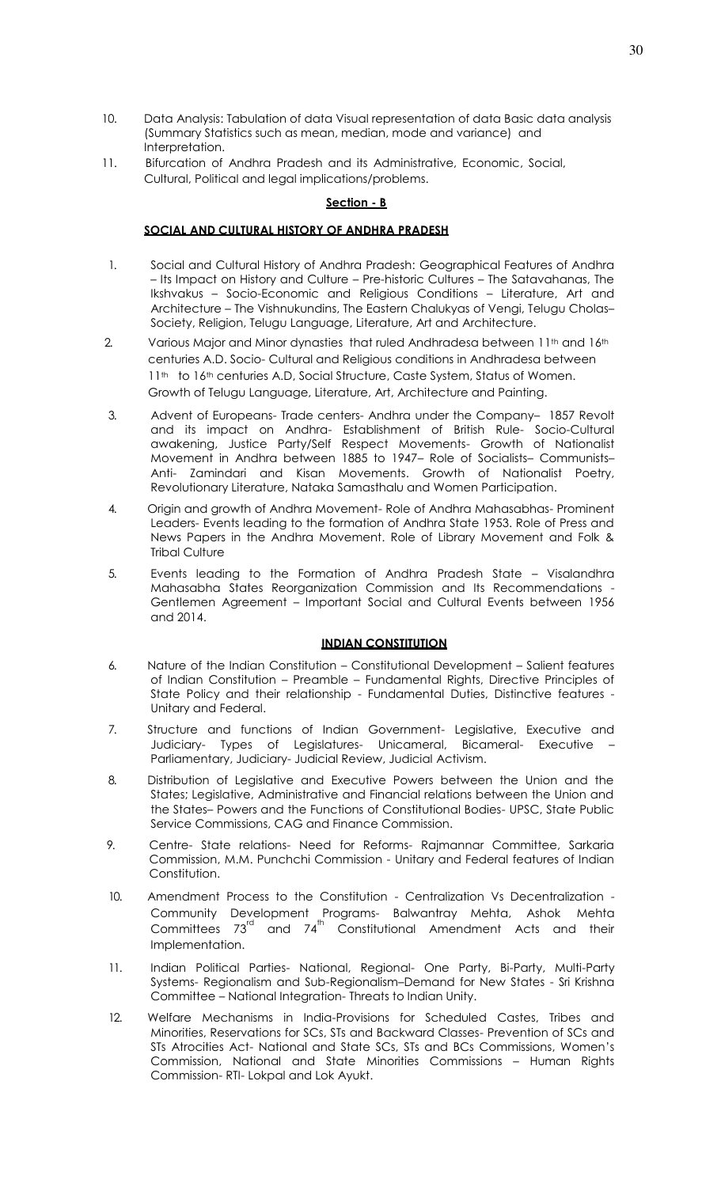10. Data Analysis: Tabulation of data Visual representation of data Basic data analysis (Summary Statistics such as mean, median, mode and variance) and Interpretation.
11. Bifurcation of Andhra Pradesh and its Administrative, Economic, Social, Cultural, Political and legal implications/problems.

## Section - B

### SOCIAL AND CULTURAL HISTORY OF ANDHRA PRADESH

1. Social and Cultural History of Andhra Pradesh: Geographical Features of Andhra – Its Impact on History and Culture – Pre-historic Cultures – The Satavahanas, The Ikshvakus – Socio-Economic and Religious Conditions – Literature, Art and Architecture – The Vishnukundins, The Eastern Chalukyas of Vengi, Telugu Cholas– Society, Religion, Telugu Language, Literature, Art and Architecture.
2. Various Major and Minor dynasties that ruled Andhradesa between 11th and 16th centuries A.D. Socio- Cultural and Religious conditions in Andhradesa between 11th to 16th centuries A.D, Social Structure, Caste System, Status of Women. Growth of Telugu Language, Literature, Art, Architecture and Painting.
3. Advent of Europeans- Trade centers- Andhra under the Company– 1857 Revolt and its impact on Andhra- Establishment of British Rule- Socio-Cultural awakening, Justice Party/Self Respect Movements- Growth of Nationalist Movement in Andhra between 1885 to 1947– Role of Socialists– Communists– Anti- Zamindari and Kisan Movements. Growth of Nationalist Poetry, Revolutionary Literature, Nataka Samasthalu and Women Participation.
4. Origin and growth of Andhra Movement- Role of Andhra Mahasabhas- Prominent Leaders- Events leading to the formation of Andhra State 1953. Role of Press and News Papers in the Andhra Movement. Role of Library Movement and Folk & Tribal Culture
5. Events leading to the Formation of Andhra Pradesh State – Visalandhra Mahasabha States Reorganization Commission and Its Recommendations - Gentlemen Agreement – Important Social and Cultural Events between 1956 and 2014.

### INDIAN CONSTITUTION

6. Nature of the Indian Constitution – Constitutional Development – Salient features of Indian Constitution – Preamble – Fundamental Rights, Directive Principles of State Policy and their relationship - Fundamental Duties, Distinctive features - Unitary and Federal.
7. Structure and functions of Indian Government- Legislative, Executive and Judiciary- Types of Legislatures- Unicameral, Bicameral- Executive – Parliamentary, Judiciary- Judicial Review, Judicial Activism.
8. Distribution of Legislative and Executive Powers between the Union and the States; Legislative, Administrative and Financial relations between the Union and the States– Powers and the Functions of Constitutional Bodies- UPSC, State Public Service Commissions, CAG and Finance Commission.
9. Centre- State relations- Need for Reforms- Rajmannar Committee, Sarkaria Commission, M.M. Punchchi Commission - Unitary and Federal features of Indian Constitution.
10. Amendment Process to the Constitution - Centralization Vs Decentralization - Community Development Programs- Balwantray Mehta, Ashok Mehta Committees 73rd and 74th Constitutional Amendment Acts and their Implementation.
11. Indian Political Parties- National, Regional- One Party, Bi-Party, Multi-Party Systems- Regionalism and Sub-Regionalism–Demand for New States - Sri Krishna Committee – National Integration- Threats to Indian Unity.
12. Welfare Mechanisms in India-Provisions for Scheduled Castes, Tribes and Minorities, Reservations for SCs, STs and Backward Classes- Prevention of SCs and STs Atrocities Act- National and State SCs, STs and BCs Commissions, Women's Commission, National and State Minorities Commissions – Human Rights Commission- RTI- Lokpal and Lok Ayukt.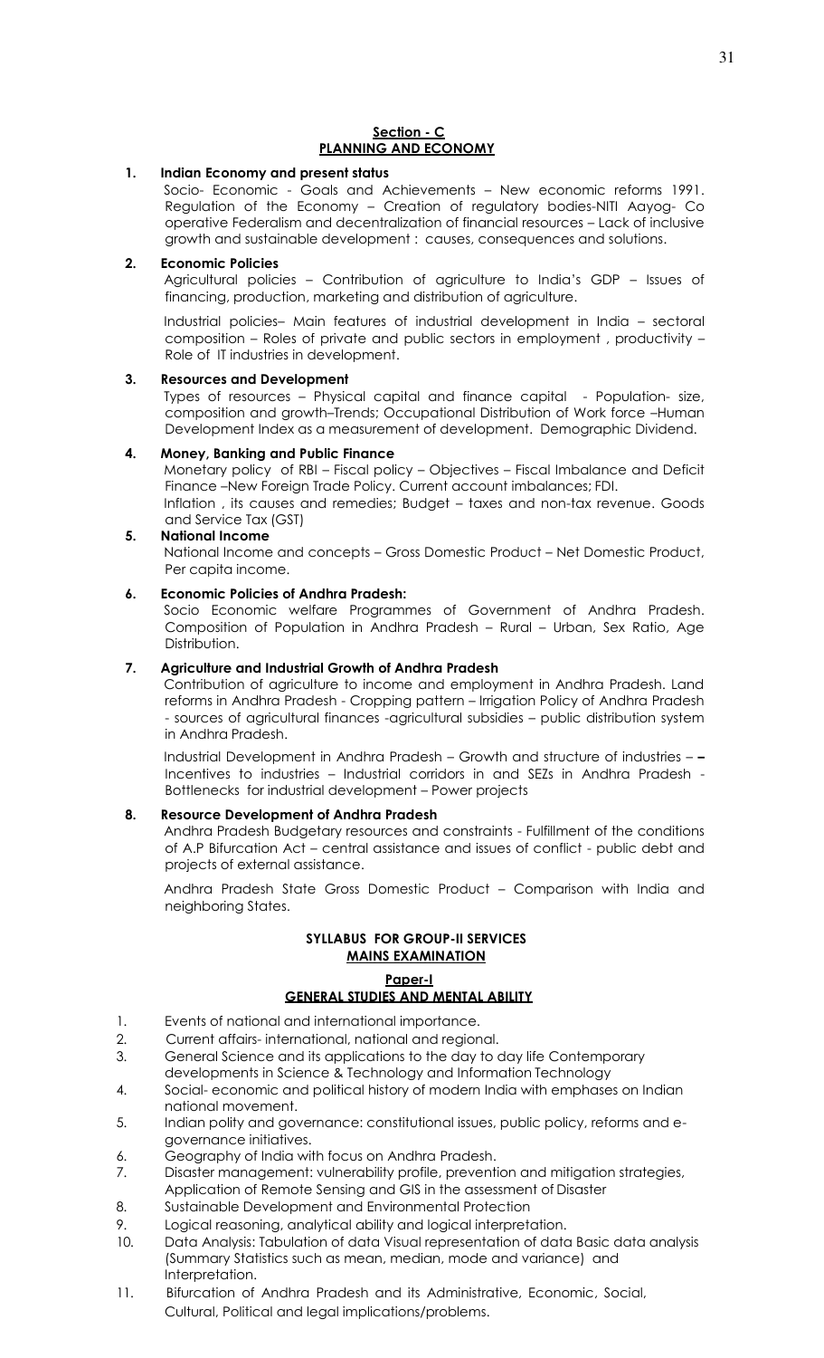## Section - C
## PLANNING AND ECONOMY

**1. Indian Economy and present status**

Socio- Economic - Goals and Achievements – New economic reforms 1991. Regulation of the Economy – Creation of regulatory bodies-NITI Aayog- Co operative Federalism and decentralization of financial resources – Lack of inclusive growth and sustainable development : causes, consequences and solutions.

**2. Economic Policies**

Agricultural policies – Contribution of agriculture to India's GDP – Issues of financing, production, marketing and distribution of agriculture.

Industrial policies– Main features of industrial development in India – sectoral composition – Roles of private and public sectors in employment , productivity – Role of IT industries in development.

**3. Resources and Development**

Types of resources – Physical capital and finance capital - Population- size, composition and growth–Trends; Occupational Distribution of Work force –Human Development Index as a measurement of development. Demographic Dividend.

**4. Money, Banking and Public Finance**

Monetary policy of RBI – Fiscal policy – Objectives – Fiscal Imbalance and Deficit Finance –New Foreign Trade Policy. Current account imbalances; FDI.
Inflation , its causes and remedies; Budget – taxes and non-tax revenue. Goods and Service Tax (GST)

**5. National Income**

National Income and concepts – Gross Domestic Product – Net Domestic Product, Per capita income.

**6. Economic Policies of Andhra Pradesh:**

Socio Economic welfare Programmes of Government of Andhra Pradesh. Composition of Population in Andhra Pradesh – Rural – Urban, Sex Ratio, Age Distribution.

**7. Agriculture and Industrial Growth of Andhra Pradesh**

Contribution of agriculture to income and employment in Andhra Pradesh. Land reforms in Andhra Pradesh - Cropping pattern – Irrigation Policy of Andhra Pradesh - sources of agricultural finances -agricultural subsidies – public distribution system in Andhra Pradesh.

Industrial Development in Andhra Pradesh – Growth and structure of industries – **–** Incentives to industries – Industrial corridors in and SEZs in Andhra Pradesh - Bottlenecks for industrial development – Power projects

**8. Resource Development of Andhra Pradesh**

Andhra Pradesh Budgetary resources and constraints - Fulfillment of the conditions of A.P Bifurcation Act – central assistance and issues of conflict - public debt and projects of external assistance.

Andhra Pradesh State Gross Domestic Product – Comparison with India and neighboring States.

## SYLLABUS FOR GROUP-II SERVICES
## MAINS EXAMINATION

### Paper-I
### GENERAL STUDIES AND MENTAL ABILITY

1. Events of national and international importance.
2. Current affairs- international, national and regional.
3. General Science and its applications to the day to day life Contemporary developments in Science & Technology and Information Technology
4. Social- economic and political history of modern India with emphases on Indian national movement.
5. Indian polity and governance: constitutional issues, public policy, reforms and e-governance initiatives.
6. Geography of India with focus on Andhra Pradesh.
7. Disaster management: vulnerability profile, prevention and mitigation strategies, Application of Remote Sensing and GIS in the assessment of Disaster
8. Sustainable Development and Environmental Protection
9. Logical reasoning, analytical ability and logical interpretation.
10. Data Analysis: Tabulation of data Visual representation of data Basic data analysis (Summary Statistics such as mean, median, mode and variance) and Interpretation.
11. Bifurcation of Andhra Pradesh and its Administrative, Economic, Social, Cultural, Political and legal implications/problems.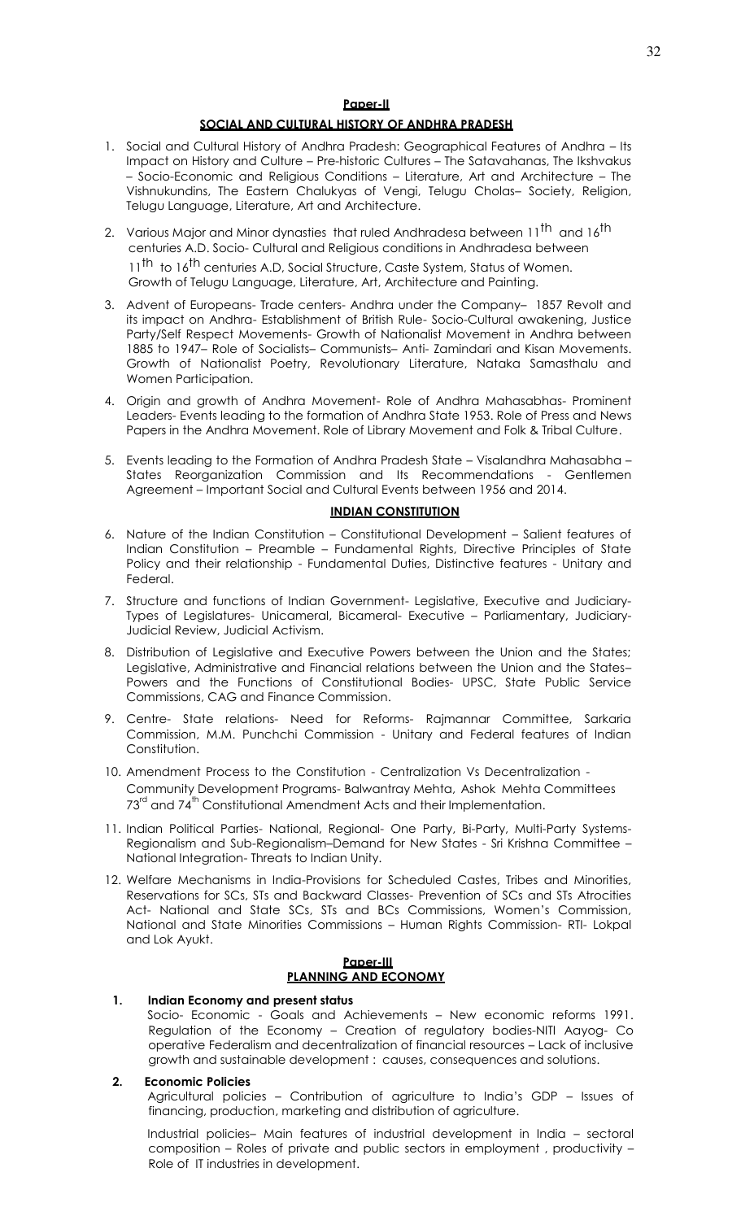## Paper-II

### SOCIAL AND CULTURAL HISTORY OF ANDHRA PRADESH

1. Social and Cultural History of Andhra Pradesh: Geographical Features of Andhra – Its Impact on History and Culture – Pre-historic Cultures – The Satavahanas, The Ikshvakus – Socio-Economic and Religious Conditions – Literature, Art and Architecture – The Vishnukundins, The Eastern Chalukyas of Vengi, Telugu Cholas– Society, Religion, Telugu Language, Literature, Art and Architecture.

2. Various Major and Minor dynasties that ruled Andhradesa between $11^{th}$ and $16^{th}$ centuries A.D. Socio- Cultural and Religious conditions in Andhradesa between $11^{th}$ to $16^{th}$ centuries A.D, Social Structure, Caste System, Status of Women. Growth of Telugu Language, Literature, Art, Architecture and Painting.

3. Advent of Europeans- Trade centers- Andhra under the Company– 1857 Revolt and its impact on Andhra- Establishment of British Rule- Socio-Cultural awakening, Justice Party/Self Respect Movements- Growth of Nationalist Movement in Andhra between 1885 to 1947– Role of Socialists– Communists– Anti- Zamindari and Kisan Movements. Growth of Nationalist Poetry, Revolutionary Literature, Nataka Samasthalu and Women Participation.

4. Origin and growth of Andhra Movement- Role of Andhra Mahasabhas- Prominent Leaders- Events leading to the formation of Andhra State 1953. Role of Press and News Papers in the Andhra Movement. Role of Library Movement and Folk & Tribal Culture.

5. Events leading to the Formation of Andhra Pradesh State – Visalandhra Mahasabha – States Reorganization Commission and Its Recommendations - Gentlemen Agreement – Important Social and Cultural Events between 1956 and 2014.

### INDIAN CONSTITUTION

6. Nature of the Indian Constitution – Constitutional Development – Salient features of Indian Constitution – Preamble – Fundamental Rights, Directive Principles of State Policy and their relationship - Fundamental Duties, Distinctive features - Unitary and Federal.

7. Structure and functions of Indian Government- Legislative, Executive and Judiciary- Types of Legislatures- Unicameral, Bicameral- Executive – Parliamentary, Judiciary- Judicial Review, Judicial Activism.

8. Distribution of Legislative and Executive Powers between the Union and the States; Legislative, Administrative and Financial relations between the Union and the States– Powers and the Functions of Constitutional Bodies- UPSC, State Public Service Commissions, CAG and Finance Commission.

9. Centre- State relations- Need for Reforms- Rajmannar Committee, Sarkaria Commission, M.M. Punchchi Commission - Unitary and Federal features of Indian Constitution.

10. Amendment Process to the Constitution - Centralization Vs Decentralization - Community Development Programs- Balwantray Mehta, Ashok Mehta Committees $73^{rd}$ and $74^{th}$ Constitutional Amendment Acts and their Implementation.

11. Indian Political Parties- National, Regional- One Party, Bi-Party, Multi-Party Systems- Regionalism and Sub-Regionalism–Demand for New States - Sri Krishna Committee – National Integration- Threats to Indian Unity.

12. Welfare Mechanisms in India-Provisions for Scheduled Castes, Tribes and Minorities, Reservations for SCs, STs and Backward Classes- Prevention of SCs and STs Atrocities Act- National and State SCs, STs and BCs Commissions, Women's Commission, National and State Minorities Commissions – Human Rights Commission- RTI- Lokpal and Lok Ayukt.

## Paper-III

### PLANNING AND ECONOMY

1. **Indian Economy and present status**

   Socio- Economic - Goals and Achievements – New economic reforms 1991. Regulation of the Economy – Creation of regulatory bodies-NITI Aayog- Co operative Federalism and decentralization of financial resources – Lack of inclusive growth and sustainable development : causes, consequences and solutions.

2. **Economic Policies**

   Agricultural policies – Contribution of agriculture to India's GDP – Issues of financing, production, marketing and distribution of agriculture.

   Industrial policies– Main features of industrial development in India – sectoral composition – Roles of private and public sectors in employment , productivity – Role of IT industries in development.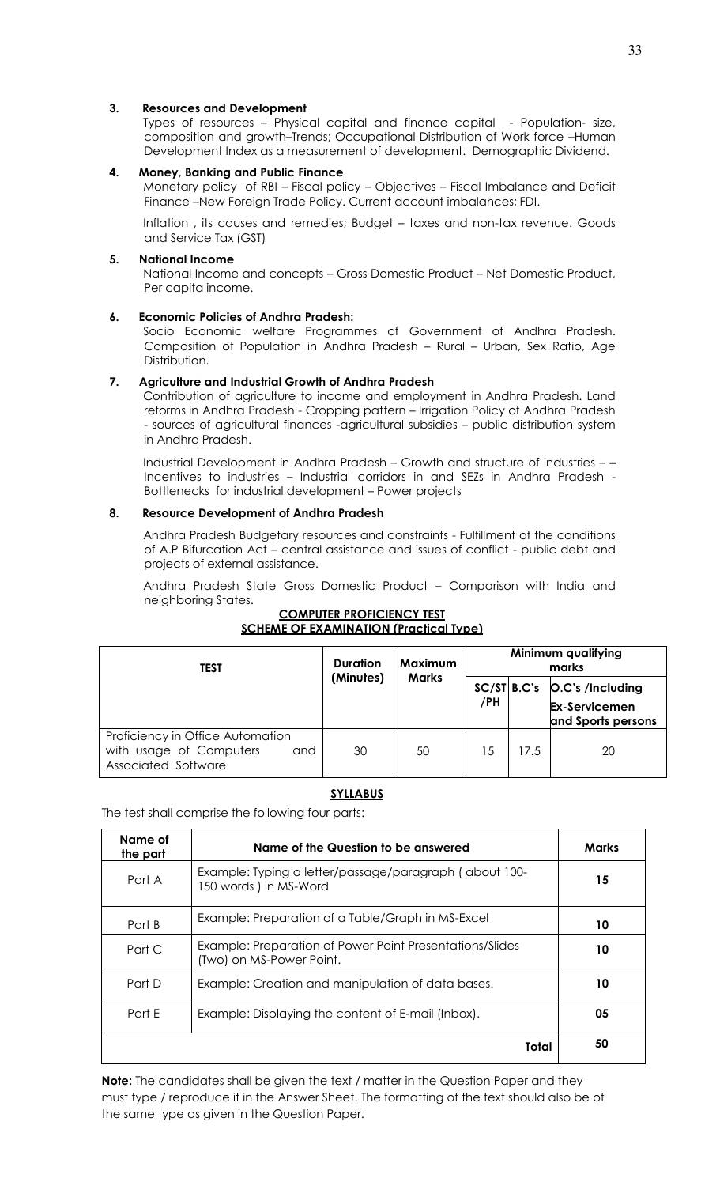**3. Resources and Development**

Types of resources – Physical capital and finance capital - Population- size, composition and growth–Trends; Occupational Distribution of Work force –Human Development Index as a measurement of development. Demographic Dividend.

**4. Money, Banking and Public Finance**

Monetary policy of RBI – Fiscal policy – Objectives – Fiscal Imbalance and Deficit Finance –New Foreign Trade Policy. Current account imbalances; FDI.

Inflation , its causes and remedies; Budget – taxes and non-tax revenue. Goods and Service Tax (GST)

**5. National Income**

National Income and concepts – Gross Domestic Product – Net Domestic Product, Per capita income.

**6. Economic Policies of Andhra Pradesh:**

Socio Economic welfare Programmes of Government of Andhra Pradesh. Composition of Population in Andhra Pradesh – Rural – Urban, Sex Ratio, Age Distribution.

**7. Agriculture and Industrial Growth of Andhra Pradesh**

Contribution of agriculture to income and employment in Andhra Pradesh. Land reforms in Andhra Pradesh - Cropping pattern – Irrigation Policy of Andhra Pradesh - sources of agricultural finances -agricultural subsidies – public distribution system in Andhra Pradesh.

Industrial Development in Andhra Pradesh – Growth and structure of industries – **–** Incentives to industries – Industrial corridors in and SEZs in Andhra Pradesh - Bottlenecks for industrial development – Power projects

**8. Resource Development of Andhra Pradesh**

Andhra Pradesh Budgetary resources and constraints - Fulfillment of the conditions of A.P Bifurcation Act – central assistance and issues of conflict - public debt and projects of external assistance.

Andhra Pradesh State Gross Domestic Product – Comparison with India and neighboring States.

**COMPUTER PROFICIENCY TEST**

**SCHEME OF EXAMINATION (Practical Type)**

| TEST | Duration (Minutes) | Maximum Marks | Minimum qualifying marks | | |
|---|---|---|---|---|---|
| | | | SC/ST /PH | B.C's | O.C's /Including Ex-Servicemen and Sports persons |
| Proficiency in Office Automation with usage of Computers and Associated Software | 30 | 50 | 15 | 17.5 | 20 |

**SYLLABUS**

The test shall comprise the following four parts:

| Name of the part | Name of the Question to be answered | Marks |
|---|---|---|
| Part A | Example: Typing a letter/passage/paragraph ( about 100-150 words ) in MS-Word | **15** |
| Part B | Example: Preparation of a Table/Graph in MS-Excel | **10** |
| Part C | Example: Preparation of Power Point Presentations/Slides (Two) on MS-Power Point. | **10** |
| Part D | Example: Creation and manipulation of data bases. | **10** |
| Part E | Example: Displaying the content of E-mail (Inbox). | **05** |
| | **Total** | **50** |

**Note:** The candidates shall be given the text / matter in the Question Paper and they must type / reproduce it in the Answer Sheet. The formatting of the text should also be of the same type as given in the Question Paper.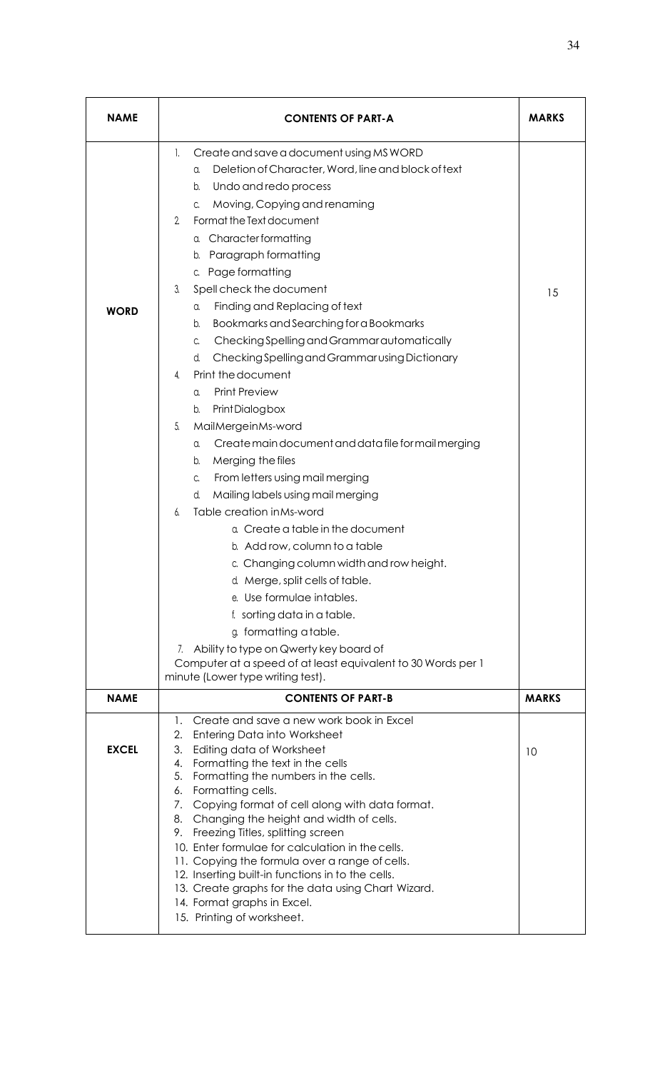| NAME | CONTENTS OF PART-A | MARKS |
| --- | --- | --- |
| WORD | 1. Create and save a document using MS WORD<br>a. Deletion of Character, Word, line and block of text<br>b. Undo and redo process<br>c. Moving, Copying and renaming<br>2. Format the Text document<br>a. Character formatting<br>b. Paragraph formatting<br>c. Page formatting<br>3. Spell check the document<br>a. Finding and Replacing of text<br>b. Bookmarks and Searching for a Bookmarks<br>c. Checking Spelling and Grammar automatically<br>d. Checking Spelling and Grammar using Dictionary<br>4. Print the document<br>a. Print Preview<br>b. Print Dialogbox<br>5. MailMergeinMs-word<br>a. Create main document and data file for mail merging<br>b. Merging the files<br>c. From letters using mail merging<br>d. Mailing labels using mail merging<br>6. Table creation inMs-word<br>a. Create a table in the document<br>b. Add row, column to a table<br>c. Changing column width and row height.<br>d. Merge, split cells of table.<br>e. Use formulae intables.<br>f. sorting data in a table.<br>g. formatting atable.<br>7. Ability to type on Qwerty key board of Computer at a speed of at least equivalent to 30 Words per 1 minute (Lower type writing test). | 15 |
| **NAME** | **CONTENTS OF PART-B** | **MARKS** |
| EXCEL | 1. Create and save a new work book in Excel<br>2. Entering Data into Worksheet<br>3. Editing data of Worksheet<br>4. Formatting the text in the cells<br>5. Formatting the numbers in the cells.<br>6. Formatting cells.<br>7. Copying format of cell along with data format.<br>8. Changing the height and width of cells.<br>9. Freezing Titles, splitting screen<br>10. Enter formulae for calculation in the cells.<br>11. Copying the formula over a range of cells.<br>12. Inserting built-in functions in to the cells.<br>13. Create graphs for the data using Chart Wizard.<br>14. Format graphs in Excel.<br>15. Printing of worksheet. | 10 |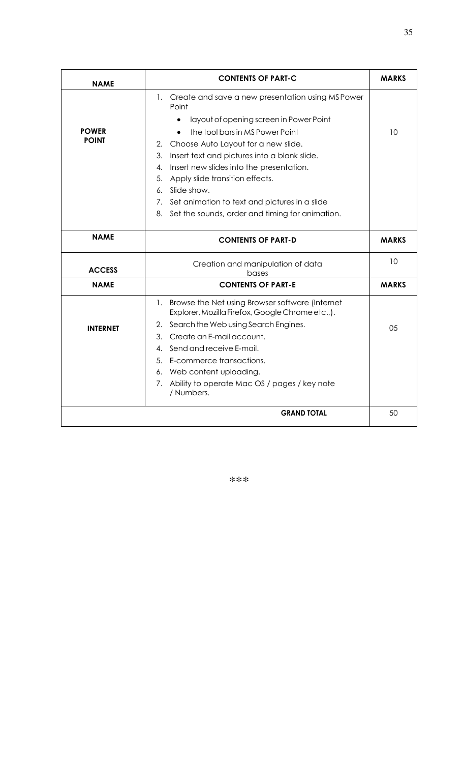| NAME | CONTENTS OF PART-C | MARKS |
|---|---|---|
| **POWER POINT** | 1. Create and save a new presentation using MS Power Point<br>• layout of opening screen in Power Point<br>• the tool bars in MS Power Point<br>2. Choose Auto Layout for a new slide.<br>3. Insert text and pictures into a blank slide.<br>4. Insert new slides into the presentation.<br>5. Apply slide transition effects.<br>6. Slide show.<br>7. Set animation to text and pictures in a slide<br>8. Set the sounds, order and timing for animation. | 10 |
| **NAME** | **CONTENTS OF PART-D** | **MARKS** |
| **ACCESS** | Creation and manipulation of data bases | 10 |
| **NAME** | **CONTENTS OF PART-E** | **MARKS** |
| **INTERNET** | 1. Browse the Net using Browser software (Internet Explorer, Mozilla Firefox, Google Chrome etc.,).<br>2. Search the Web using Search Engines.<br>3. Create an E-mail account.<br>4. Send and receive E-mail.<br>5. E-commerce transactions.<br>6. Web content uploading.<br>7. Ability to operate Mac OS / pages / key note / Numbers. | 05 |
| | **GRAND TOTAL** | 50 |

***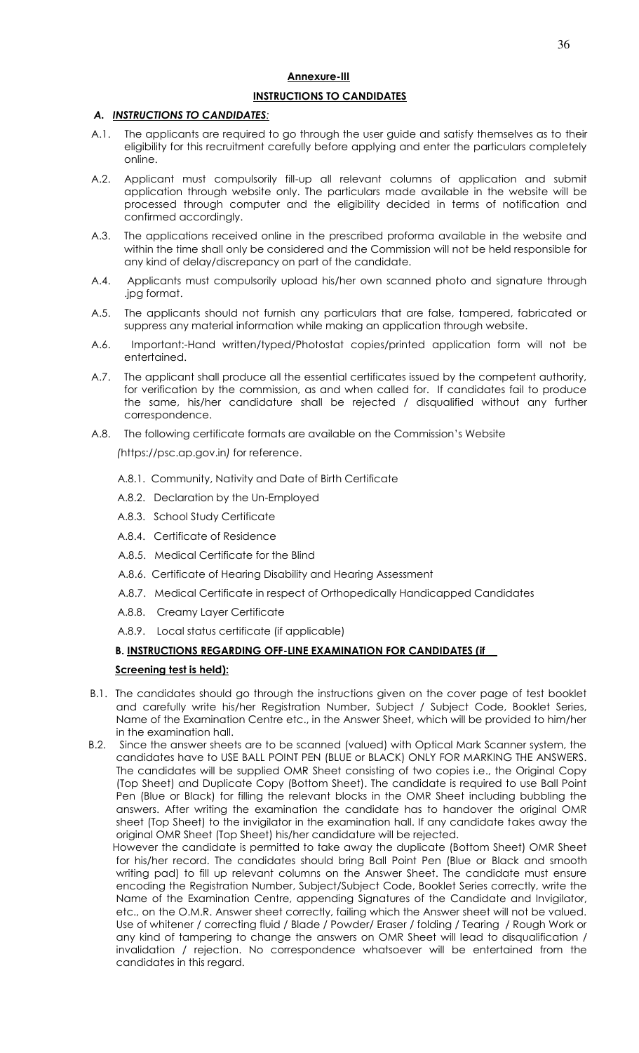**Annexure-III**

**INSTRUCTIONS TO CANDIDATES**

***A. INSTRUCTIONS TO CANDIDATES:***

A.1. The applicants are required to go through the user guide and satisfy themselves as to their eligibility for this recruitment carefully before applying and enter the particulars completely online.

A.2. Applicant must compulsorily fill-up all relevant columns of application and submit application through website only. The particulars made available in the website will be processed through computer and the eligibility decided in terms of notification and confirmed accordingly.

A.3. The applications received online in the prescribed proforma available in the website and within the time shall only be considered and the Commission will not be held responsible for any kind of delay/discrepancy on part of the candidate.

A.4. Applicants must compulsorily upload his/her own scanned photo and signature through .jpg format.

A.5. The applicants should not furnish any particulars that are false, tampered, fabricated or suppress any material information while making an application through website.

A.6. Important:-Hand written/typed/Photostat copies/printed application form will not be entertained.

A.7. The applicant shall produce all the essential certificates issued by the competent authority, for verification by the commission, as and when called for. If candidates fail to produce the same, his/her candidature shall be rejected / disqualified without any further correspondence.

A.8. The following certificate formats are available on the Commission's Website (https://psc.ap.gov.in) for reference.

A.8.1. Community, Nativity and Date of Birth Certificate

A.8.2. Declaration by the Un-Employed

A.8.3. School Study Certificate

A.8.4. Certificate of Residence

A.8.5. Medical Certificate for the Blind

A.8.6. Certificate of Hearing Disability and Hearing Assessment

A.8.7. Medical Certificate in respect of Orthopedically Handicapped Candidates

A.8.8. Creamy Layer Certificate

A.8.9. Local status certificate (if applicable)

**B. INSTRUCTIONS REGARDING OFF-LINE EXAMINATION FOR CANDIDATES (if Screening test is held):**

B.1. The candidates should go through the instructions given on the cover page of test booklet and carefully write his/her Registration Number, Subject / Subject Code, Booklet Series, Name of the Examination Centre etc., in the Answer Sheet, which will be provided to him/her in the examination hall.

B.2. Since the answer sheets are to be scanned (valued) with Optical Mark Scanner system, the candidates have to USE BALL POINT PEN (BLUE or BLACK) ONLY FOR MARKING THE ANSWERS. The candidates will be supplied OMR Sheet consisting of two copies i.e., the Original Copy (Top Sheet) and Duplicate Copy (Bottom Sheet). The candidate is required to use Ball Point Pen (Blue or Black) for filling the relevant blocks in the OMR Sheet including bubbling the answers. After writing the examination the candidate has to handover the original OMR sheet (Top Sheet) to the invigilator in the examination hall. If any candidate takes away the original OMR Sheet (Top Sheet) his/her candidature will be rejected.

However the candidate is permitted to take away the duplicate (Bottom Sheet) OMR Sheet for his/her record. The candidates should bring Ball Point Pen (Blue or Black and smooth writing pad) to fill up relevant columns on the Answer Sheet. The candidate must ensure encoding the Registration Number, Subject/Subject Code, Booklet Series correctly, write the Name of the Examination Centre, appending Signatures of the Candidate and Invigilator, etc., on the O.M.R. Answer sheet correctly, failing which the Answer sheet will not be valued. Use of whitener / correcting fluid / Blade / Powder/ Eraser / folding / Tearing / Rough Work or any kind of tampering to change the answers on OMR Sheet will lead to disqualification / invalidation / rejection. No correspondence whatsoever will be entertained from the candidates in this regard.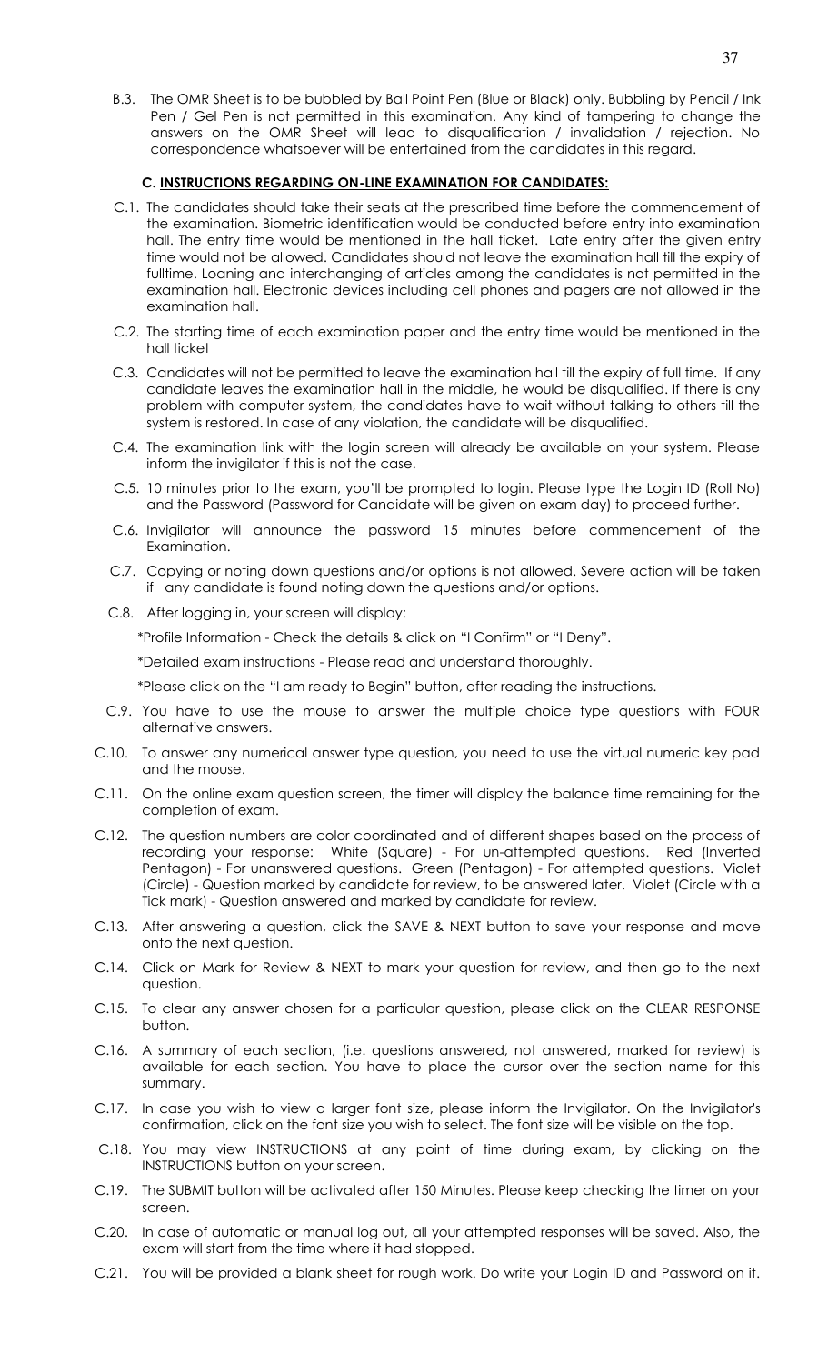B.3. The OMR Sheet is to be bubbled by Ball Point Pen (Blue or Black) only. Bubbling by Pencil / Ink Pen / Gel Pen is not permitted in this examination. Any kind of tampering to change the answers on the OMR Sheet will lead to disqualification / invalidation / rejection. No correspondence whatsoever will be entertained from the candidates in this regard.

### C. INSTRUCTIONS REGARDING ON-LINE EXAMINATION FOR CANDIDATES:

C.1. The candidates should take their seats at the prescribed time before the commencement of the examination. Biometric identification would be conducted before entry into examination hall. The entry time would be mentioned in the hall ticket. Late entry after the given entry time would not be allowed. Candidates should not leave the examination hall till the expiry of fulltime. Loaning and interchanging of articles among the candidates is not permitted in the examination hall. Electronic devices including cell phones and pagers are not allowed in the examination hall.

C.2. The starting time of each examination paper and the entry time would be mentioned in the hall ticket

C.3. Candidates will not be permitted to leave the examination hall till the expiry of full time. If any candidate leaves the examination hall in the middle, he would be disqualified. If there is any problem with computer system, the candidates have to wait without talking to others till the system is restored. In case of any violation, the candidate will be disqualified.

C.4. The examination link with the login screen will already be available on your system. Please inform the invigilator if this is not the case.

C.5. 10 minutes prior to the exam, you'll be prompted to login. Please type the Login ID (Roll No) and the Password (Password for Candidate will be given on exam day) to proceed further.

C.6. Invigilator will announce the password 15 minutes before commencement of the Examination.

C.7. Copying or noting down questions and/or options is not allowed. Severe action will be taken if any candidate is found noting down the questions and/or options.

C.8. After logging in, your screen will display:

*Profile Information - Check the details & click on "I Confirm" or "I Deny".

*Detailed exam instructions - Please read and understand thoroughly.

*Please click on the "I am ready to Begin" button, after reading the instructions.

C.9. You have to use the mouse to answer the multiple choice type questions with FOUR alternative answers.

C.10. To answer any numerical answer type question, you need to use the virtual numeric key pad and the mouse.

C.11. On the online exam question screen, the timer will display the balance time remaining for the completion of exam.

C.12. The question numbers are color coordinated and of different shapes based on the process of recording your response: White (Square) - For un-attempted questions. Red (Inverted Pentagon) - For unanswered questions. Green (Pentagon) - For attempted questions. Violet (Circle) - Question marked by candidate for review, to be answered later. Violet (Circle with a Tick mark) - Question answered and marked by candidate for review.

C.13. After answering a question, click the SAVE & NEXT button to save your response and move onto the next question.

C.14. Click on Mark for Review & NEXT to mark your question for review, and then go to the next question.

C.15. To clear any answer chosen for a particular question, please click on the CLEAR RESPONSE button.

C.16. A summary of each section, (i.e. questions answered, not answered, marked for review) is available for each section. You have to place the cursor over the section name for this summary.

C.17. In case you wish to view a larger font size, please inform the Invigilator. On the Invigilator's confirmation, click on the font size you wish to select. The font size will be visible on the top.

C.18. You may view INSTRUCTIONS at any point of time during exam, by clicking on the INSTRUCTIONS button on your screen.

C.19. The SUBMIT button will be activated after 150 Minutes. Please keep checking the timer on your screen.

C.20. In case of automatic or manual log out, all your attempted responses will be saved. Also, the exam will start from the time where it had stopped.

C.21. You will be provided a blank sheet for rough work. Do write your Login ID and Password on it.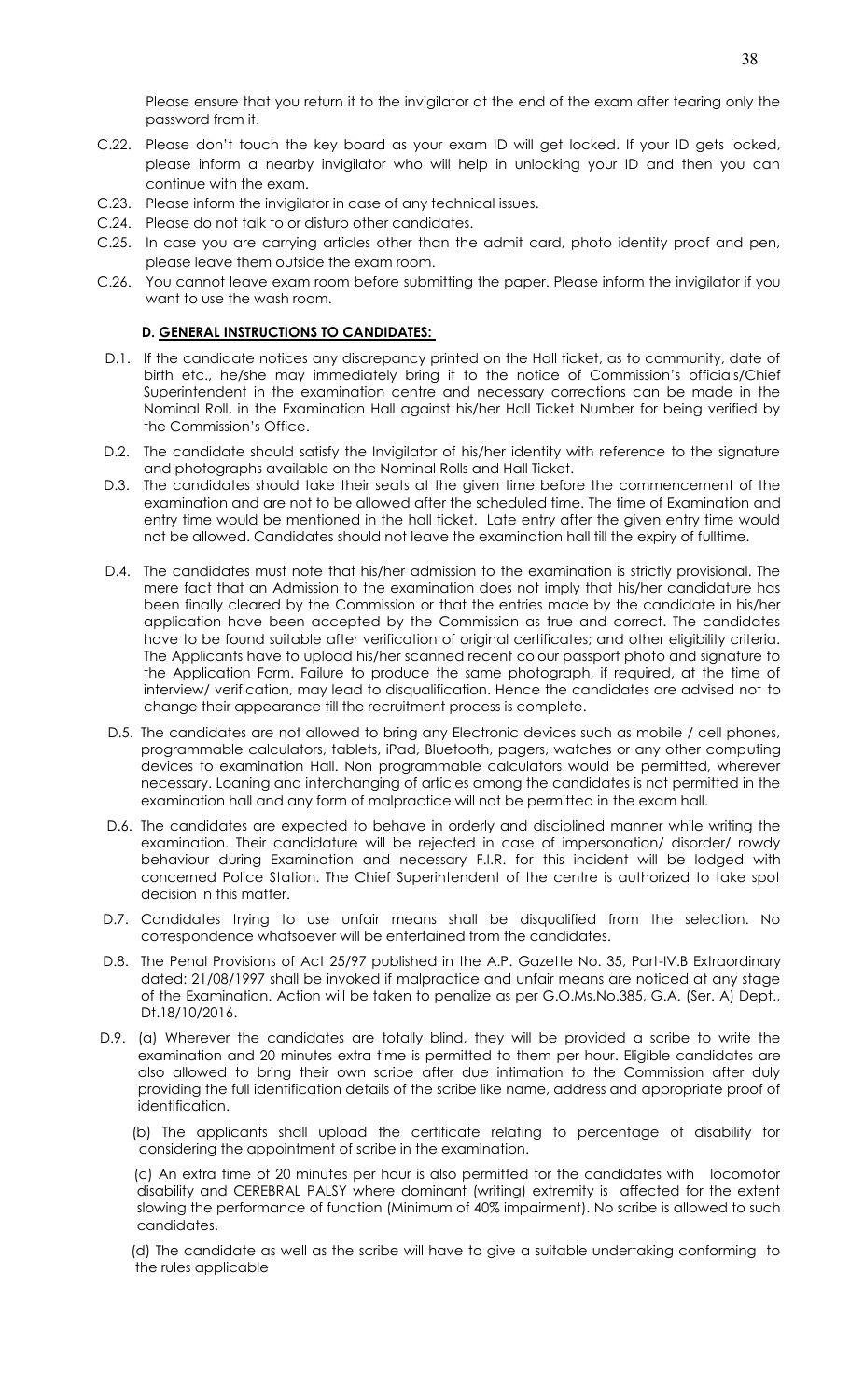Please ensure that you return it to the invigilator at the end of the exam after tearing only the password from it.

C.22. Please don't touch the key board as your exam ID will get locked. If your ID gets locked, please inform a nearby invigilator who will help in unlocking your ID and then you can continue with the exam.

C.23. Please inform the invigilator in case of any technical issues.

C.24. Please do not talk to or disturb other candidates.

C.25. In case you are carrying articles other than the admit card, photo identity proof and pen, please leave them outside the exam room.

C.26. You cannot leave exam room before submitting the paper. Please inform the invigilator if you want to use the wash room.

### D. GENERAL INSTRUCTIONS TO CANDIDATES:

D.1. If the candidate notices any discrepancy printed on the Hall ticket, as to community, date of birth etc., he/she may immediately bring it to the notice of Commission's officials/Chief Superintendent in the examination centre and necessary corrections can be made in the Nominal Roll, in the Examination Hall against his/her Hall Ticket Number for being verified by the Commission's Office.

D.2. The candidate should satisfy the Invigilator of his/her identity with reference to the signature and photographs available on the Nominal Rolls and Hall Ticket.

D.3. The candidates should take their seats at the given time before the commencement of the examination and are not to be allowed after the scheduled time. The time of Examination and entry time would be mentioned in the hall ticket. Late entry after the given entry time would not be allowed. Candidates should not leave the examination hall till the expiry of fulltime.

D.4. The candidates must note that his/her admission to the examination is strictly provisional. The mere fact that an Admission to the examination does not imply that his/her candidature has been finally cleared by the Commission or that the entries made by the candidate in his/her application have been accepted by the Commission as true and correct. The candidates have to be found suitable after verification of original certificates; and other eligibility criteria. The Applicants have to upload his/her scanned recent colour passport photo and signature to the Application Form. Failure to produce the same photograph, if required, at the time of interview/ verification, may lead to disqualification. Hence the candidates are advised not to change their appearance till the recruitment process is complete.

D.5. The candidates are not allowed to bring any Electronic devices such as mobile / cell phones, programmable calculators, tablets, iPad, Bluetooth, pagers, watches or any other computing devices to examination Hall. Non programmable calculators would be permitted, wherever necessary. Loaning and interchanging of articles among the candidates is not permitted in the examination hall and any form of malpractice will not be permitted in the exam hall.

D.6. The candidates are expected to behave in orderly and disciplined manner while writing the examination. Their candidature will be rejected in case of impersonation/ disorder/ rowdy behaviour during Examination and necessary F.I.R. for this incident will be lodged with concerned Police Station. The Chief Superintendent of the centre is authorized to take spot decision in this matter.

D.7. Candidates trying to use unfair means shall be disqualified from the selection. No correspondence whatsoever will be entertained from the candidates.

D.8. The Penal Provisions of Act 25/97 published in the A.P. Gazette No. 35, Part-IV.B Extraordinary dated: 21/08/1997 shall be invoked if malpractice and unfair means are noticed at any stage of the Examination. Action will be taken to penalize as per G.O.Ms.No.385, G.A. (Ser. A) Dept., Dt.18/10/2016.

D.9. (a) Wherever the candidates are totally blind, they will be provided a scribe to write the examination and 20 minutes extra time is permitted to them per hour. Eligible candidates are also allowed to bring their own scribe after due intimation to the Commission after duly providing the full identification details of the scribe like name, address and appropriate proof of identification.

(b) The applicants shall upload the certificate relating to percentage of disability for considering the appointment of scribe in the examination.

(c) An extra time of 20 minutes per hour is also permitted for the candidates with locomotor disability and CEREBRAL PALSY where dominant (writing) extremity is affected for the extent slowing the performance of function (Minimum of 40% impairment). No scribe is allowed to such candidates.

(d) The candidate as well as the scribe will have to give a suitable undertaking conforming to the rules applicable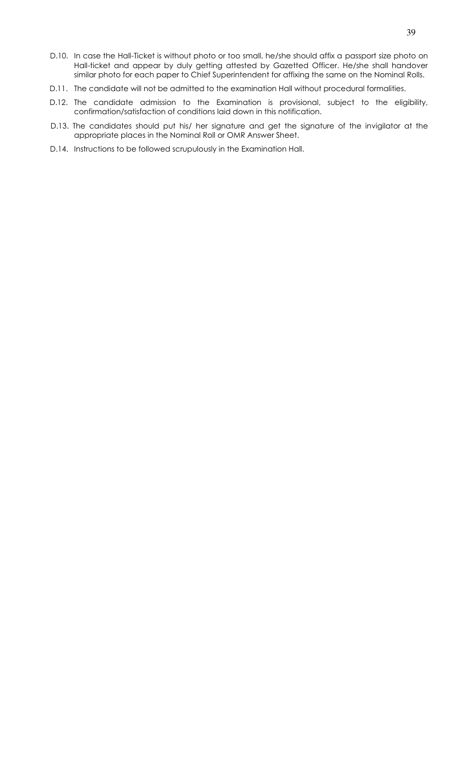D.10. In case the Hall-Ticket is without photo or too small, he/she should affix a passport size photo on Hall-ticket and appear by duly getting attested by Gazetted Officer. He/she shall handover similar photo for each paper to Chief Superintendent for affixing the same on the Nominal Rolls.

D.11. The candidate will not be admitted to the examination Hall without procedural formalities.

D.12. The candidate admission to the Examination is provisional, subject to the eligibility, confirmation/satisfaction of conditions laid down in this notification.

D.13. The candidates should put his/ her signature and get the signature of the invigilator at the appropriate places in the Nominal Roll or OMR Answer Sheet.

D.14. Instructions to be followed scrupulously in the Examination Hall.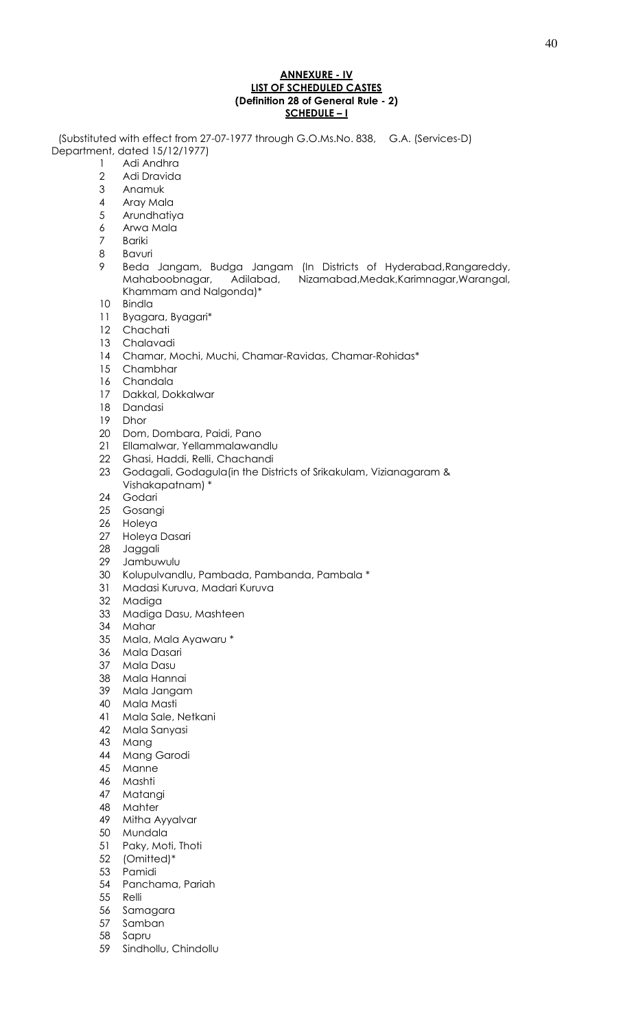**ANNEXURE - IV**
**LIST OF SCHEDULED CASTES**
**(Definition 28 of General Rule - 2)**
**SCHEDULE – I**

(Substituted with effect from 27-07-1977 through G.O.Ms.No. 838, G.A. (Services-D) Department, dated 15/12/1977)

1 Adi Andhra
2 Adi Dravida
3 Anamuk
4 Aray Mala
5 Arundhatiya
6 Arwa Mala
7 Bariki
8 Bavuri
9 Beda Jangam, Budga Jangam (In Districts of Hyderabad,Rangareddy, Mahaboobnagar, Adilabad, Nizamabad,Medak,Karimnagar,Warangal, Khammam and Nalgonda)*
10 Bindla
11 Byagara, Byagari*
12 Chachati
13 Chalavadi
14 Chamar, Mochi, Muchi, Chamar-Ravidas, Chamar-Rohidas*
15 Chambhar
16 Chandala
17 Dakkal, Dokkalwar
18 Dandasi
19 Dhor
20 Dom, Dombara, Paidi, Pano
21 Ellamalwar, Yellammalawandlu
22 Ghasi, Haddi, Relli, Chachandi
23 Godagali, Godagula(in the Districts of Srikakulam, Vizianagaram & Vishakapatnam) *
24 Godari
25 Gosangi
26 Holeya
27 Holeya Dasari
28 Jaggali
29 Jambuwulu
30 Kolupulvandlu, Pambada, Pambanda, Pambala *
31 Madasi Kuruva, Madari Kuruva
32 Madiga
33 Madiga Dasu, Mashteen
34 Mahar
35 Mala, Mala Ayawaru *
36 Mala Dasari
37 Mala Dasu
38 Mala Hannai
39 Mala Jangam
40 Mala Masti
41 Mala Sale, Netkani
42 Mala Sanyasi
43 Mang
44 Mang Garodi
45 Manne
46 Mashti
47 Matangi
48 Mahter
49 Mitha Ayyalvar
50 Mundala
51 Paky, Moti, Thoti
52 (Omitted)*
53 Pamidi
54 Panchama, Pariah
55 Relli
56 Samagara
57 Samban
58 Sapru
59 Sindhollu, Chindollu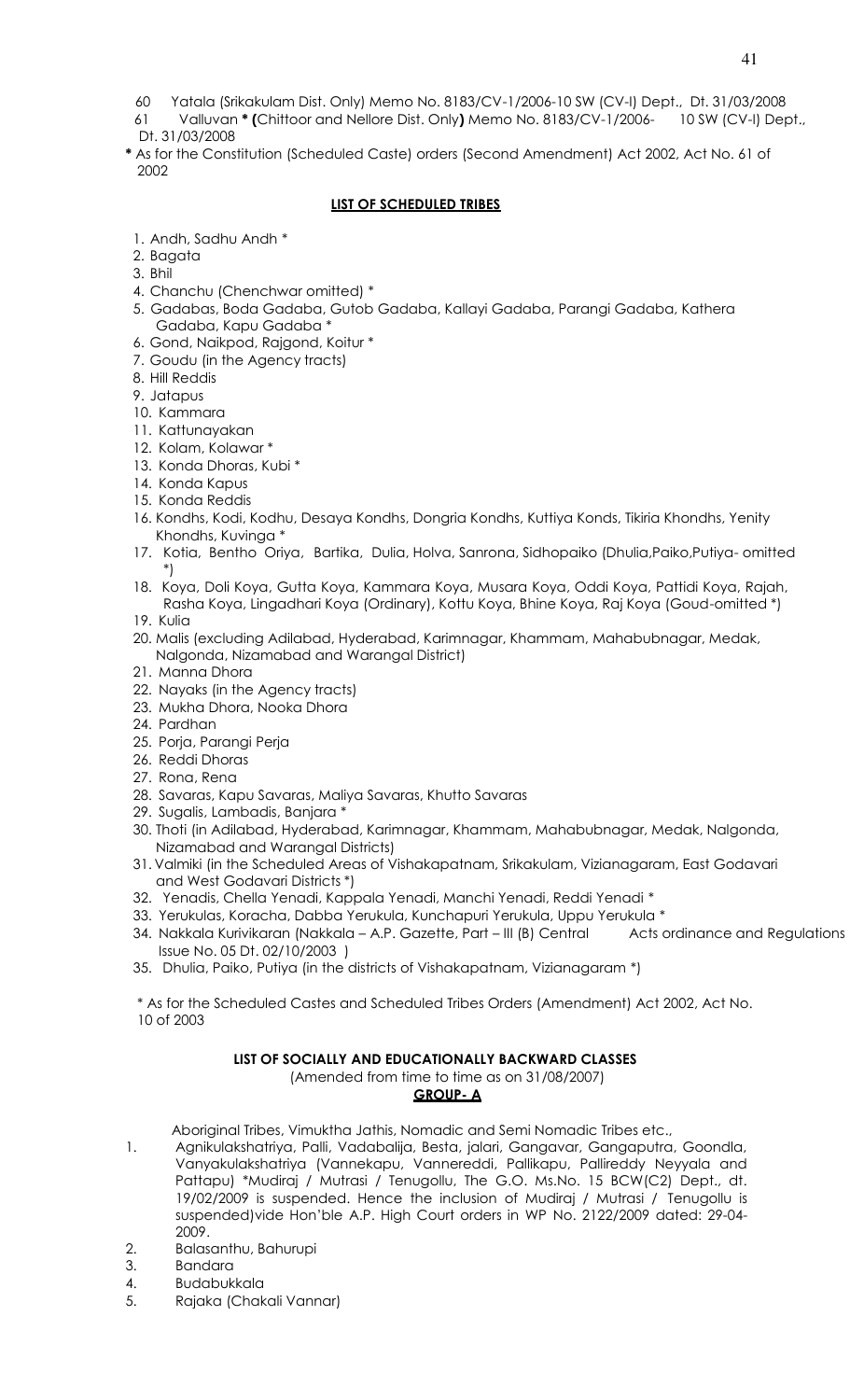60 Yatala (Srikakulam Dist. Only) Memo No. 8183/CV-1/2006-10 SW (CV-I) Dept., Dt. 31/03/2008

61 Valluvan * (Chittoor and Nellore Dist. Only) Memo No. 8183/CV-1/2006- 10 SW (CV-I) Dept., Dt. 31/03/2008

* As for the Constitution (Scheduled Caste) orders (Second Amendment) Act 2002, Act No. 61 of 2002

## LIST OF SCHEDULED TRIBES

1. Andh, Sadhu Andh *
2. Bagata
3. Bhil
4. Chanchu (Chenchwar omitted) *
5. Gadabas, Boda Gadaba, Gutob Gadaba, Kallayi Gadaba, Parangi Gadaba, Kathera Gadaba, Kapu Gadaba *
6. Gond, Naikpod, Rajgond, Koitur *
7. Goudu (in the Agency tracts)
8. Hill Reddis
9. Jatapus
10. Kammara
11. Kattunayakan
12. Kolam, Kolawar *
13. Konda Dhoras, Kubi *
14. Konda Kapus
15. Konda Reddis
16. Kondhs, Kodi, Kodhu, Desaya Kondhs, Dongria Kondhs, Kuttiya Konds, Tikiria Khondhs, Yenity Khondhs, Kuvinga *
17. Kotia, Bentho Oriya, Bartika, Dulia, Holva, Sanrona, Sidhopaiko (Dhulia,Paiko,Putiya- omitted *)
18. Koya, Doli Koya, Gutta Koya, Kammara Koya, Musara Koya, Oddi Koya, Pattidi Koya, Rajah, Rasha Koya, Lingadhari Koya (Ordinary), Kottu Koya, Bhine Koya, Raj Koya (Goud-omitted *)
19. Kulia
20. Malis (excluding Adilabad, Hyderabad, Karimnagar, Khammam, Mahabubnagar, Medak, Nalgonda, Nizamabad and Warangal District)
21. Manna Dhora
22. Nayaks (in the Agency tracts)
23. Mukha Dhora, Nooka Dhora
24. Pardhan
25. Porja, Parangi Perja
26. Reddi Dhoras
27. Rona, Rena
28. Savaras, Kapu Savaras, Maliya Savaras, Khutto Savaras
29. Sugalis, Lambadis, Banjara *
30. Thoti (in Adilabad, Hyderabad, Karimnagar, Khammam, Mahabubnagar, Medak, Nalgonda, Nizamabad and Warangal Districts)
31. Valmiki (in the Scheduled Areas of Vishakapatnam, Srikakulam, Vizianagaram, East Godavari and West Godavari Districts *)
32. Yenadis, Chella Yenadi, Kappala Yenadi, Manchi Yenadi, Reddi Yenadi *
33. Yerukulas, Koracha, Dabba Yerukula, Kunchapuri Yerukula, Uppu Yerukula *
34. Nakkala Kurivikaran (Nakkala – A.P. Gazette, Part – III (B) Central Acts ordinance and Regulations Issue No. 05 Dt. 02/10/2003 )
35. Dhulia, Paiko, Putiya (in the districts of Vishakapatnam, Vizianagaram *)

* As for the Scheduled Castes and Scheduled Tribes Orders (Amendment) Act 2002, Act No. 10 of 2003

## LIST OF SOCIALLY AND EDUCATIONALLY BACKWARD CLASSES

(Amended from time to time as on 31/08/2007)

### GROUP- A

Aboriginal Tribes, Vimuktha Jathis, Nomadic and Semi Nomadic Tribes etc.,

1. Agnikulakshatriya, Palli, Vadabalija, Besta, jalari, Gangavar, Gangaputra, Goondla, Vanyakulakshatriya (Vannekapu, Vannereddi, Pallikapu, Pallireddy Neyyala and Pattapu) *Mudiraj / Mutrasi / Tenugollu, The G.O. Ms.No. 15 BCW(C2) Dept., dt. 19/02/2009 is suspended. Hence the inclusion of Mudiraj / Mutrasi / Tenugollu is suspended)vide Hon'ble A.P. High Court orders in WP No. 2122/2009 dated: 29-04-2009.
2. Balasanthu, Bahurupi
3. Bandara
4. Budabukkala
5. Rajaka (Chakali Vannar)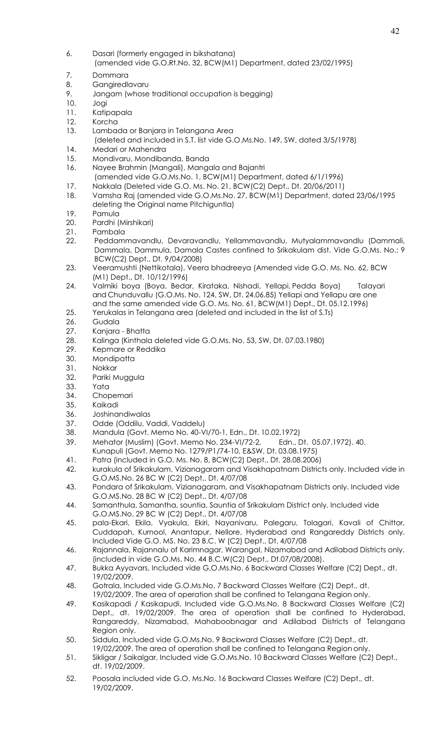6. Dasari (formerly engaged in bikshatana)
   (amended vide G.O.Rt.No. 32, BCW(M1) Department, dated 23/02/1995)
7. Dommara
8. Gangiredlavaru
9. Jangam (whose traditional occupation is begging)
10. Jogi
11. Katipapala
12. Korcha
13. Lambada or Banjara in Telangana Area
    (deleted and included in S.T. list vide G.O.Ms.No. 149, SW, dated 3/5/1978)
14. Medari or Mahendra
15. Mondivaru, Mondibanda, Banda
16. Nayee Brahmin (Mangali), Mangala and Bajantri
    (amended vide G.O.Ms.No. 1, BCW(M1) Department, dated 6/1/1996)
17. Nakkala (Deleted vide G.O. Ms. No. 21, BCW(C2) Dept., Dt. 20/06/2011)
18. Vamsha Raj (amended vide G.O.Ms.No. 27, BCW(M1) Department, dated 23/06/1995 deleting the Original name Pitchiguntla)
19. Pamula
20. Pardhi (Mirshikari)
21. Pambala
22. Peddammavandlu, Devaravandlu, Yellammavandlu, Mutyalammavandlu (Dammali, Dammala, Dammula, Damala Castes confined to Srikakulam dist. Vide G.O.Ms. No.: 9 BCW(C2) Dept., Dt. 9/04/2008)
23. Veeramushti (Nettikotala), Veera bhadreeya (Amended vide G.O. Ms. No. 62, BCW (M1) Dept., Dt. 10/12/1996)
24. Valmiki boya (Boya, Bedar, Kirataka, Nishadi, Yellapi, Pedda Boya) Talayari and Chunduvallu (G.O.Ms. No. 124, SW, Dt. 24.06.85) Yellapi and Yellapu are one and the same amended vide G.O. Ms. No. 61, BCW(M1) Dept., Dt. 05.12.1996)
25. Yerukalas in Telangana area (deleted and included in the list of S.Ts)
26. Gudala
27. Kanjara - Bhatta
28. Kalinga (Kinthala deleted vide G.O.Ms. No. 53, SW, Dt. 07.03.1980)
29. Kepmare or Reddika
30. Mondipatta
31. Nokkar
32. Pariki Muggula
33. Yata
34. Chopemari
35. Kaikadi
36. Joshinandiwalas
37. Odde (Oddilu, Vaddi, Vaddelu)
38. Mandula (Govt. Memo No. 40-VI/70-1, Edn., Dt. 10.02.1972)
39. Mehator (Muslim) (Govt. Memo No. 234-VI/72-2, Edn., Dt. 05.07.1972). 40. Kunapuli (Govt. Memo No. 1279/P1/74-10, E&SW, Dt. 03.08.1975)
41. Patra (included in G.O. Ms. No. 8, BCW(C2) Dept., Dt. 28.08.2006)
42. kurakula of Srikakulam, Vizianagaram and Visakhapatnam Districts only. Included vide in G.O.MS.No. 26 BC W (C2) Dept., Dt. 4/07/08
43. Pondara of Srikakulam, Vizianagaram, and Visakhapatnam Districts only. Included vide G.O.MS.No. 28 BC W (C2) Dept., Dt. 4/07/08
44. Samanthula, Samantha, sountia, Sauntia of Srikakulam District only. Included vide G.O.MS.No. 29 BC W (C2) Dept., Dt. 4/07/08
45. pala-Ekari, Ekila, Vyakula, Ekiri, Nayanivaru, Palegaru, Tolagari, Kavali of Chittor, Cuddapah, Kurnool, Anantapur, Nellore, Hyderabad and Rangareddy Districts only. Included Vide G.O. MS. No. 23 B.C. W (C2) Dept., Dt. 4/07/08
46. Rajannala, Rajannalu of Karimnagar, Warangal, Nizamabad and Adilabad Districts only. (included in vide G.O.Ms. No. 44 B.C.W(C2) Dept., Dt.07/08/2008).
47. Bukka Ayyavars, Included vide G.O.Ms.No. 6 Backward Classes Welfare (C2) Dept., dt. 19/02/2009.
48. Gotrala, Included vide G.O.Ms.No. 7 Backward Classes Welfare (C2) Dept., dt. 19/02/2009. The area of operation shall be confined to Telangana Region only.
49. Kasikapadi / Kasikapudi, Included vide G.O.Ms.No. 8 Backward Classes Welfare (C2) Dept., dt. 19/02/2009. The area of operation shall be confined to Hyderabad, Rangareddy, Nizamabad, Mahaboobnagar and Adilabad Districts of Telangana Region only.
50. Siddula, Included vide G.O.Ms.No. 9 Backward Classes Welfare (C2) Dept., dt. 19/02/2009. The area of operation shall be confined to Telangana Region only.
51. Sikligar / Saikalgar, Included vide G.O.Ms.No. 10 Backward Classes Welfare (C2) Dept., dt. 19/02/2009.
52. Poosala included vide G.O. Ms.No. 16 Backward Classes Welfare (C2) Dept., dt. 19/02/2009.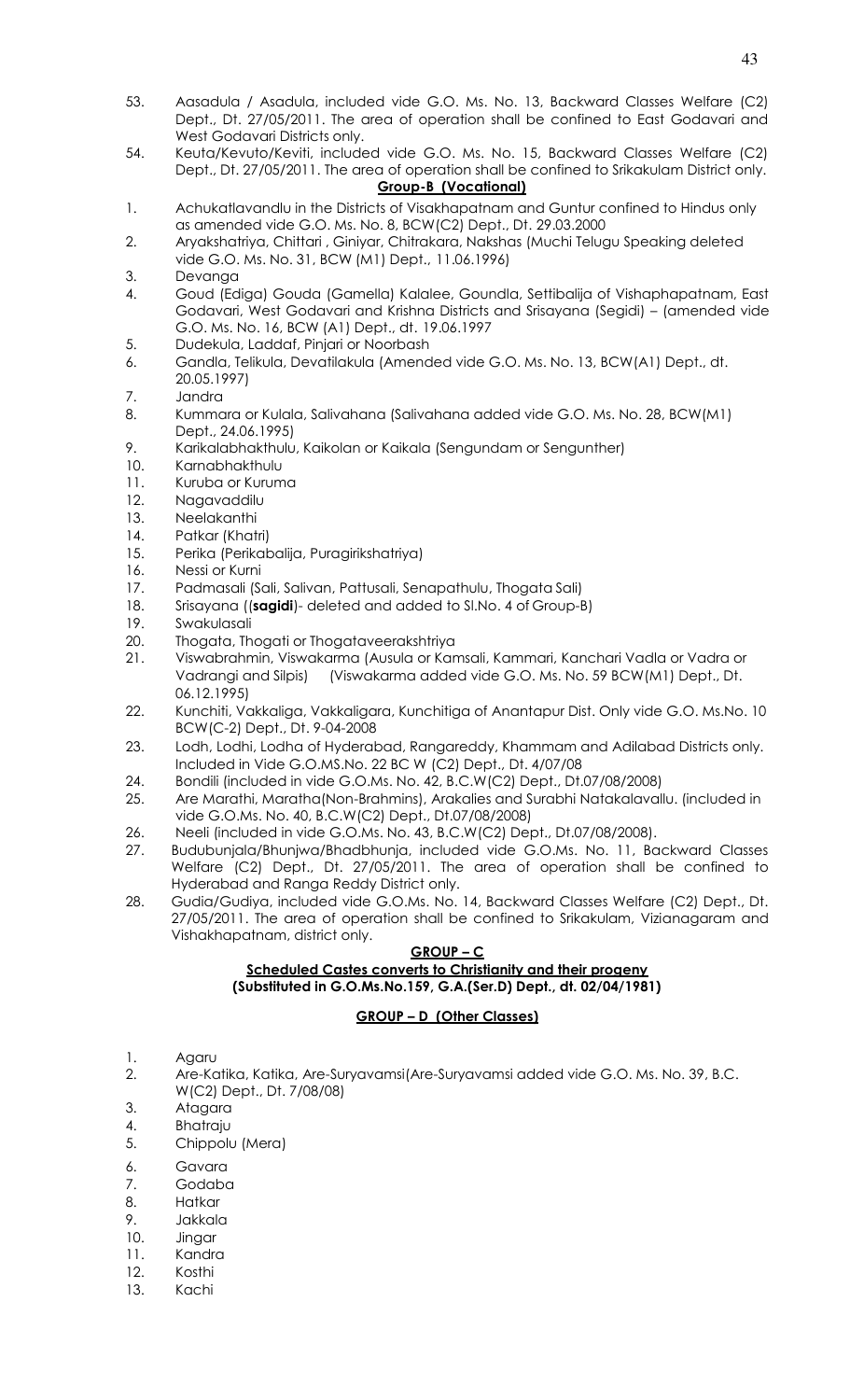53. Aasadula / Asadula, included vide G.O. Ms. No. 13, Backward Classes Welfare (C2) Dept., Dt. 27/05/2011. The area of operation shall be confined to East Godavari and West Godavari Districts only.
54. Keuta/Kevuto/Keviti, included vide G.O. Ms. No. 15, Backward Classes Welfare (C2) Dept., Dt. 27/05/2011. The area of operation shall be confined to Srikakulam District only.

**Group-B (Vocational)**

1. Achukatlavandlu in the Districts of Visakhapatnam and Guntur confined to Hindus only as amended vide G.O. Ms. No. 8, BCW(C2) Dept., Dt. 29.03.2000
2. Aryakshatriya, Chittari , Giniyar, Chitrakara, Nakshas (Muchi Telugu Speaking deleted vide G.O. Ms. No. 31, BCW (M1) Dept., 11.06.1996)
3. Devanga
4. Goud (Ediga) Gouda (Gamella) Kalalee, Goundla, Settibalija of Vishaphapatnam, East Godavari, West Godavari and Krishna Districts and Srisayana (Segidi) – (amended vide G.O. Ms. No. 16, BCW (A1) Dept., dt. 19.06.1997
5. Dudekula, Laddaf, Pinjari or Noorbash
6. Gandla, Telikula, Devatilakula (Amended vide G.O. Ms. No. 13, BCW(A1) Dept., dt. 20.05.1997)
7. Jandra
8. Kummara or Kulala, Salivahana (Salivahana added vide G.O. Ms. No. 28, BCW(M1) Dept., 24.06.1995)
9. Karikalabhakthulu, Kaikolan or Kaikala (Sengundam or Sengunther)
10. Karnabhakthulu
11. Kuruba or Kuruma
12. Nagavaddilu
13. Neelakanthi
14. Patkar (Khatri)
15. Perika (Perikabalija, Puragirikshatriya)
16. Nessi or Kurni
17. Padmasali (Sali, Salivan, Pattusali, Senapathulu, Thogata Sali)
18. Srisayana ((**sagidi**)- deleted and added to Sl.No. 4 of Group-B)
19. Swakulasali
20. Thogata, Thogati or Thogataveerakshtriya
21. Viswabrahmin, Viswakarma (Ausula or Kamsali, Kammari, Kanchari Vadla or Vadra or Vadrangi and Silpis) (Viswakarma added vide G.O. Ms. No. 59 BCW(M1) Dept., Dt. 06.12.1995)
22. Kunchiti, Vakkaliga, Vakkaligara, Kunchitiga of Anantapur Dist. Only vide G.O. Ms.No. 10 BCW(C-2) Dept., Dt. 9-04-2008
23. Lodh, Lodhi, Lodha of Hyderabad, Rangareddy, Khammam and Adilabad Districts only. Included in Vide G.O.MS.No. 22 BC W (C2) Dept., Dt. 4/07/08
24. Bondili (included in vide G.O.Ms. No. 42, B.C.W(C2) Dept., Dt.07/08/2008)
25. Are Marathi, Maratha(Non-Brahmins), Arakalies and Surabhi Natakalavallu. (included in vide G.O.Ms. No. 40, B.C.W(C2) Dept., Dt.07/08/2008)
26. Neeli (included in vide G.O.Ms. No. 43, B.C.W(C2) Dept., Dt.07/08/2008).
27. Budubunjala/Bhunjwa/Bhadbhunja, included vide G.O.Ms. No. 11, Backward Classes Welfare (C2) Dept., Dt. 27/05/2011. The area of operation shall be confined to Hyderabad and Ranga Reddy District only.
28. Gudia/Gudiya, included vide G.O.Ms. No. 14, Backward Classes Welfare (C2) Dept., Dt. 27/05/2011. The area of operation shall be confined to Srikakulam, Vizianagaram and Vishakhapatnam, district only.

**GROUP – C**

**Scheduled Castes converts to Christianity and their progeny (Substituted in G.O.Ms.No.159, G.A.(Ser.D) Dept., dt. 02/04/1981)**

**GROUP – D (Other Classes)**

1. Agaru
2. Are-Katika, Katika, Are-Suryavamsi(Are-Suryavamsi added vide G.O. Ms. No. 39, B.C. W(C2) Dept., Dt. 7/08/08)
3. Atagara
4. Bhatraju
5. Chippolu (Mera)
6. Gavara
7. Godaba
8. Hatkar
9. Jakkala
10. Jingar
11. Kandra
12. Kosthi
13. Kachi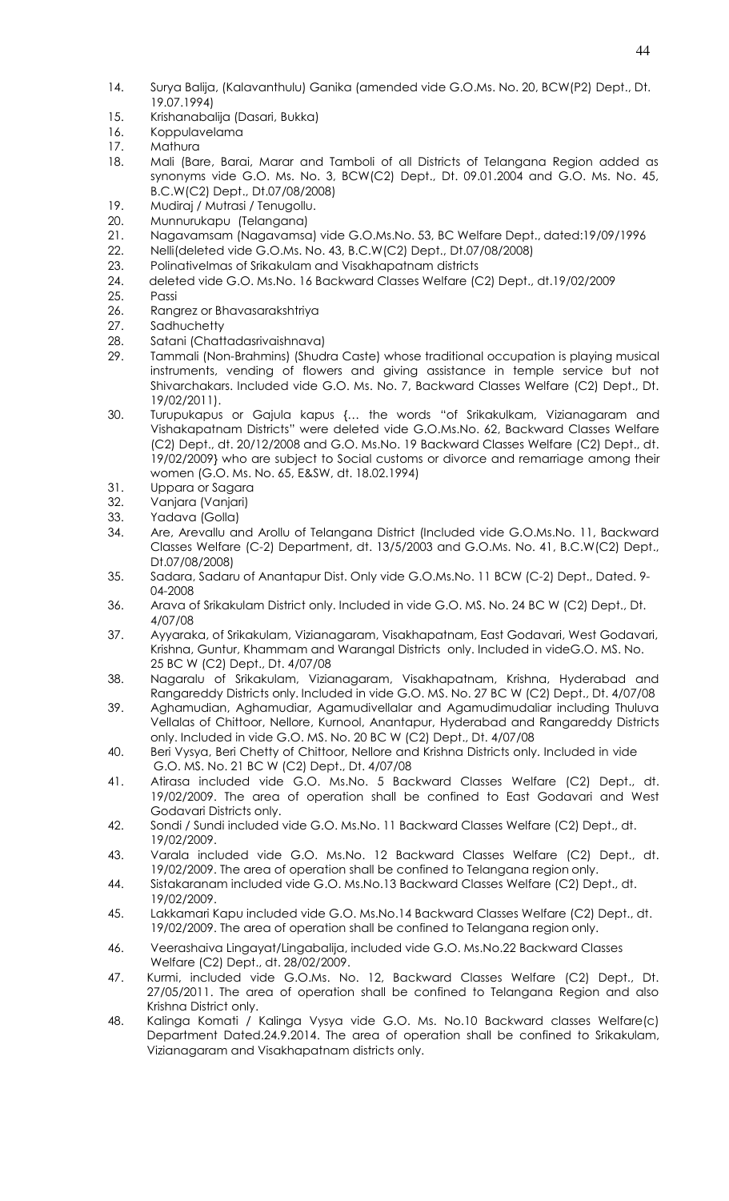14. Surya Balija, (Kalavanthulu) Ganika (amended vide G.O.Ms. No. 20, BCW(P2) Dept., Dt. 19.07.1994)
15. Krishanabalija (Dasari, Bukka)
16. Koppulavelama
17. Mathura
18. Mali (Bare, Barai, Marar and Tamboli of all Districts of Telangana Region added as synonyms vide G.O. Ms. No. 3, BCW(C2) Dept., Dt. 09.01.2004 and G.O. Ms. No. 45, B.C.W(C2) Dept., Dt.07/08/2008)
19. Mudiraj / Mutrasi / Tenugollu.
20. Munnurukapu (Telangana)
21. Nagavamsam (Nagavamsa) vide G.O.Ms.No. 53, BC Welfare Dept., dated:19/09/1996
22. Nelli(deleted vide G.O.Ms. No. 43, B.C.W(C2) Dept., Dt.07/08/2008)
23. Polinativelmas of Srikakulam and Visakhapatnam districts
24. deleted vide G.O. Ms.No. 16 Backward Classes Welfare (C2) Dept., dt.19/02/2009
25. Passi
26. Rangrez or Bhavasarakshtriya
27. Sadhuchetty
28. Satani (Chattadasrivaishnava)
29. Tammali (Non-Brahmins) (Shudra Caste) whose traditional occupation is playing musical instruments, vending of flowers and giving assistance in temple service but not Shivarchakars. Included vide G.O. Ms. No. 7, Backward Classes Welfare (C2) Dept., Dt. 19/02/2011).
30. Turupukapus or Gajula kapus {… the words "of Srikakulkam, Vizianagaram and Vishakapatnam Districts" were deleted vide G.O.Ms.No. 62, Backward Classes Welfare (C2) Dept., dt. 20/12/2008 and G.O. Ms.No. 19 Backward Classes Welfare (C2) Dept., dt. 19/02/2009} who are subject to Social customs or divorce and remarriage among their women (G.O. Ms. No. 65, E&SW, dt. 18.02.1994)
31. Uppara or Sagara
32. Vanjara (Vanjari)
33. Yadava (Golla)
34. Are, Arevallu and Arollu of Telangana District (Included vide G.O.Ms.No. 11, Backward Classes Welfare (C-2) Department, dt. 13/5/2003 and G.O.Ms. No. 41, B.C.W(C2) Dept., Dt.07/08/2008)
35. Sadara, Sadaru of Anantapur Dist. Only vide G.O.Ms.No. 11 BCW (C-2) Dept., Dated. 9-04-2008
36. Arava of Srikakulam District only. Included in vide G.O. MS. No. 24 BC W (C2) Dept., Dt. 4/07/08
37. Ayyaraka, of Srikakulam, Vizianagaram, Visakhapatnam, East Godavari, West Godavari, Krishna, Guntur, Khammam and Warangal Districts only. Included in videG.O. MS. No. 25 BC W (C2) Dept., Dt. 4/07/08
38. Nagaralu of Srikakulam, Vizianagaram, Visakhapatnam, Krishna, Hyderabad and Rangareddy Districts only. Included in vide G.O. MS. No. 27 BC W (C2) Dept., Dt. 4/07/08
39. Aghamudian, Aghamudiar, Agamudivellalar and Agamudimudaliar including Thuluva Vellalas of Chittoor, Nellore, Kurnool, Anantapur, Hyderabad and Rangareddy Districts only. Included in vide G.O. MS. No. 20 BC W (C2) Dept., Dt. 4/07/08
40. Beri Vysya, Beri Chetty of Chittoor, Nellore and Krishna Districts only. Included in vide G.O. MS. No. 21 BC W (C2) Dept., Dt. 4/07/08
41. Atirasa included vide G.O. Ms.No. 5 Backward Classes Welfare (C2) Dept., dt. 19/02/2009. The area of operation shall be confined to East Godavari and West Godavari Districts only.
42. Sondi / Sundi included vide G.O. Ms.No. 11 Backward Classes Welfare (C2) Dept., dt. 19/02/2009.
43. Varala included vide G.O. Ms.No. 12 Backward Classes Welfare (C2) Dept., dt. 19/02/2009. The area of operation shall be confined to Telangana region only.
44. Sistakaranam included vide G.O. Ms.No.13 Backward Classes Welfare (C2) Dept., dt. 19/02/2009.
45. Lakkamari Kapu included vide G.O. Ms.No.14 Backward Classes Welfare (C2) Dept., dt. 19/02/2009. The area of operation shall be confined to Telangana region only.
46. Veerashaiva Lingayat/Lingabalija, included vide G.O. Ms.No.22 Backward Classes Welfare (C2) Dept., dt. 28/02/2009.
47. Kurmi, included vide G.O.Ms. No. 12, Backward Classes Welfare (C2) Dept., Dt. 27/05/2011. The area of operation shall be confined to Telangana Region and also Krishna District only.
48. Kalinga Komati / Kalinga Vysya vide G.O. Ms. No.10 Backward classes Welfare(c) Department Dated.24.9.2014. The area of operation shall be confined to Srikakulam, Vizianagaram and Visakhapatnam districts only.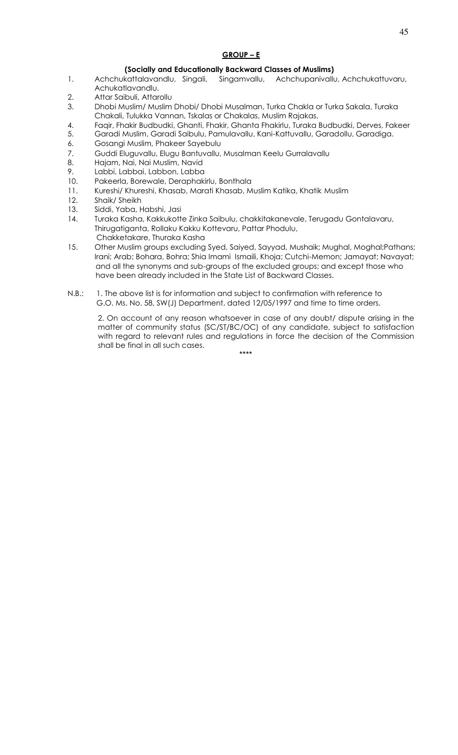## GROUP – E

**(Socially and Educationally Backward Classes of Muslims)**

1. Achchukattalavandlu, Singali, Singamvallu, Achchupanivallu, Achchukattuvaru, Achukatlavandlu.
2. Attar Saibuli, Attarollu
3. Dhobi Muslim/ Muslim Dhobi/ Dhobi Musalman, Turka Chakla or Turka Sakala, Turaka Chakali, Tulukka Vannan, Tskalas or Chakalas, Muslim Rajakas.
4. Faqir, Fhakir Budbudki, Ghanti, Fhakir, Ghanta Fhakirlu, Turaka Budbudki, Derves, Fakeer
5. Garadi Muslim, Garadi Saibulu, Pamulavallu, Kani-Kattuvallu, Garadollu, Garadiga.
6. Gosangi Muslim, Phakeer Sayebulu
7. Guddi Eluguvallu, Elugu Bantuvallu, Musalman Keelu Gurralavallu
8. Hajam, Nai, Nai Muslim, Navid
9. Labbi, Labbai, Labbon, Labba
10. Pakeerla, Borewale, Deraphakirlu, Bonthala
11. Kureshi/ Khureshi, Khasab, Marati Khasab, Muslim Katika, Khatik Muslim
12. Shaik/ Sheikh
13. Siddi, Yaba, Habshi, Jasi
14. Turaka Kasha, Kakkukotte Zinka Saibulu, chakkitakanevale, Terugadu Gontalavaru, Thirugatiganta, Rollaku Kakku Kottevaru, Pattar Phodulu, Chakketakare, Thuraka Kasha
15. Other Muslim groups excluding Syed, Saiyed, Sayyad, Mushaik; Mughal, Moghal;Pathans; Irani; Arab; Bohara, Bohra; Shia Imami Ismaili, Khoja; Cutchi-Memon; Jamayat; Navayat; and all the synonyms and sub-groups of the excluded groups; and except those who have been already included in the State List of Backward Classes.

N.B.: 1. The above list is for information and subject to confirmation with reference to G.O. Ms. No. 58, SW(J) Department, dated 12/05/1997 and time to time orders.

2. On account of any reason whatsoever in case of any doubt/ dispute arising in the matter of community status (SC/ST/BC/OC) of any candidate, subject to satisfaction with regard to relevant rules and regulations in force the decision of the Commission shall be final in all such cases.

\*\*\*\*